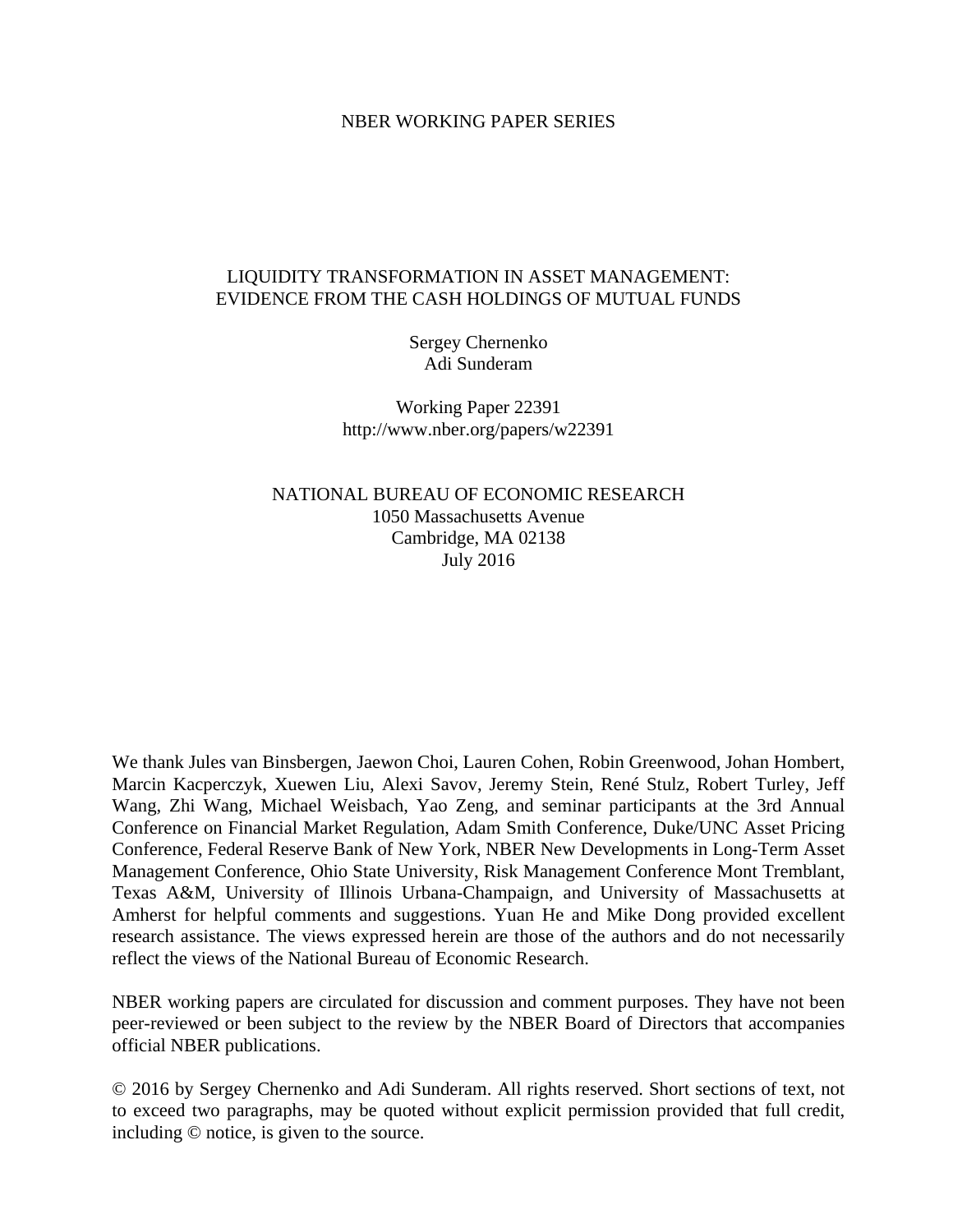NBER WORKING PAPER SERIES

# LIQUIDITY TRANSFORMATION IN ASSET MANAGEMENT: EVIDENCE FROM THE CASH HOLDINGS OF MUTUAL FUNDS

Sergey Chernenko  
Adi Sunderam

Working Paper 22391  
http://www.nber.org/papers/w22391

NATIONAL BUREAU OF ECONOMIC RESEARCH  
1050 Massachusetts Avenue  
Cambridge, MA 02138  
July 2016

We thank Jules van Binsbergen, Jaewon Choi, Lauren Cohen, Robin Greenwood, Johan Hombert, Marcin Kacperczyk, Xuewen Liu, Alexi Savov, Jeremy Stein, René Stulz, Robert Turley, Jeff Wang, Zhi Wang, Michael Weisbach, Yao Zeng, and seminar participants at the 3rd Annual Conference on Financial Market Regulation, Adam Smith Conference, Duke/UNC Asset Pricing Conference, Federal Reserve Bank of New York, NBER New Developments in Long-Term Asset Management Conference, Ohio State University, Risk Management Conference Mont Tremblant, Texas A&M, University of Illinois Urbana-Champaign, and University of Massachusetts at Amherst for helpful comments and suggestions. Yuan He and Mike Dong provided excellent research assistance. The views expressed herein are those of the authors and do not necessarily reflect the views of the National Bureau of Economic Research.

NBER working papers are circulated for discussion and comment purposes. They have not been peer-reviewed or been subject to the review by the NBER Board of Directors that accompanies official NBER publications.

© 2016 by Sergey Chernenko and Adi Sunderam. All rights reserved. Short sections of text, not to exceed two paragraphs, may be quoted without explicit permission provided that full credit, including © notice, is given to the source.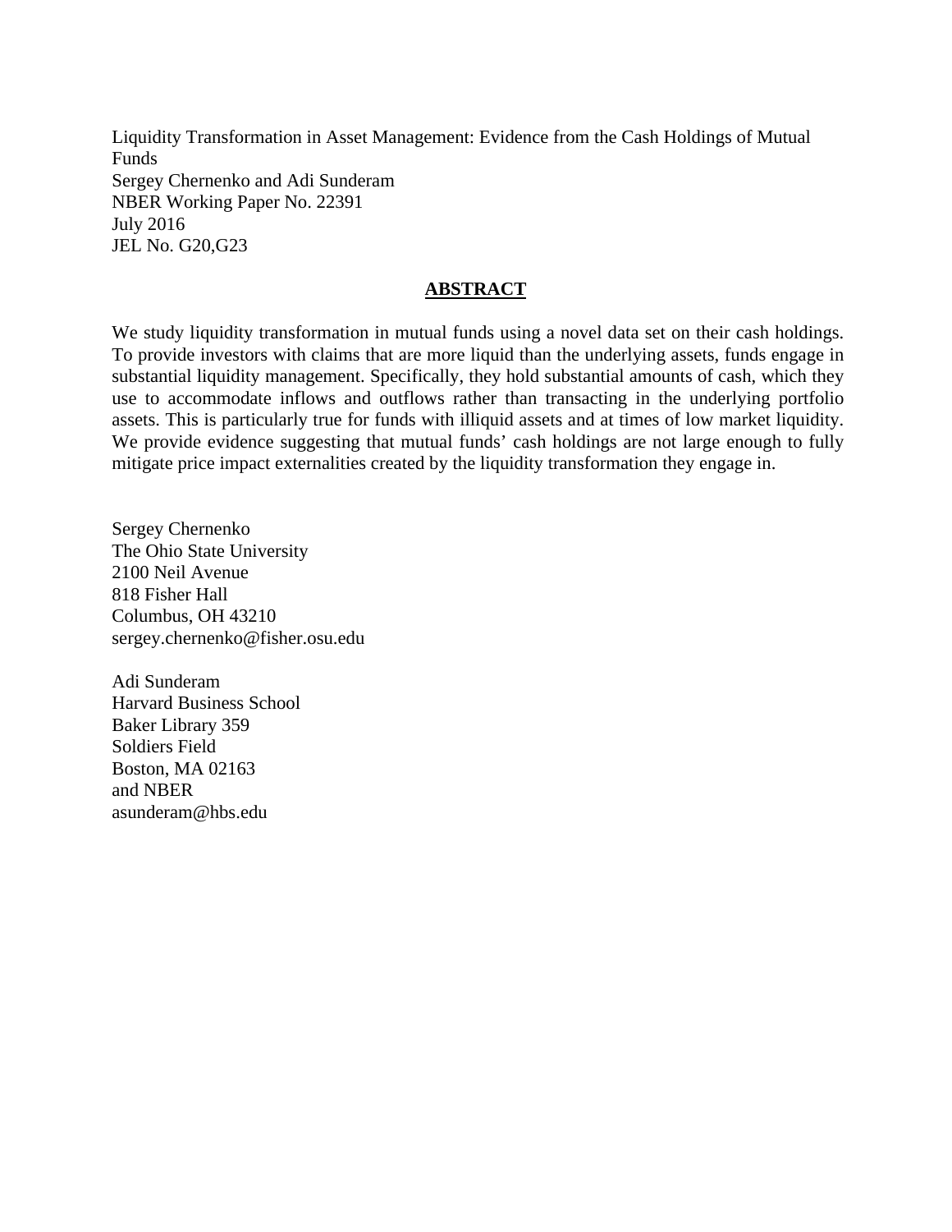Liquidity Transformation in Asset Management: Evidence from the Cash Holdings of Mutual Funds
Sergey Chernenko and Adi Sunderam
NBER Working Paper No. 22391
July 2016
JEL No. G20,G23

## ABSTRACT

We study liquidity transformation in mutual funds using a novel data set on their cash holdings. To provide investors with claims that are more liquid than the underlying assets, funds engage in substantial liquidity management. Specifically, they hold substantial amounts of cash, which they use to accommodate inflows and outflows rather than transacting in the underlying portfolio assets. This is particularly true for funds with illiquid assets and at times of low market liquidity. We provide evidence suggesting that mutual funds' cash holdings are not large enough to fully mitigate price impact externalities created by the liquidity transformation they engage in.

Sergey Chernenko
The Ohio State University
2100 Neil Avenue
818 Fisher Hall
Columbus, OH 43210
sergey.chernenko@fisher.osu.edu

Adi Sunderam
Harvard Business School
Baker Library 359
Soldiers Field
Boston, MA 02163
and NBER
asunderam@hbs.edu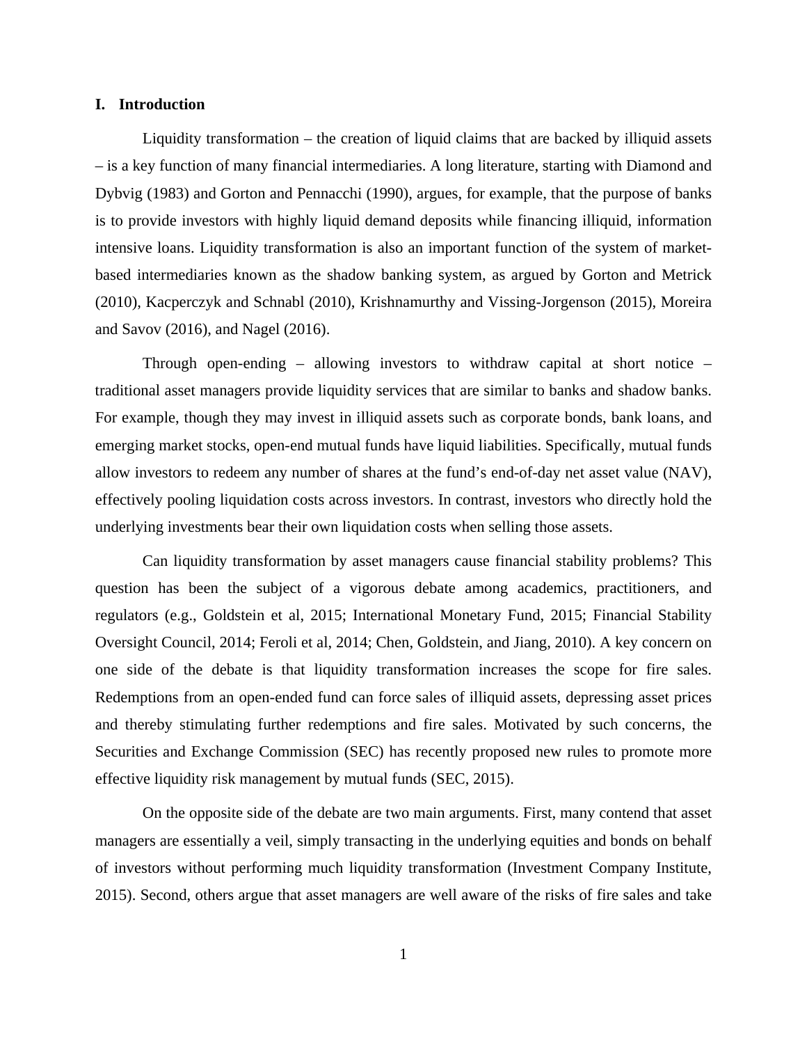## I. Introduction

Liquidity transformation – the creation of liquid claims that are backed by illiquid assets – is a key function of many financial intermediaries. A long literature, starting with Diamond and Dybvig (1983) and Gorton and Pennacchi (1990), argues, for example, that the purpose of banks is to provide investors with highly liquid demand deposits while financing illiquid, information intensive loans. Liquidity transformation is also an important function of the system of market-based intermediaries known as the shadow banking system, as argued by Gorton and Metrick (2010), Kacperczyk and Schnabl (2010), Krishnamurthy and Vissing-Jorgenson (2015), Moreira and Savov (2016), and Nagel (2016).

Through open-ending – allowing investors to withdraw capital at short notice – traditional asset managers provide liquidity services that are similar to banks and shadow banks. For example, though they may invest in illiquid assets such as corporate bonds, bank loans, and emerging market stocks, open-end mutual funds have liquid liabilities. Specifically, mutual funds allow investors to redeem any number of shares at the fund's end-of-day net asset value (NAV), effectively pooling liquidation costs across investors. In contrast, investors who directly hold the underlying investments bear their own liquidation costs when selling those assets.

Can liquidity transformation by asset managers cause financial stability problems? This question has been the subject of a vigorous debate among academics, practitioners, and regulators (e.g., Goldstein et al, 2015; International Monetary Fund, 2015; Financial Stability Oversight Council, 2014; Feroli et al, 2014; Chen, Goldstein, and Jiang, 2010). A key concern on one side of the debate is that liquidity transformation increases the scope for fire sales. Redemptions from an open-ended fund can force sales of illiquid assets, depressing asset prices and thereby stimulating further redemptions and fire sales. Motivated by such concerns, the Securities and Exchange Commission (SEC) has recently proposed new rules to promote more effective liquidity risk management by mutual funds (SEC, 2015).

On the opposite side of the debate are two main arguments. First, many contend that asset managers are essentially a veil, simply transacting in the underlying equities and bonds on behalf of investors without performing much liquidity transformation (Investment Company Institute, 2015). Second, others argue that asset managers are well aware of the risks of fire sales and take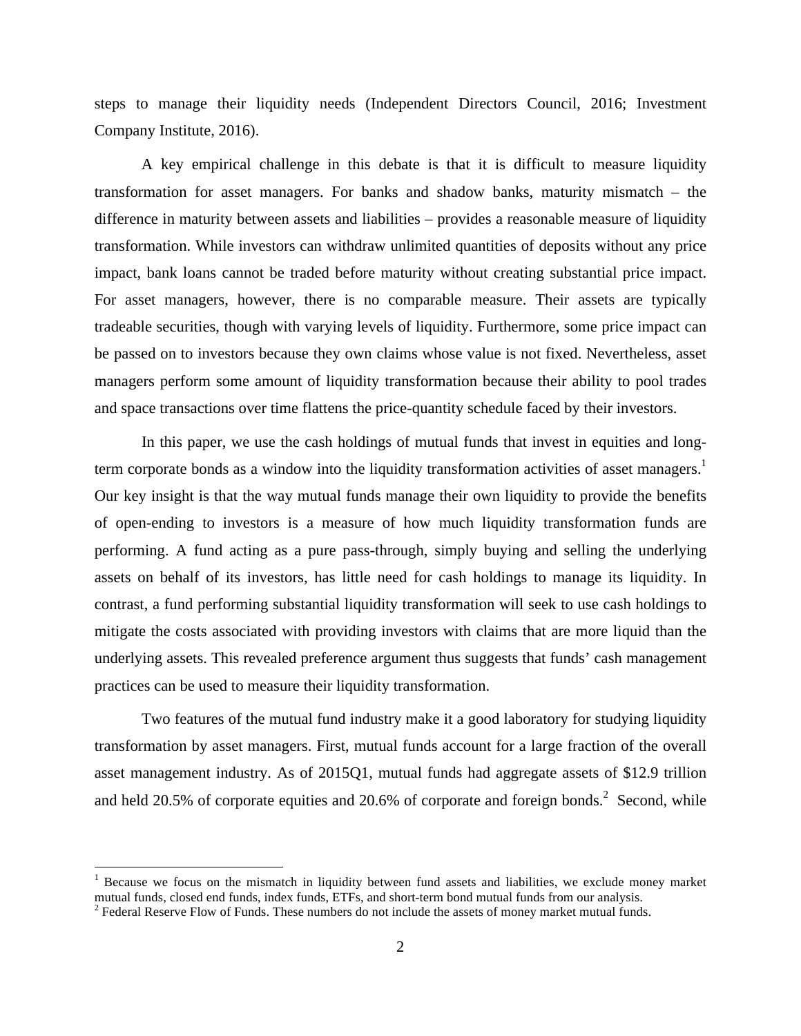steps to manage their liquidity needs (Independent Directors Council, 2016; Investment Company Institute, 2016).

A key empirical challenge in this debate is that it is difficult to measure liquidity transformation for asset managers. For banks and shadow banks, maturity mismatch – the difference in maturity between assets and liabilities – provides a reasonable measure of liquidity transformation. While investors can withdraw unlimited quantities of deposits without any price impact, bank loans cannot be traded before maturity without creating substantial price impact. For asset managers, however, there is no comparable measure. Their assets are typically tradeable securities, though with varying levels of liquidity. Furthermore, some price impact can be passed on to investors because they own claims whose value is not fixed. Nevertheless, asset managers perform some amount of liquidity transformation because their ability to pool trades and space transactions over time flattens the price-quantity schedule faced by their investors.

In this paper, we use the cash holdings of mutual funds that invest in equities and long-term corporate bonds as a window into the liquidity transformation activities of asset managers.[1] Our key insight is that the way mutual funds manage their own liquidity to provide the benefits of open-ending to investors is a measure of how much liquidity transformation funds are performing. A fund acting as a pure pass-through, simply buying and selling the underlying assets on behalf of its investors, has little need for cash holdings to manage its liquidity. In contrast, a fund performing substantial liquidity transformation will seek to use cash holdings to mitigate the costs associated with providing investors with claims that are more liquid than the underlying assets. This revealed preference argument thus suggests that funds' cash management practices can be used to measure their liquidity transformation.

Two features of the mutual fund industry make it a good laboratory for studying liquidity transformation by asset managers. First, mutual funds account for a large fraction of the overall asset management industry. As of 2015Q1, mutual funds had aggregate assets of $12.9 trillion and held 20.5% of corporate equities and 20.6% of corporate and foreign bonds.[2] Second, while

[1] Because we focus on the mismatch in liquidity between fund assets and liabilities, we exclude money market mutual funds, closed end funds, index funds, ETFs, and short-term bond mutual funds from our analysis.

[2] Federal Reserve Flow of Funds. These numbers do not include the assets of money market mutual funds.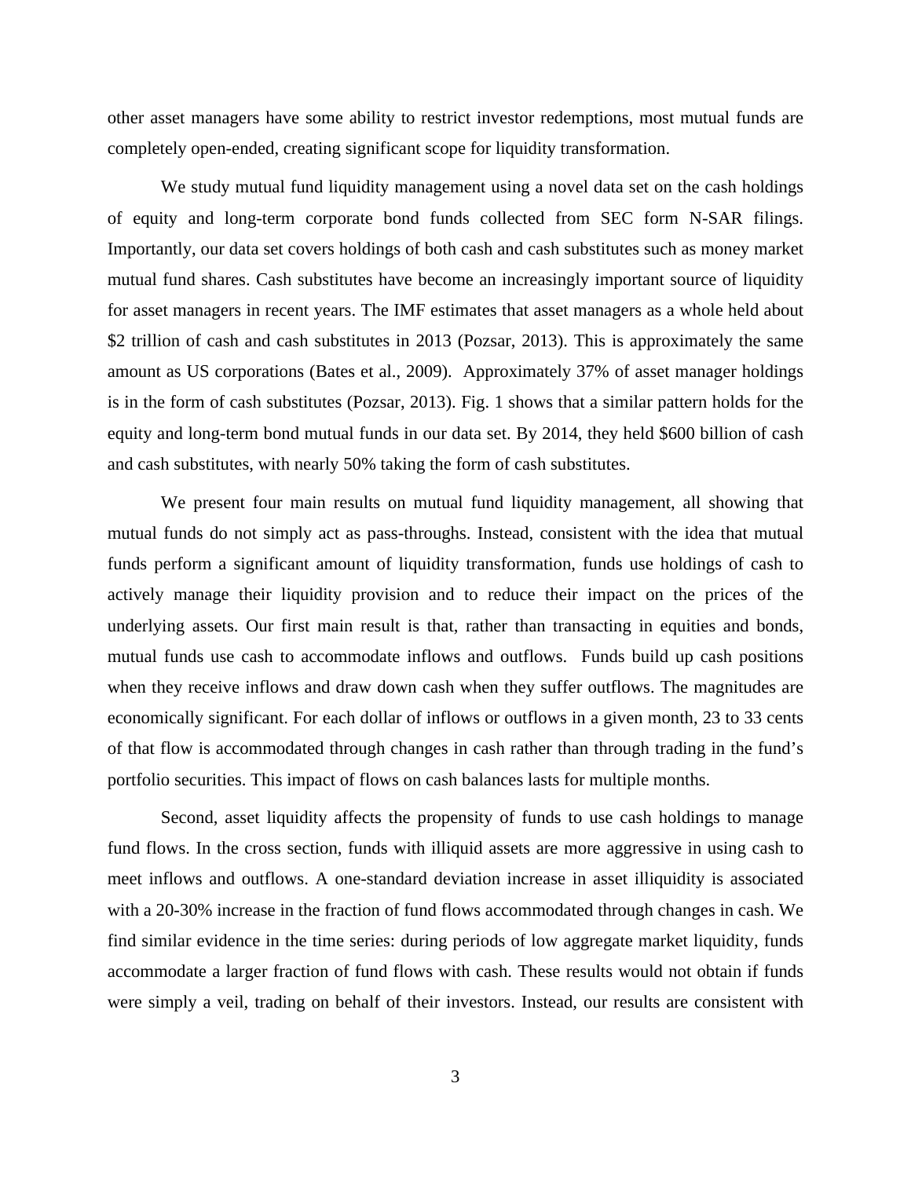other asset managers have some ability to restrict investor redemptions, most mutual funds are completely open-ended, creating significant scope for liquidity transformation.

We study mutual fund liquidity management using a novel data set on the cash holdings of equity and long-term corporate bond funds collected from SEC form N-SAR filings. Importantly, our data set covers holdings of both cash and cash substitutes such as money market mutual fund shares. Cash substitutes have become an increasingly important source of liquidity for asset managers in recent years. The IMF estimates that asset managers as a whole held about $2 trillion of cash and cash substitutes in 2013 (Pozsar, 2013). This is approximately the same amount as US corporations (Bates et al., 2009). Approximately 37% of asset manager holdings is in the form of cash substitutes (Pozsar, 2013). Fig. 1 shows that a similar pattern holds for the equity and long-term bond mutual funds in our data set. By 2014, they held $600 billion of cash and cash substitutes, with nearly 50% taking the form of cash substitutes.

We present four main results on mutual fund liquidity management, all showing that mutual funds do not simply act as pass-throughs. Instead, consistent with the idea that mutual funds perform a significant amount of liquidity transformation, funds use holdings of cash to actively manage their liquidity provision and to reduce their impact on the prices of the underlying assets. Our first main result is that, rather than transacting in equities and bonds, mutual funds use cash to accommodate inflows and outflows. Funds build up cash positions when they receive inflows and draw down cash when they suffer outflows. The magnitudes are economically significant. For each dollar of inflows or outflows in a given month, 23 to 33 cents of that flow is accommodated through changes in cash rather than through trading in the fund's portfolio securities. This impact of flows on cash balances lasts for multiple months.

Second, asset liquidity affects the propensity of funds to use cash holdings to manage fund flows. In the cross section, funds with illiquid assets are more aggressive in using cash to meet inflows and outflows. A one-standard deviation increase in asset illiquidity is associated with a 20-30% increase in the fraction of fund flows accommodated through changes in cash. We find similar evidence in the time series: during periods of low aggregate market liquidity, funds accommodate a larger fraction of fund flows with cash. These results would not obtain if funds were simply a veil, trading on behalf of their investors. Instead, our results are consistent with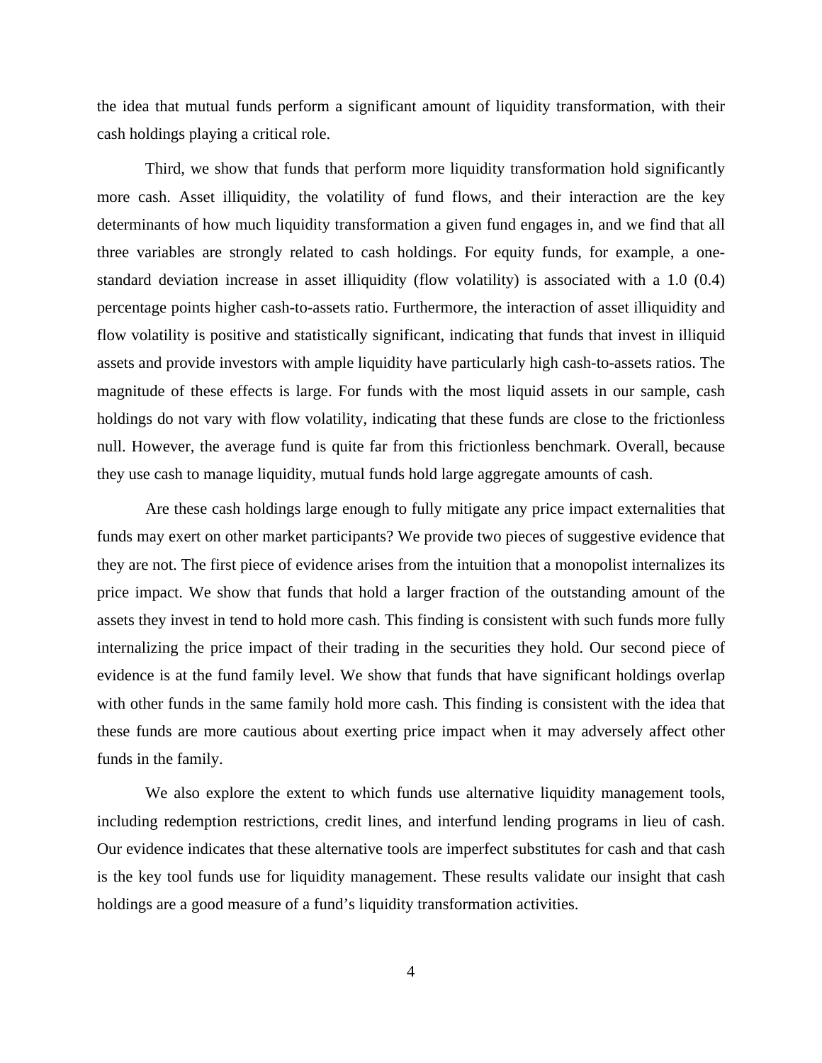the idea that mutual funds perform a significant amount of liquidity transformation, with their cash holdings playing a critical role.

Third, we show that funds that perform more liquidity transformation hold significantly more cash. Asset illiquidity, the volatility of fund flows, and their interaction are the key determinants of how much liquidity transformation a given fund engages in, and we find that all three variables are strongly related to cash holdings. For equity funds, for example, a one-standard deviation increase in asset illiquidity (flow volatility) is associated with a 1.0 (0.4) percentage points higher cash-to-assets ratio. Furthermore, the interaction of asset illiquidity and flow volatility is positive and statistically significant, indicating that funds that invest in illiquid assets and provide investors with ample liquidity have particularly high cash-to-assets ratios. The magnitude of these effects is large. For funds with the most liquid assets in our sample, cash holdings do not vary with flow volatility, indicating that these funds are close to the frictionless null. However, the average fund is quite far from this frictionless benchmark. Overall, because they use cash to manage liquidity, mutual funds hold large aggregate amounts of cash.

Are these cash holdings large enough to fully mitigate any price impact externalities that funds may exert on other market participants? We provide two pieces of suggestive evidence that they are not. The first piece of evidence arises from the intuition that a monopolist internalizes its price impact. We show that funds that hold a larger fraction of the outstanding amount of the assets they invest in tend to hold more cash. This finding is consistent with such funds more fully internalizing the price impact of their trading in the securities they hold. Our second piece of evidence is at the fund family level. We show that funds that have significant holdings overlap with other funds in the same family hold more cash. This finding is consistent with the idea that these funds are more cautious about exerting price impact when it may adversely affect other funds in the family.

We also explore the extent to which funds use alternative liquidity management tools, including redemption restrictions, credit lines, and interfund lending programs in lieu of cash. Our evidence indicates that these alternative tools are imperfect substitutes for cash and that cash is the key tool funds use for liquidity management. These results validate our insight that cash holdings are a good measure of a fund's liquidity transformation activities.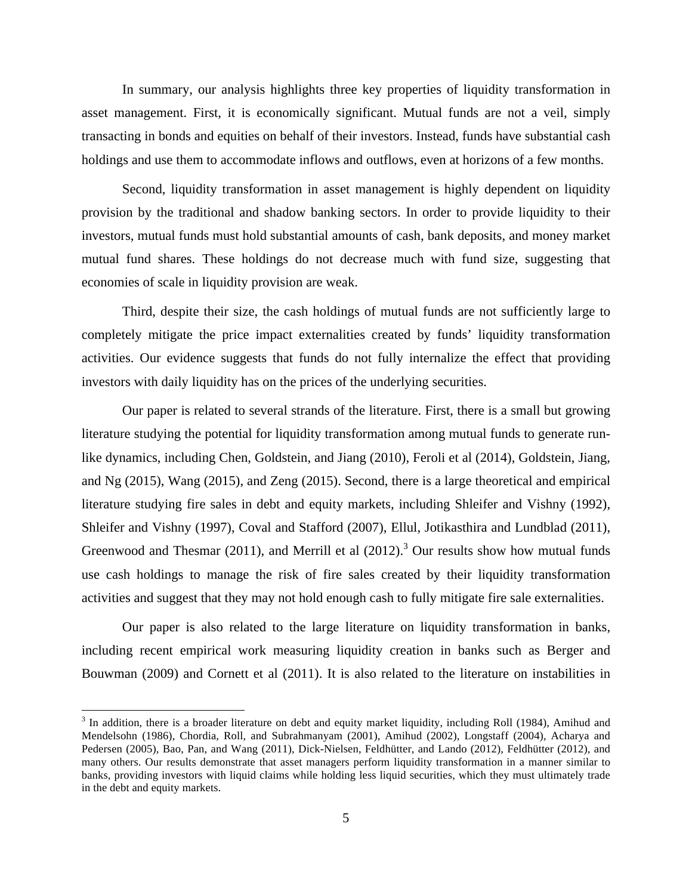In summary, our analysis highlights three key properties of liquidity transformation in asset management. First, it is economically significant. Mutual funds are not a veil, simply transacting in bonds and equities on behalf of their investors. Instead, funds have substantial cash holdings and use them to accommodate inflows and outflows, even at horizons of a few months.

Second, liquidity transformation in asset management is highly dependent on liquidity provision by the traditional and shadow banking sectors. In order to provide liquidity to their investors, mutual funds must hold substantial amounts of cash, bank deposits, and money market mutual fund shares. These holdings do not decrease much with fund size, suggesting that economies of scale in liquidity provision are weak.

Third, despite their size, the cash holdings of mutual funds are not sufficiently large to completely mitigate the price impact externalities created by funds' liquidity transformation activities. Our evidence suggests that funds do not fully internalize the effect that providing investors with daily liquidity has on the prices of the underlying securities.

Our paper is related to several strands of the literature. First, there is a small but growing literature studying the potential for liquidity transformation among mutual funds to generate run-like dynamics, including Chen, Goldstein, and Jiang (2010), Feroli et al (2014), Goldstein, Jiang, and Ng (2015), Wang (2015), and Zeng (2015). Second, there is a large theoretical and empirical literature studying fire sales in debt and equity markets, including Shleifer and Vishny (1992), Shleifer and Vishny (1997), Coval and Stafford (2007), Ellul, Jotikasthira and Lundblad (2011), Greenwood and Thesmar (2011), and Merrill et al (2012).[3] Our results show how mutual funds use cash holdings to manage the risk of fire sales created by their liquidity transformation activities and suggest that they may not hold enough cash to fully mitigate fire sale externalities.

Our paper is also related to the large literature on liquidity transformation in banks, including recent empirical work measuring liquidity creation in banks such as Berger and Bouwman (2009) and Cornett et al (2011). It is also related to the literature on instabilities in

[3] In addition, there is a broader literature on debt and equity market liquidity, including Roll (1984), Amihud and Mendelsohn (1986), Chordia, Roll, and Subrahmanyam (2001), Amihud (2002), Longstaff (2004), Acharya and Pedersen (2005), Bao, Pan, and Wang (2011), Dick-Nielsen, Feldhütter, and Lando (2012), Feldhütter (2012), and many others. Our results demonstrate that asset managers perform liquidity transformation in a manner similar to banks, providing investors with liquid claims while holding less liquid securities, which they must ultimately trade in the debt and equity markets.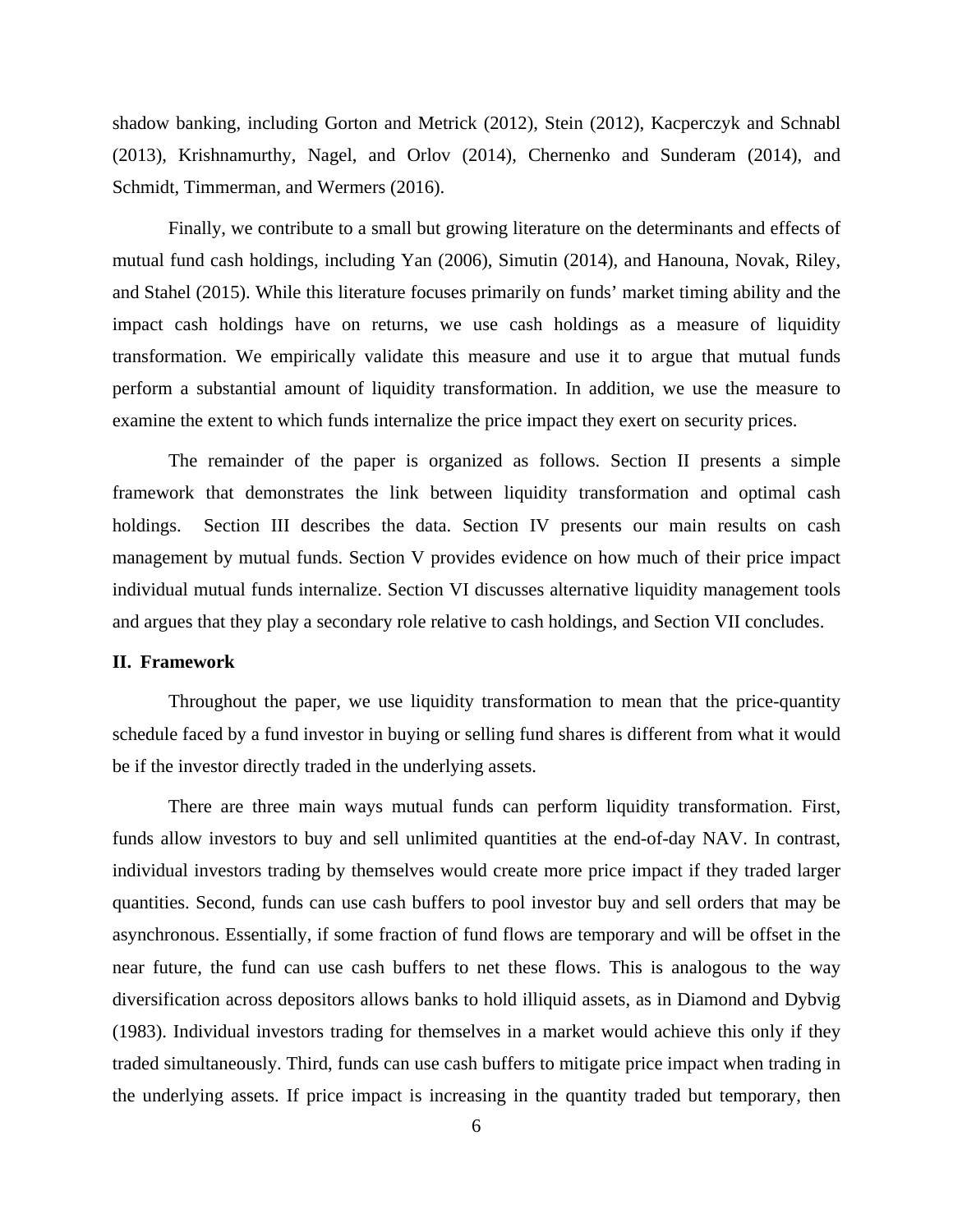shadow banking, including Gorton and Metrick (2012), Stein (2012), Kacperczyk and Schnabl (2013), Krishnamurthy, Nagel, and Orlov (2014), Chernenko and Sunderam (2014), and Schmidt, Timmerman, and Wermers (2016).

Finally, we contribute to a small but growing literature on the determinants and effects of mutual fund cash holdings, including Yan (2006), Simutin (2014), and Hanouna, Novak, Riley, and Stahel (2015). While this literature focuses primarily on funds' market timing ability and the impact cash holdings have on returns, we use cash holdings as a measure of liquidity transformation. We empirically validate this measure and use it to argue that mutual funds perform a substantial amount of liquidity transformation. In addition, we use the measure to examine the extent to which funds internalize the price impact they exert on security prices.

The remainder of the paper is organized as follows. Section II presents a simple framework that demonstrates the link between liquidity transformation and optimal cash holdings. Section III describes the data. Section IV presents our main results on cash management by mutual funds. Section V provides evidence on how much of their price impact individual mutual funds internalize. Section VI discusses alternative liquidity management tools and argues that they play a secondary role relative to cash holdings, and Section VII concludes.

## II. Framework

Throughout the paper, we use liquidity transformation to mean that the price-quantity schedule faced by a fund investor in buying or selling fund shares is different from what it would be if the investor directly traded in the underlying assets.

There are three main ways mutual funds can perform liquidity transformation. First, funds allow investors to buy and sell unlimited quantities at the end-of-day NAV. In contrast, individual investors trading by themselves would create more price impact if they traded larger quantities. Second, funds can use cash buffers to pool investor buy and sell orders that may be asynchronous. Essentially, if some fraction of fund flows are temporary and will be offset in the near future, the fund can use cash buffers to net these flows. This is analogous to the way diversification across depositors allows banks to hold illiquid assets, as in Diamond and Dybvig (1983). Individual investors trading for themselves in a market would achieve this only if they traded simultaneously. Third, funds can use cash buffers to mitigate price impact when trading in the underlying assets. If price impact is increasing in the quantity traded but temporary, then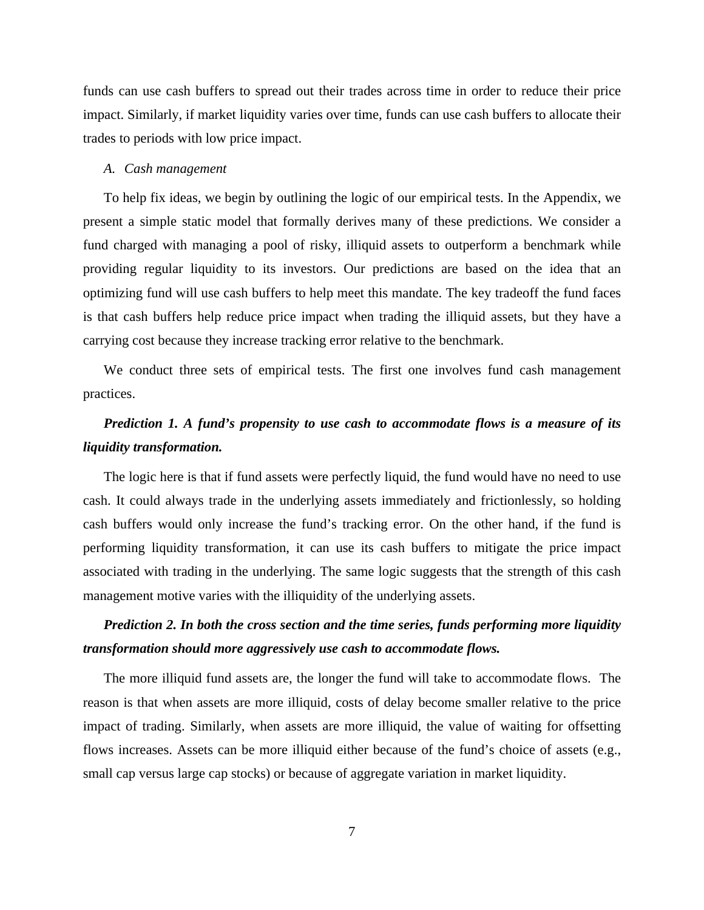funds can use cash buffers to spread out their trades across time in order to reduce their price impact. Similarly, if market liquidity varies over time, funds can use cash buffers to allocate their trades to periods with low price impact.

### *A. Cash management*

To help fix ideas, we begin by outlining the logic of our empirical tests. In the Appendix, we present a simple static model that formally derives many of these predictions. We consider a fund charged with managing a pool of risky, illiquid assets to outperform a benchmark while providing regular liquidity to its investors. Our predictions are based on the idea that an optimizing fund will use cash buffers to help meet this mandate. The key tradeoff the fund faces is that cash buffers help reduce price impact when trading the illiquid assets, but they have a carrying cost because they increase tracking error relative to the benchmark.

We conduct three sets of empirical tests. The first one involves fund cash management practices.

***Prediction 1. A fund's propensity to use cash to accommodate flows is a measure of its liquidity transformation.***

The logic here is that if fund assets were perfectly liquid, the fund would have no need to use cash. It could always trade in the underlying assets immediately and frictionlessly, so holding cash buffers would only increase the fund's tracking error. On the other hand, if the fund is performing liquidity transformation, it can use its cash buffers to mitigate the price impact associated with trading in the underlying. The same logic suggests that the strength of this cash management motive varies with the illiquidity of the underlying assets.

***Prediction 2. In both the cross section and the time series, funds performing more liquidity transformation should more aggressively use cash to accommodate flows.***

The more illiquid fund assets are, the longer the fund will take to accommodate flows. The reason is that when assets are more illiquid, costs of delay become smaller relative to the price impact of trading. Similarly, when assets are more illiquid, the value of waiting for offsetting flows increases. Assets can be more illiquid either because of the fund's choice of assets (e.g., small cap versus large cap stocks) or because of aggregate variation in market liquidity.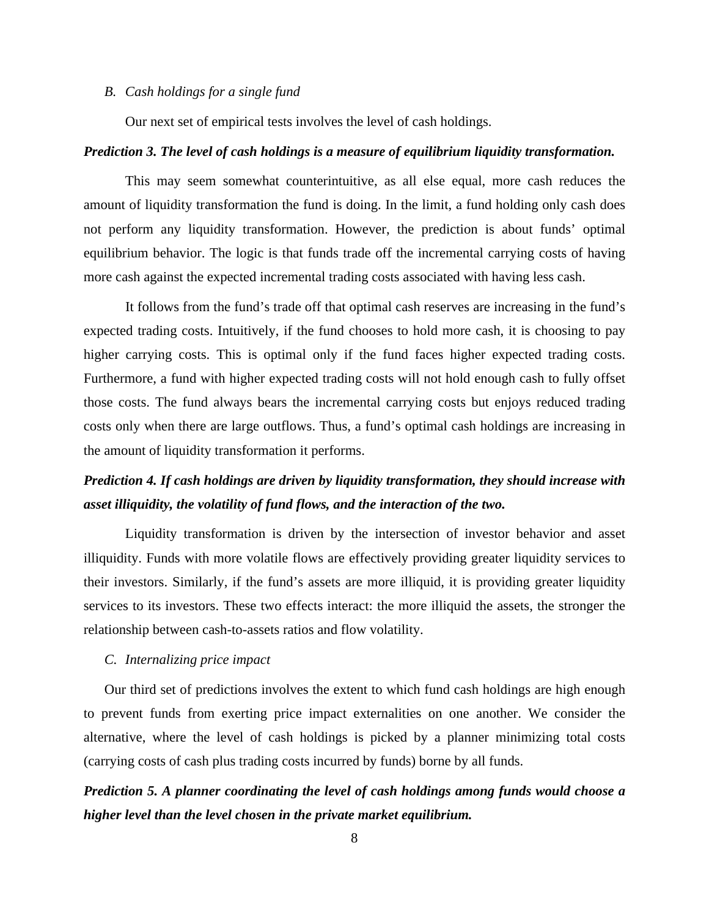### B. *Cash holdings for a single fund*

Our next set of empirical tests involves the level of cash holdings.

***Prediction 3. The level of cash holdings is a measure of equilibrium liquidity transformation.***

This may seem somewhat counterintuitive, as all else equal, more cash reduces the amount of liquidity transformation the fund is doing. In the limit, a fund holding only cash does not perform any liquidity transformation. However, the prediction is about funds' optimal equilibrium behavior. The logic is that funds trade off the incremental carrying costs of having more cash against the expected incremental trading costs associated with having less cash.

It follows from the fund's trade off that optimal cash reserves are increasing in the fund's expected trading costs. Intuitively, if the fund chooses to hold more cash, it is choosing to pay higher carrying costs. This is optimal only if the fund faces higher expected trading costs. Furthermore, a fund with higher expected trading costs will not hold enough cash to fully offset those costs. The fund always bears the incremental carrying costs but enjoys reduced trading costs only when there are large outflows. Thus, a fund's optimal cash holdings are increasing in the amount of liquidity transformation it performs.

***Prediction 4. If cash holdings are driven by liquidity transformation, they should increase with asset illiquidity, the volatility of fund flows, and the interaction of the two.***

Liquidity transformation is driven by the intersection of investor behavior and asset illiquidity. Funds with more volatile flows are effectively providing greater liquidity services to their investors. Similarly, if the fund's assets are more illiquid, it is providing greater liquidity services to its investors. These two effects interact: the more illiquid the assets, the stronger the relationship between cash-to-assets ratios and flow volatility.

### C. *Internalizing price impact*

Our third set of predictions involves the extent to which fund cash holdings are high enough to prevent funds from exerting price impact externalities on one another. We consider the alternative, where the level of cash holdings is picked by a planner minimizing total costs (carrying costs of cash plus trading costs incurred by funds) borne by all funds.

***Prediction 5. A planner coordinating the level of cash holdings among funds would choose a higher level than the level chosen in the private market equilibrium.***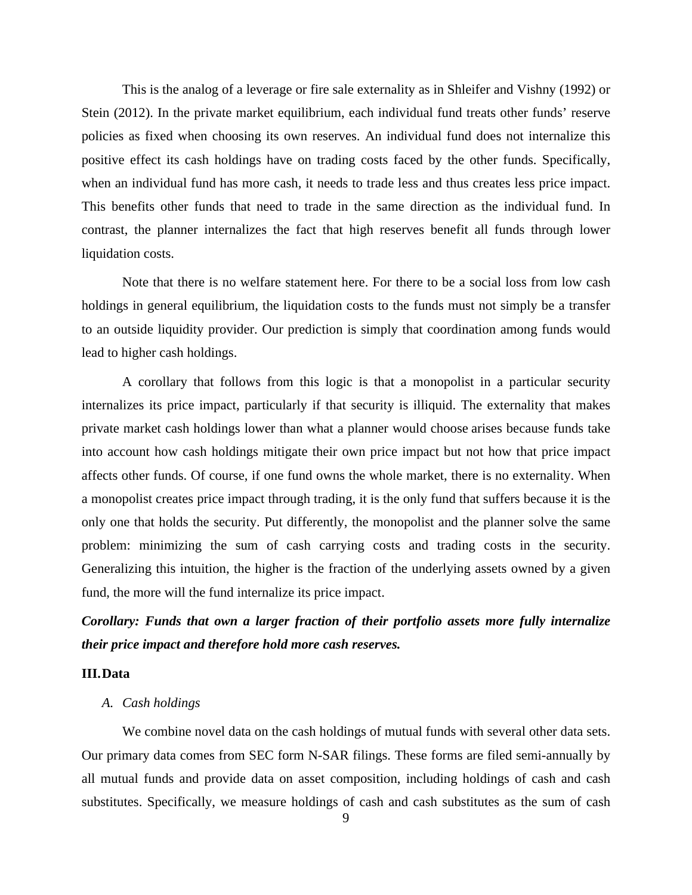This is the analog of a leverage or fire sale externality as in Shleifer and Vishny (1992) or Stein (2012). In the private market equilibrium, each individual fund treats other funds' reserve policies as fixed when choosing its own reserves. An individual fund does not internalize this positive effect its cash holdings have on trading costs faced by the other funds. Specifically, when an individual fund has more cash, it needs to trade less and thus creates less price impact. This benefits other funds that need to trade in the same direction as the individual fund. In contrast, the planner internalizes the fact that high reserves benefit all funds through lower liquidation costs.

Note that there is no welfare statement here. For there to be a social loss from low cash holdings in general equilibrium, the liquidation costs to the funds must not simply be a transfer to an outside liquidity provider. Our prediction is simply that coordination among funds would lead to higher cash holdings.

A corollary that follows from this logic is that a monopolist in a particular security internalizes its price impact, particularly if that security is illiquid. The externality that makes private market cash holdings lower than what a planner would choose arises because funds take into account how cash holdings mitigate their own price impact but not how that price impact affects other funds. Of course, if one fund owns the whole market, there is no externality. When a monopolist creates price impact through trading, it is the only fund that suffers because it is the only one that holds the security. Put differently, the monopolist and the planner solve the same problem: minimizing the sum of cash carrying costs and trading costs in the security. Generalizing this intuition, the higher is the fraction of the underlying assets owned by a given fund, the more will the fund internalize its price impact.

***Corollary: Funds that own a larger fraction of their portfolio assets more fully internalize their price impact and therefore hold more cash reserves.***

## III. Data

### A. *Cash holdings*

We combine novel data on the cash holdings of mutual funds with several other data sets. Our primary data comes from SEC form N-SAR filings. These forms are filed semi-annually by all mutual funds and provide data on asset composition, including holdings of cash and cash substitutes. Specifically, we measure holdings of cash and cash substitutes as the sum of cash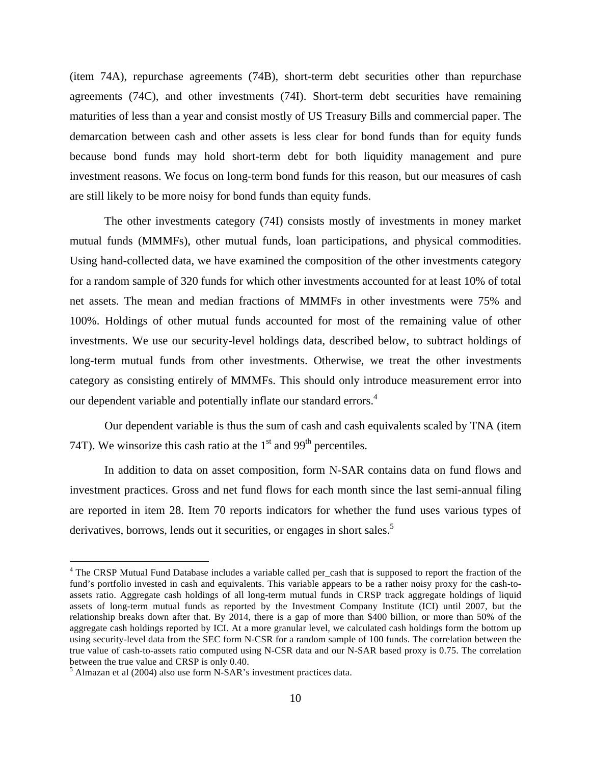(item 74A), repurchase agreements (74B), short-term debt securities other than repurchase agreements (74C), and other investments (74I). Short-term debt securities have remaining maturities of less than a year and consist mostly of US Treasury Bills and commercial paper. The demarcation between cash and other assets is less clear for bond funds than for equity funds because bond funds may hold short-term debt for both liquidity management and pure investment reasons. We focus on long-term bond funds for this reason, but our measures of cash are still likely to be more noisy for bond funds than equity funds.

The other investments category (74I) consists mostly of investments in money market mutual funds (MMMFs), other mutual funds, loan participations, and physical commodities. Using hand-collected data, we have examined the composition of the other investments category for a random sample of 320 funds for which other investments accounted for at least 10% of total net assets. The mean and median fractions of MMMFs in other investments were 75% and 100%. Holdings of other mutual funds accounted for most of the remaining value of other investments. We use our security-level holdings data, described below, to subtract holdings of long-term mutual funds from other investments. Otherwise, we treat the other investments category as consisting entirely of MMMFs. This should only introduce measurement error into our dependent variable and potentially inflate our standard errors.[4]

Our dependent variable is thus the sum of cash and cash equivalents scaled by TNA (item 74T). We winsorize this cash ratio at the 1st and 99th percentiles.

In addition to data on asset composition, form N-SAR contains data on fund flows and investment practices. Gross and net fund flows for each month since the last semi-annual filing are reported in item 28. Item 70 reports indicators for whether the fund uses various types of derivatives, borrows, lends out it securities, or engages in short sales.[5]

---

[4] The CRSP Mutual Fund Database includes a variable called per_cash that is supposed to report the fraction of the fund's portfolio invested in cash and equivalents. This variable appears to be a rather noisy proxy for the cash-to-assets ratio. Aggregate cash holdings of all long-term mutual funds in CRSP track aggregate holdings of liquid assets of long-term mutual funds as reported by the Investment Company Institute (ICI) until 2007, but the relationship breaks down after that. By 2014, there is a gap of more than $400 billion, or more than 50% of the aggregate cash holdings reported by ICI. At a more granular level, we calculated cash holdings form the bottom up using security-level data from the SEC form N-CSR for a random sample of 100 funds. The correlation between the true value of cash-to-assets ratio computed using N-CSR data and our N-SAR based proxy is 0.75. The correlation between the true value and CRSP is only 0.40.

[5] Almazan et al (2004) also use form N-SAR's investment practices data.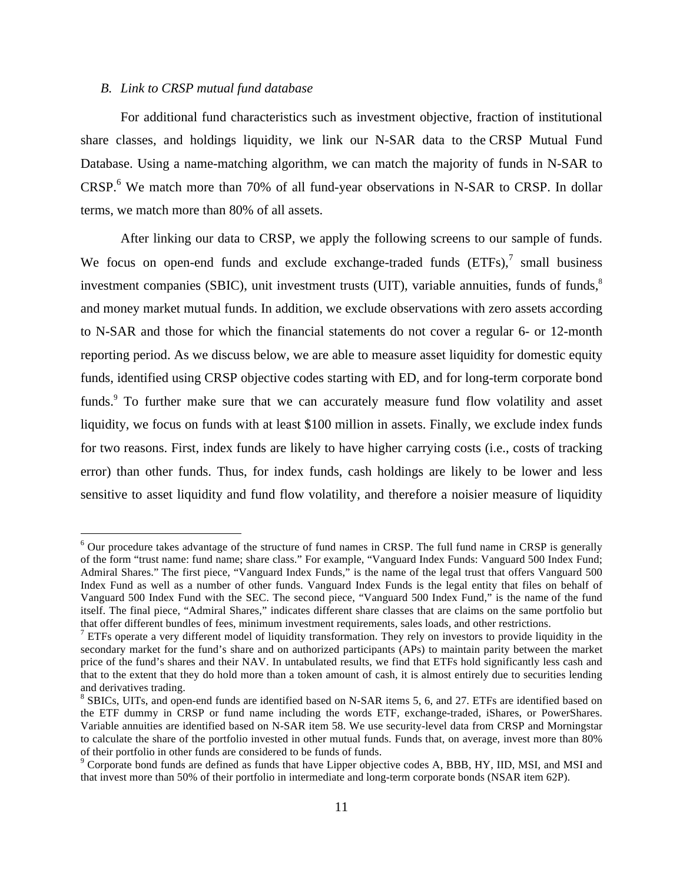### *B. Link to CRSP mutual fund database*

For additional fund characteristics such as investment objective, fraction of institutional share classes, and holdings liquidity, we link our N-SAR data to the CRSP Mutual Fund Database. Using a name-matching algorithm, we can match the majority of funds in N-SAR to CRSP.[6] We match more than 70% of all fund-year observations in N-SAR to CRSP. In dollar terms, we match more than 80% of all assets.

After linking our data to CRSP, we apply the following screens to our sample of funds. We focus on open-end funds and exclude exchange-traded funds (ETFs),[7] small business investment companies (SBIC), unit investment trusts (UIT), variable annuities, funds of funds,[8] and money market mutual funds. In addition, we exclude observations with zero assets according to N-SAR and those for which the financial statements do not cover a regular 6- or 12-month reporting period. As we discuss below, we are able to measure asset liquidity for domestic equity funds, identified using CRSP objective codes starting with ED, and for long-term corporate bond funds.[9] To further make sure that we can accurately measure fund flow volatility and asset liquidity, we focus on funds with at least $100 million in assets. Finally, we exclude index funds for two reasons. First, index funds are likely to have higher carrying costs (i.e., costs of tracking error) than other funds. Thus, for index funds, cash holdings are likely to be lower and less sensitive to asset liquidity and fund flow volatility, and therefore a noisier measure of liquidity

---

[6] Our procedure takes advantage of the structure of fund names in CRSP. The full fund name in CRSP is generally of the form "trust name: fund name; share class." For example, "Vanguard Index Funds: Vanguard 500 Index Fund; Admiral Shares." The first piece, "Vanguard Index Funds," is the name of the legal trust that offers Vanguard 500 Index Fund as well as a number of other funds. Vanguard Index Funds is the legal entity that files on behalf of Vanguard 500 Index Fund with the SEC. The second piece, "Vanguard 500 Index Fund," is the name of the fund itself. The final piece, "Admiral Shares," indicates different share classes that are claims on the same portfolio but that offer different bundles of fees, minimum investment requirements, sales loads, and other restrictions.

[7] ETFs operate a very different model of liquidity transformation. They rely on investors to provide liquidity in the secondary market for the fund's share and on authorized participants (APs) to maintain parity between the market price of the fund's shares and their NAV. In untabulated results, we find that ETFs hold significantly less cash and that to the extent that they do hold more than a token amount of cash, it is almost entirely due to securities lending and derivatives trading.

[8] SBICs, UITs, and open-end funds are identified based on N-SAR items 5, 6, and 27. ETFs are identified based on the ETF dummy in CRSP or fund name including the words ETF, exchange-traded, iShares, or PowerShares. Variable annuities are identified based on N-SAR item 58. We use security-level data from CRSP and Morningstar to calculate the share of the portfolio invested in other mutual funds. Funds that, on average, invest more than 80% of their portfolio in other funds are considered to be funds of funds.

[9] Corporate bond funds are defined as funds that have Lipper objective codes A, BBB, HY, IID, MSI, and MSI and that invest more than 50% of their portfolio in intermediate and long-term corporate bonds (NSAR item 62P).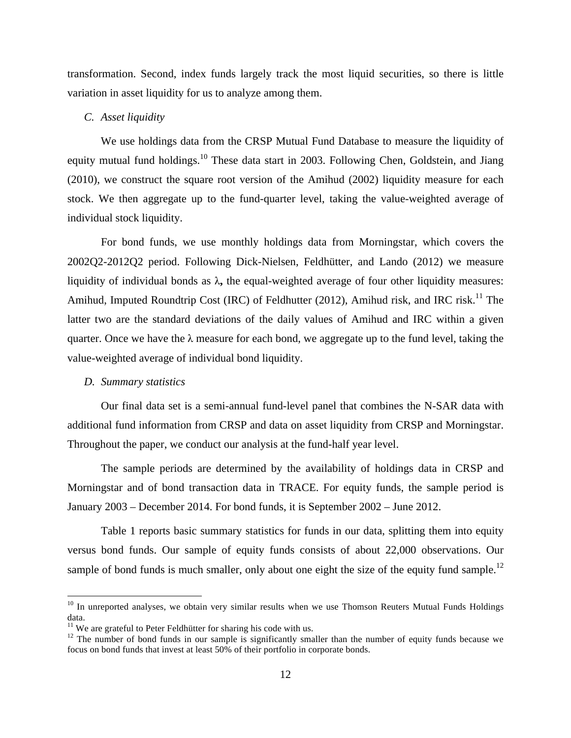transformation. Second, index funds largely track the most liquid securities, so there is little variation in asset liquidity for us to analyze among them.

### *C. Asset liquidity*

We use holdings data from the CRSP Mutual Fund Database to measure the liquidity of equity mutual fund holdings.[10] These data start in 2003. Following Chen, Goldstein, and Jiang (2010), we construct the square root version of the Amihud (2002) liquidity measure for each stock. We then aggregate up to the fund-quarter level, taking the value-weighted average of individual stock liquidity.

For bond funds, we use monthly holdings data from Morningstar, which covers the 2002Q2-2012Q2 period. Following Dick-Nielsen, Feldhütter, and Lando (2012) we measure liquidity of individual bonds as $\lambda$**,** the equal-weighted average of four other liquidity measures: Amihud, Imputed Roundtrip Cost (IRC) of Feldhutter (2012), Amihud risk, and IRC risk.[11] The latter two are the standard deviations of the daily values of Amihud and IRC within a given quarter. Once we have the $\lambda$ measure for each bond, we aggregate up to the fund level, taking the value-weighted average of individual bond liquidity.

### *D. Summary statistics*

Our final data set is a semi-annual fund-level panel that combines the N-SAR data with additional fund information from CRSP and data on asset liquidity from CRSP and Morningstar. Throughout the paper, we conduct our analysis at the fund-half year level.

The sample periods are determined by the availability of holdings data in CRSP and Morningstar and of bond transaction data in TRACE. For equity funds, the sample period is January 2003 – December 2014. For bond funds, it is September 2002 – June 2012.

Table 1 reports basic summary statistics for funds in our data, splitting them into equity versus bond funds. Our sample of equity funds consists of about 22,000 observations. Our sample of bond funds is much smaller, only about one eight the size of the equity fund sample.[12]

---

[10] In unreported analyses, we obtain very similar results when we use Thomson Reuters Mutual Funds Holdings data.

[11] We are grateful to Peter Feldhütter for sharing his code with us.

[12] The number of bond funds in our sample is significantly smaller than the number of equity funds because we focus on bond funds that invest at least 50% of their portfolio in corporate bonds.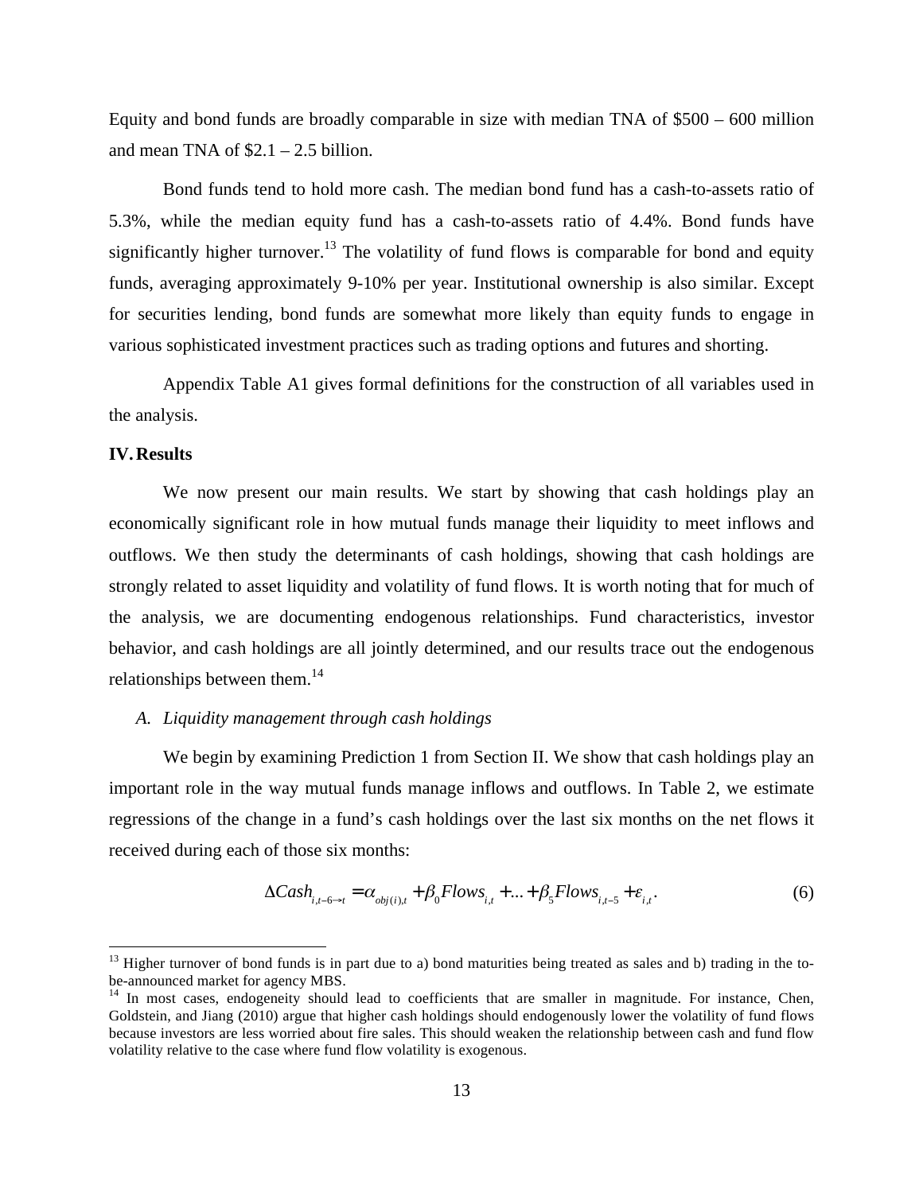Equity and bond funds are broadly comparable in size with median TNA of \$500 – 600 million and mean TNA of \$2.1 – 2.5 billion.

Bond funds tend to hold more cash. The median bond fund has a cash-to-assets ratio of 5.3%, while the median equity fund has a cash-to-assets ratio of 4.4%. Bond funds have significantly higher turnover.[13] The volatility of fund flows is comparable for bond and equity funds, averaging approximately 9-10% per year. Institutional ownership is also similar. Except for securities lending, bond funds are somewhat more likely than equity funds to engage in various sophisticated investment practices such as trading options and futures and shorting.

Appendix Table A1 gives formal definitions for the construction of all variables used in the analysis.

## IV. Results

We now present our main results. We start by showing that cash holdings play an economically significant role in how mutual funds manage their liquidity to meet inflows and outflows. We then study the determinants of cash holdings, showing that cash holdings are strongly related to asset liquidity and volatility of fund flows. It is worth noting that for much of the analysis, we are documenting endogenous relationships. Fund characteristics, investor behavior, and cash holdings are all jointly determined, and our results trace out the endogenous relationships between them.[14]

### *A. Liquidity management through cash holdings*

We begin by examining Prediction 1 from Section II. We show that cash holdings play an important role in the way mutual funds manage inflows and outflows. In Table 2, we estimate regressions of the change in a fund's cash holdings over the last six months on the net flows it received during each of those six months:

$$\Delta Cash_{i,t-6\to t} = \alpha_{obj(i),t} + \beta_0 Flows_{i,t} + ... + \beta_5 Flows_{i,t-5} + \varepsilon_{i,t}. \tag{6}$$

---

[13] Higher turnover of bond funds is in part due to a) bond maturities being treated as sales and b) trading in the to-be-announced market for agency MBS.

[14] In most cases, endogeneity should lead to coefficients that are smaller in magnitude. For instance, Chen, Goldstein, and Jiang (2010) argue that higher cash holdings should endogenously lower the volatility of fund flows because investors are less worried about fire sales. This should weaken the relationship between cash and fund flow volatility relative to the case where fund flow volatility is exogenous.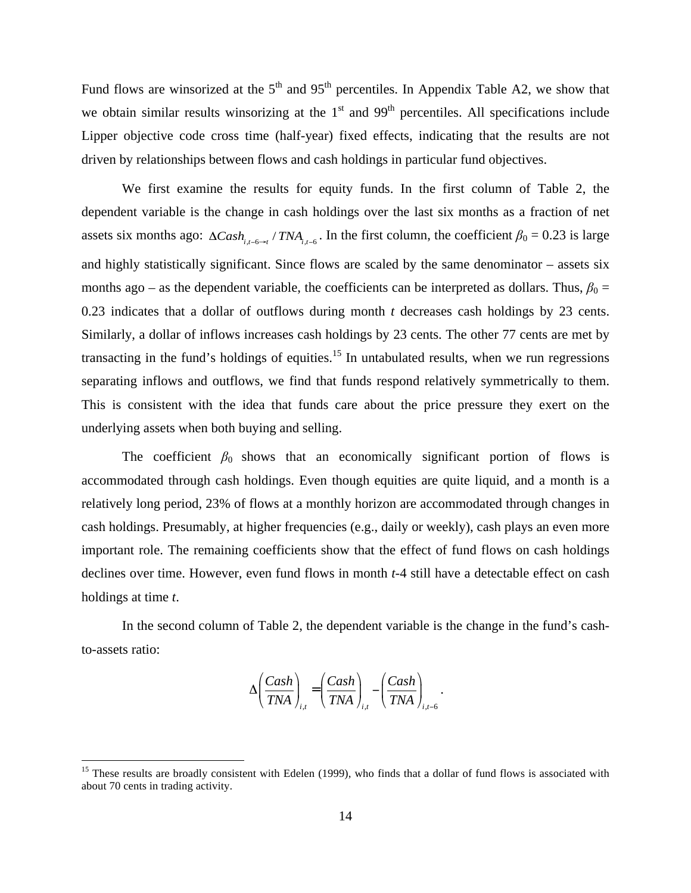Fund flows are winsorized at the 5th and 95th percentiles. In Appendix Table A2, we show that we obtain similar results winsorizing at the 1st and 99th percentiles. All specifications include Lipper objective code cross time (half-year) fixed effects, indicating that the results are not driven by relationships between flows and cash holdings in particular fund objectives.

We first examine the results for equity funds. In the first column of Table 2, the dependent variable is the change in cash holdings over the last six months as a fraction of net assets six months ago: $\Delta Cash_{i,t-6\rightarrow t} / TNA_{i,t-6}$. In the first column, the coefficient $\beta_0 = 0.23$ is large and highly statistically significant. Since flows are scaled by the same denominator – assets six months ago – as the dependent variable, the coefficients can be interpreted as dollars. Thus, $\beta_0 = 0.23$ indicates that a dollar of outflows during month $t$ decreases cash holdings by 23 cents. Similarly, a dollar of inflows increases cash holdings by 23 cents. The other 77 cents are met by transacting in the fund's holdings of equities.[15] In untabulated results, when we run regressions separating inflows and outflows, we find that funds respond relatively symmetrically to them. This is consistent with the idea that funds care about the price pressure they exert on the underlying assets when both buying and selling.

The coefficient $\beta_0$ shows that an economically significant portion of flows is accommodated through cash holdings. Even though equities are quite liquid, and a month is a relatively long period, 23% of flows at a monthly horizon are accommodated through changes in cash holdings. Presumably, at higher frequencies (e.g., daily or weekly), cash plays an even more important role. The remaining coefficients show that the effect of fund flows on cash holdings declines over time. However, even fund flows in month $t$-4 still have a detectable effect on cash holdings at time $t$.

In the second column of Table 2, the dependent variable is the change in the fund's cash-to-assets ratio:

$$\Delta\left(\frac{Cash}{TNA}\right)_{i,t} = \left(\frac{Cash}{TNA}\right)_{i,t} - \left(\frac{Cash}{TNA}\right)_{i,t-6}.$$

[15] These results are broadly consistent with Edelen (1999), who finds that a dollar of fund flows is associated with about 70 cents in trading activity.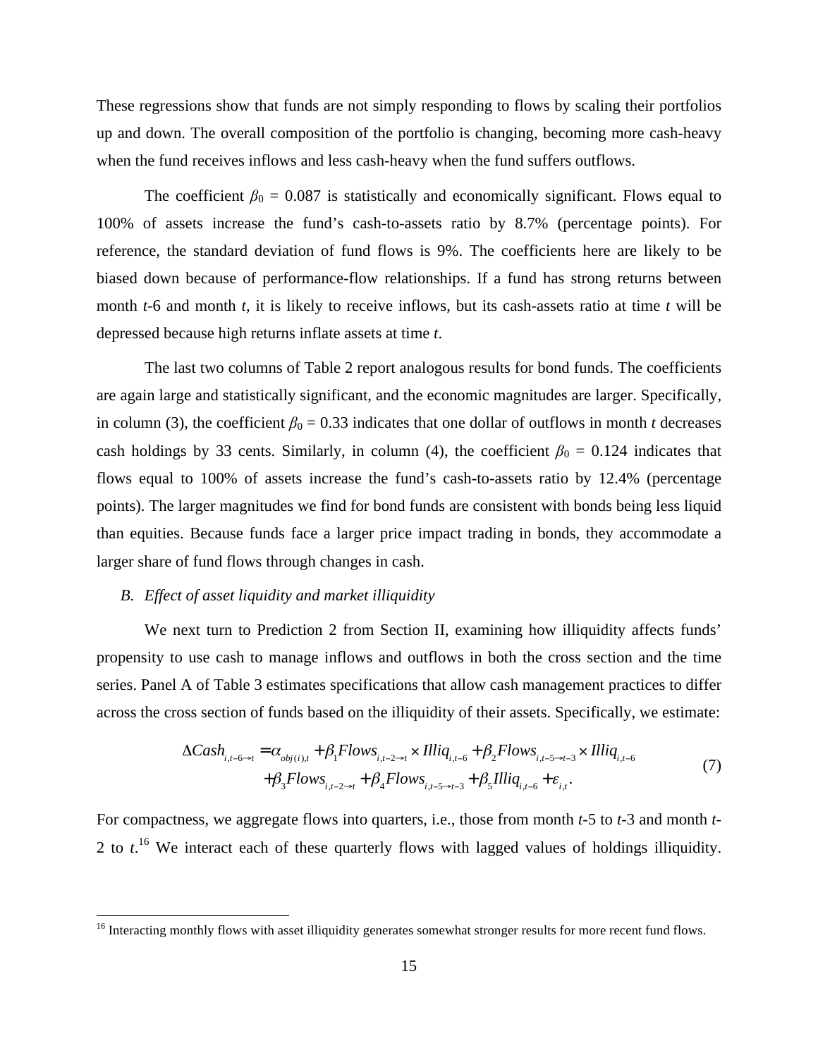These regressions show that funds are not simply responding to flows by scaling their portfolios up and down. The overall composition of the portfolio is changing, becoming more cash-heavy when the fund receives inflows and less cash-heavy when the fund suffers outflows.

The coefficient $\beta_0$ = 0.087 is statistically and economically significant. Flows equal to 100% of assets increase the fund's cash-to-assets ratio by 8.7% (percentage points). For reference, the standard deviation of fund flows is 9%. The coefficients here are likely to be biased down because of performance-flow relationships. If a fund has strong returns between month *t*-6 and month *t*, it is likely to receive inflows, but its cash-assets ratio at time *t* will be depressed because high returns inflate assets at time *t*.

The last two columns of Table 2 report analogous results for bond funds. The coefficients are again large and statistically significant, and the economic magnitudes are larger. Specifically, in column (3), the coefficient $\beta_0$ = 0.33 indicates that one dollar of outflows in month *t* decreases cash holdings by 33 cents. Similarly, in column (4), the coefficient $\beta_0$ = 0.124 indicates that flows equal to 100% of assets increase the fund's cash-to-assets ratio by 12.4% (percentage points). The larger magnitudes we find for bond funds are consistent with bonds being less liquid than equities. Because funds face a larger price impact trading in bonds, they accommodate a larger share of fund flows through changes in cash.

### *B. Effect of asset liquidity and market illiquidity*

We next turn to Prediction 2 from Section II, examining how illiquidity affects funds' propensity to use cash to manage inflows and outflows in both the cross section and the time series. Panel A of Table 3 estimates specifications that allow cash management practices to differ across the cross section of funds based on the illiquidity of their assets. Specifically, we estimate:

$$\begin{aligned}\Delta Cash_{i,t-6\rightarrow t} = \alpha_{obj(i),t} + \beta_1 Flows_{i,t-2\rightarrow t} \times Illiq_{i,t-6} + \beta_2 Flows_{i,t-5\rightarrow t-3} \times Illiq_{i,t-6} \\ + \beta_3 Flows_{i,t-2\rightarrow t} + \beta_4 Flows_{i,t-5\rightarrow t-3} + \beta_5 Illiq_{i,t-6} + \varepsilon_{i,t}.\end{aligned} \tag{7}$$

For compactness, we aggregate flows into quarters, i.e., those from month *t*-5 to *t*-3 and month *t*-2 to *t*.[16] We interact each of these quarterly flows with lagged values of holdings illiquidity.

[16] Interacting monthly flows with asset illiquidity generates somewhat stronger results for more recent fund flows.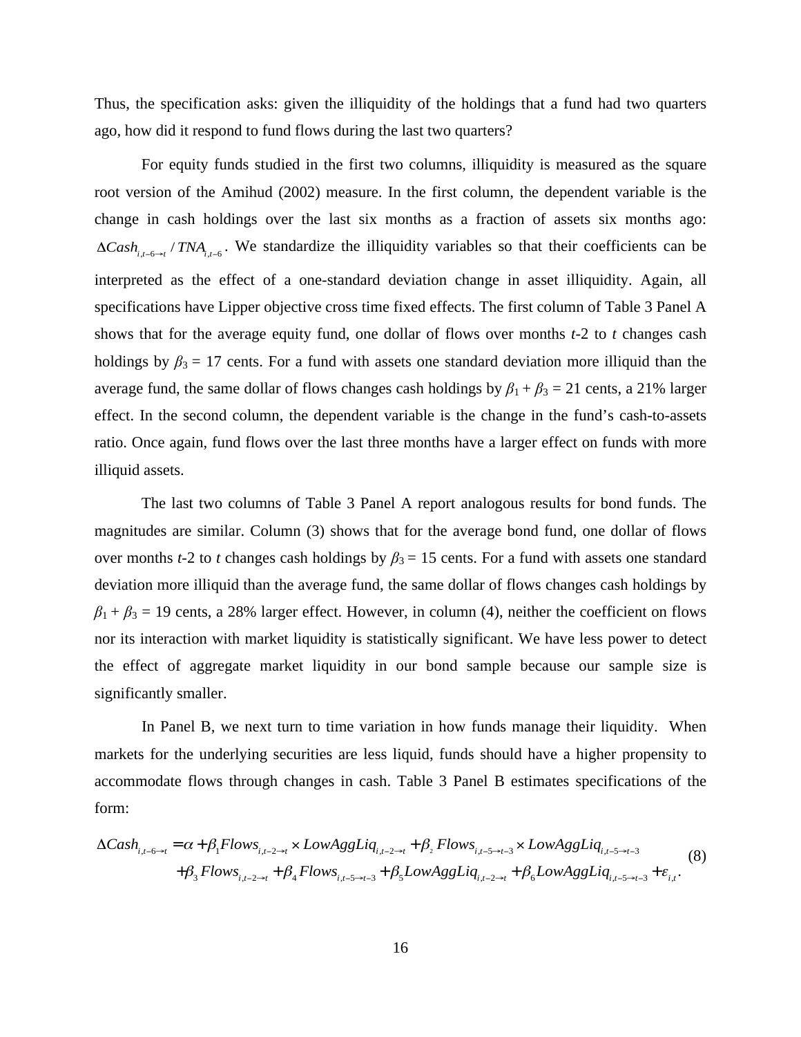Thus, the specification asks: given the illiquidity of the holdings that a fund had two quarters ago, how did it respond to fund flows during the last two quarters?

For equity funds studied in the first two columns, illiquidity is measured as the square root version of the Amihud (2002) measure. In the first column, the dependent variable is the change in cash holdings over the last six months as a fraction of assets six months ago: $\Delta Cash_{i,t-6\to t} / TNA_{i,t-6}$. We standardize the illiquidity variables so that their coefficients can be interpreted as the effect of a one-standard deviation change in asset illiquidity. Again, all specifications have Lipper objective cross time fixed effects. The first column of Table 3 Panel A shows that for the average equity fund, one dollar of flows over months *t*-2 to *t* changes cash holdings by $\beta_3$ = 17 cents. For a fund with assets one standard deviation more illiquid than the average fund, the same dollar of flows changes cash holdings by $\beta_1 + \beta_3$ = 21 cents, a 21% larger effect. In the second column, the dependent variable is the change in the fund's cash-to-assets ratio. Once again, fund flows over the last three months have a larger effect on funds with more illiquid assets.

The last two columns of Table 3 Panel A report analogous results for bond funds. The magnitudes are similar. Column (3) shows that for the average bond fund, one dollar of flows over months *t*-2 to *t* changes cash holdings by $\beta_3$ = 15 cents. For a fund with assets one standard deviation more illiquid than the average fund, the same dollar of flows changes cash holdings by $\beta_1 + \beta_3$ = 19 cents, a 28% larger effect. However, in column (4), neither the coefficient on flows nor its interaction with market liquidity is statistically significant. We have less power to detect the effect of aggregate market liquidity in our bond sample because our sample size is significantly smaller.

In Panel B, we next turn to time variation in how funds manage their liquidity. When markets for the underlying securities are less liquid, funds should have a higher propensity to accommodate flows through changes in cash. Table 3 Panel B estimates specifications of the form:

$$\begin{aligned}\Delta Cash_{i,t-6\to t} &= \alpha + \beta_1 Flows_{i,t-2\to t} \times LowAggLiq_{i,t-2\to t} + \beta_2 Flows_{i,t-5\to t-3} \times LowAggLiq_{i,t-5\to t-3} \\ &+ \beta_3 Flows_{i,t-2\to t} + \beta_4 Flows_{i,t-5\to t-3} + \beta_5 LowAggLiq_{i,t-2\to t} + \beta_6 LowAggLiq_{i,t-5\to t-3} + \varepsilon_{i,t}.\end{aligned} \tag{8}$$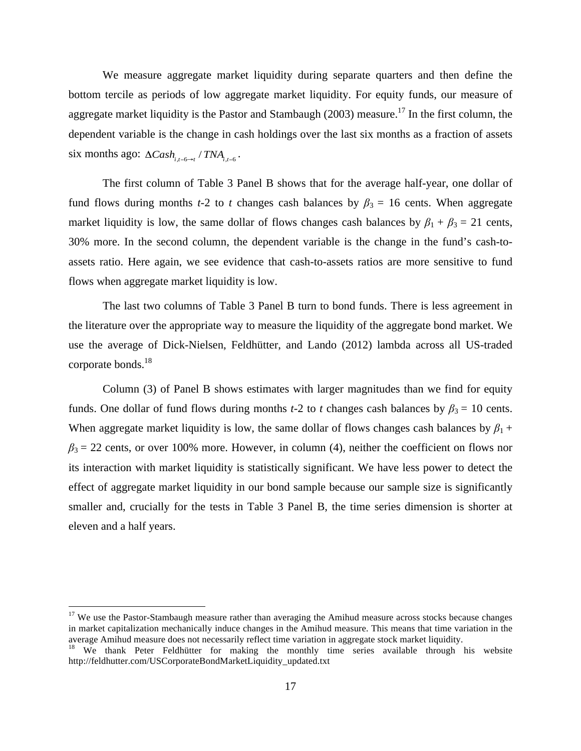We measure aggregate market liquidity during separate quarters and then define the bottom tercile as periods of low aggregate market liquidity. For equity funds, our measure of aggregate market liquidity is the Pastor and Stambaugh (2003) measure.[17] In the first column, the dependent variable is the change in cash holdings over the last six months as a fraction of assets six months ago: $\Delta Cash_{i,t-6\rightarrow t} / TNA_{i,t-6}$.

The first column of Table 3 Panel B shows that for the average half-year, one dollar of fund flows during months $t$-2 to $t$ changes cash balances by $\beta_3$ = 16 cents. When aggregate market liquidity is low, the same dollar of flows changes cash balances by $\beta_1 + \beta_3$ = 21 cents, 30% more. In the second column, the dependent variable is the change in the fund's cash-to-assets ratio. Here again, we see evidence that cash-to-assets ratios are more sensitive to fund flows when aggregate market liquidity is low.

The last two columns of Table 3 Panel B turn to bond funds. There is less agreement in the literature over the appropriate way to measure the liquidity of the aggregate bond market. We use the average of Dick-Nielsen, Feldhütter, and Lando (2012) lambda across all US-traded corporate bonds.[18]

Column (3) of Panel B shows estimates with larger magnitudes than we find for equity funds. One dollar of fund flows during months $t$-2 to $t$ changes cash balances by $\beta_3$ = 10 cents. When aggregate market liquidity is low, the same dollar of flows changes cash balances by $\beta_1 + \beta_3$ = 22 cents, or over 100% more. However, in column (4), neither the coefficient on flows nor its interaction with market liquidity is statistically significant. We have less power to detect the effect of aggregate market liquidity in our bond sample because our sample size is significantly smaller and, crucially for the tests in Table 3 Panel B, the time series dimension is shorter at eleven and a half years.

[17] We use the Pastor-Stambaugh measure rather than averaging the Amihud measure across stocks because changes in market capitalization mechanically induce changes in the Amihud measure. This means that time variation in the average Amihud measure does not necessarily reflect time variation in aggregate stock market liquidity.

[18] We thank Peter Feldhütter for making the monthly time series available through his website http://feldhutter.com/USCorporateBondMarketLiquidity_updated.txt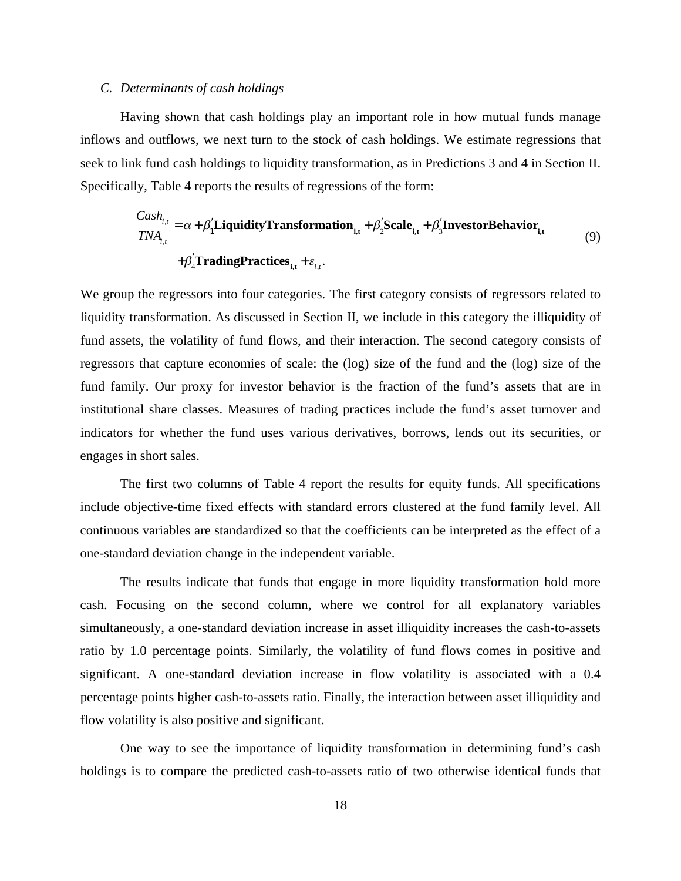### C. *Determinants of cash holdings*

Having shown that cash holdings play an important role in how mutual funds manage inflows and outflows, we next turn to the stock of cash holdings. We estimate regressions that seek to link fund cash holdings to liquidity transformation, as in Predictions 3 and 4 in Section II. Specifically, Table 4 reports the results of regressions of the form:

$$\frac{Cash_{i,t}}{TNA_{i,t}} = \alpha + \beta_1'\mathbf{LiquidityTransformation_{i,t}} + \beta_2'\mathbf{Scale_{i,t}} + \beta_3'\mathbf{InvestorBehavior_{i,t}} + \beta_4'\mathbf{TradingPractices_{i,t}} + \varepsilon_{i,t}. \tag{9}$$

We group the regressors into four categories. The first category consists of regressors related to liquidity transformation. As discussed in Section II, we include in this category the illiquidity of fund assets, the volatility of fund flows, and their interaction. The second category consists of regressors that capture economies of scale: the (log) size of the fund and the (log) size of the fund family. Our proxy for investor behavior is the fraction of the fund's assets that are in institutional share classes. Measures of trading practices include the fund's asset turnover and indicators for whether the fund uses various derivatives, borrows, lends out its securities, or engages in short sales.

The first two columns of Table 4 report the results for equity funds. All specifications include objective-time fixed effects with standard errors clustered at the fund family level. All continuous variables are standardized so that the coefficients can be interpreted as the effect of a one-standard deviation change in the independent variable.

The results indicate that funds that engage in more liquidity transformation hold more cash. Focusing on the second column, where we control for all explanatory variables simultaneously, a one-standard deviation increase in asset illiquidity increases the cash-to-assets ratio by 1.0 percentage points. Similarly, the volatility of fund flows comes in positive and significant. A one-standard deviation increase in flow volatility is associated with a 0.4 percentage points higher cash-to-assets ratio. Finally, the interaction between asset illiquidity and flow volatility is also positive and significant.

One way to see the importance of liquidity transformation in determining fund's cash holdings is to compare the predicted cash-to-assets ratio of two otherwise identical funds that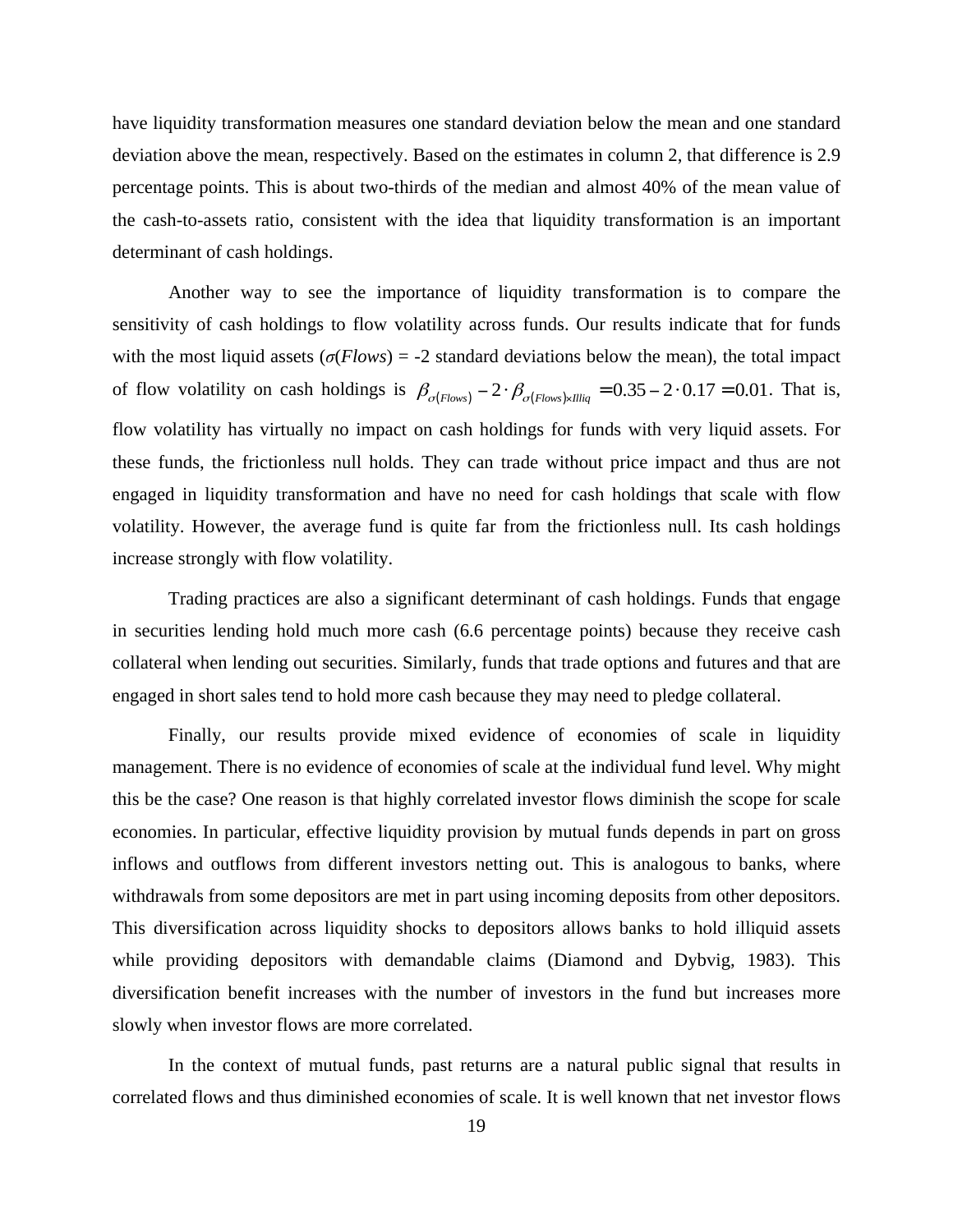have liquidity transformation measures one standard deviation below the mean and one standard deviation above the mean, respectively. Based on the estimates in column 2, that difference is 2.9 percentage points. This is about two-thirds of the median and almost 40% of the mean value of the cash-to-assets ratio, consistent with the idea that liquidity transformation is an important determinant of cash holdings.

Another way to see the importance of liquidity transformation is to compare the sensitivity of cash holdings to flow volatility across funds. Our results indicate that for funds with the most liquid assets ($\sigma(Flows)$ = -2 standard deviations below the mean), the total impact of flow volatility on cash holdings is $\beta_{\sigma(Flows)} - 2 \cdot \beta_{\sigma(Flows) \times Illiq} = 0.35 - 2 \cdot 0.17 = 0.01$. That is, flow volatility has virtually no impact on cash holdings for funds with very liquid assets. For these funds, the frictionless null holds. They can trade without price impact and thus are not engaged in liquidity transformation and have no need for cash holdings that scale with flow volatility. However, the average fund is quite far from the frictionless null. Its cash holdings increase strongly with flow volatility.

Trading practices are also a significant determinant of cash holdings. Funds that engage in securities lending hold much more cash (6.6 percentage points) because they receive cash collateral when lending out securities. Similarly, funds that trade options and futures and that are engaged in short sales tend to hold more cash because they may need to pledge collateral.

Finally, our results provide mixed evidence of economies of scale in liquidity management. There is no evidence of economies of scale at the individual fund level. Why might this be the case? One reason is that highly correlated investor flows diminish the scope for scale economies. In particular, effective liquidity provision by mutual funds depends in part on gross inflows and outflows from different investors netting out. This is analogous to banks, where withdrawals from some depositors are met in part using incoming deposits from other depositors. This diversification across liquidity shocks to depositors allows banks to hold illiquid assets while providing depositors with demandable claims (Diamond and Dybvig, 1983). This diversification benefit increases with the number of investors in the fund but increases more slowly when investor flows are more correlated.

In the context of mutual funds, past returns are a natural public signal that results in correlated flows and thus diminished economies of scale. It is well known that net investor flows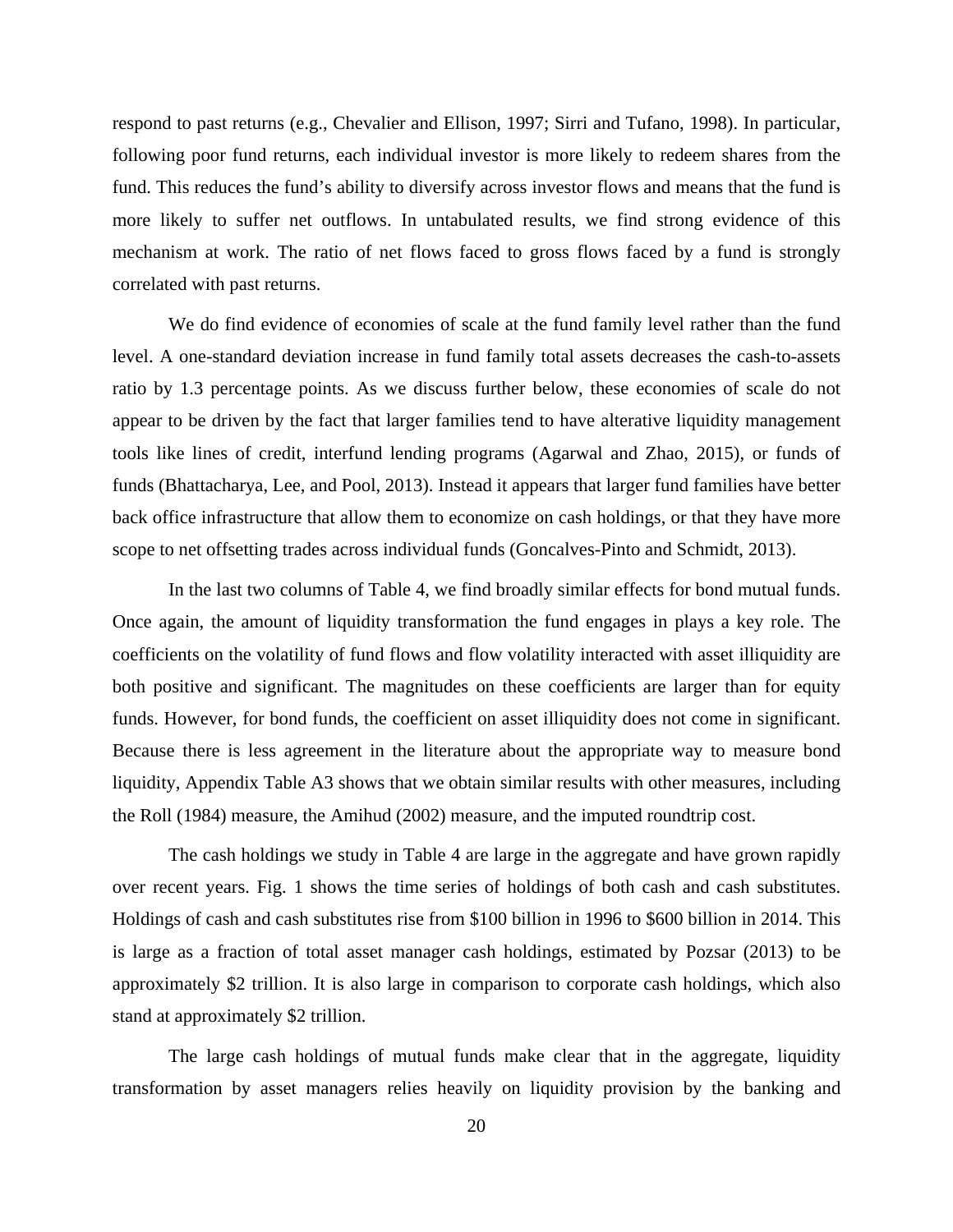respond to past returns (e.g., Chevalier and Ellison, 1997; Sirri and Tufano, 1998). In particular, following poor fund returns, each individual investor is more likely to redeem shares from the fund. This reduces the fund's ability to diversify across investor flows and means that the fund is more likely to suffer net outflows. In untabulated results, we find strong evidence of this mechanism at work. The ratio of net flows faced to gross flows faced by a fund is strongly correlated with past returns.

We do find evidence of economies of scale at the fund family level rather than the fund level. A one-standard deviation increase in fund family total assets decreases the cash-to-assets ratio by 1.3 percentage points. As we discuss further below, these economies of scale do not appear to be driven by the fact that larger families tend to have alterative liquidity management tools like lines of credit, interfund lending programs (Agarwal and Zhao, 2015), or funds of funds (Bhattacharya, Lee, and Pool, 2013). Instead it appears that larger fund families have better back office infrastructure that allow them to economize on cash holdings, or that they have more scope to net offsetting trades across individual funds (Goncalves-Pinto and Schmidt, 2013).

In the last two columns of Table 4, we find broadly similar effects for bond mutual funds. Once again, the amount of liquidity transformation the fund engages in plays a key role. The coefficients on the volatility of fund flows and flow volatility interacted with asset illiquidity are both positive and significant. The magnitudes on these coefficients are larger than for equity funds. However, for bond funds, the coefficient on asset illiquidity does not come in significant. Because there is less agreement in the literature about the appropriate way to measure bond liquidity, Appendix Table A3 shows that we obtain similar results with other measures, including the Roll (1984) measure, the Amihud (2002) measure, and the imputed roundtrip cost.

The cash holdings we study in Table 4 are large in the aggregate and have grown rapidly over recent years. Fig. 1 shows the time series of holdings of both cash and cash substitutes. Holdings of cash and cash substitutes rise from \$100 billion in 1996 to \$600 billion in 2014. This is large as a fraction of total asset manager cash holdings, estimated by Pozsar (2013) to be approximately \$2 trillion. It is also large in comparison to corporate cash holdings, which also stand at approximately \$2 trillion.

The large cash holdings of mutual funds make clear that in the aggregate, liquidity transformation by asset managers relies heavily on liquidity provision by the banking and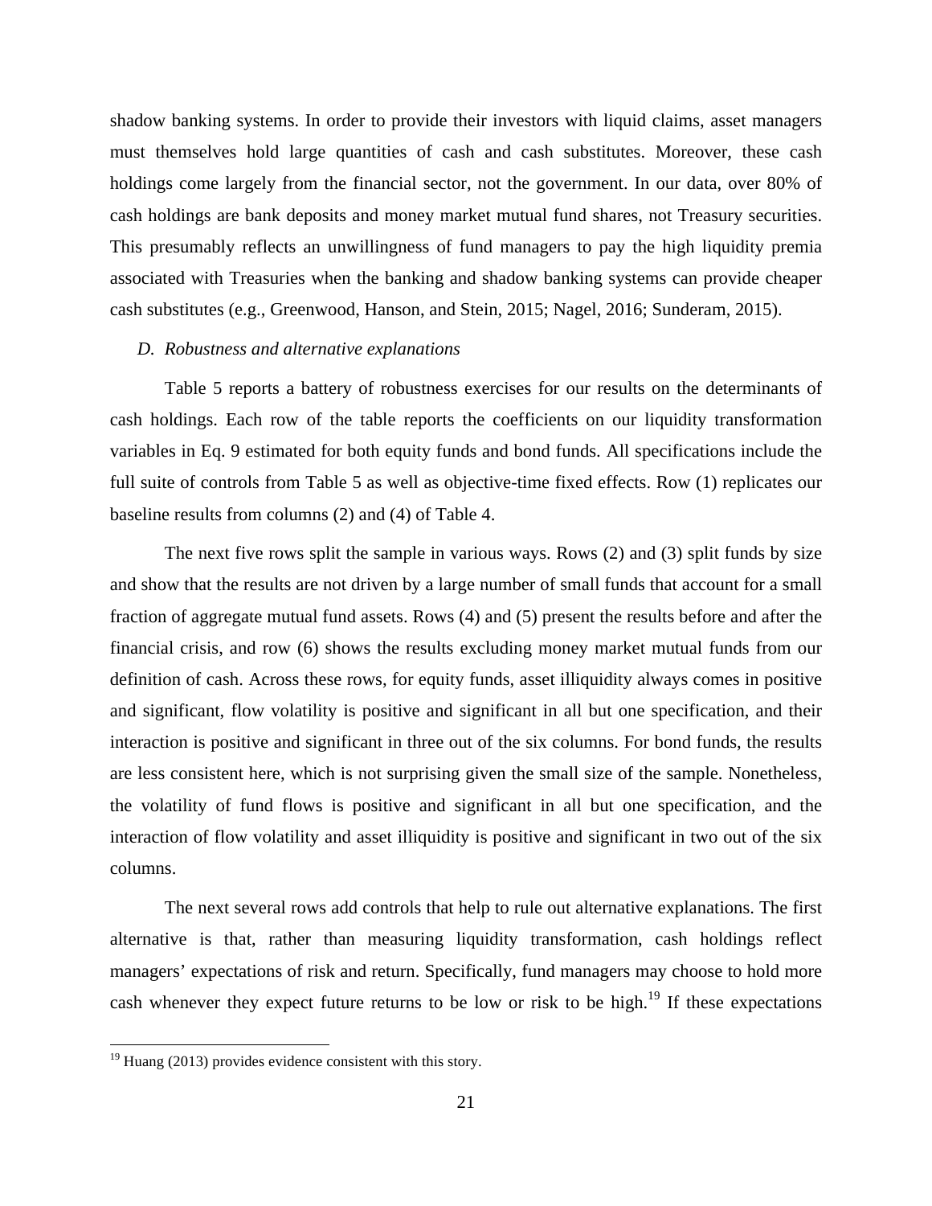shadow banking systems. In order to provide their investors with liquid claims, asset managers must themselves hold large quantities of cash and cash substitutes. Moreover, these cash holdings come largely from the financial sector, not the government. In our data, over 80% of cash holdings are bank deposits and money market mutual fund shares, not Treasury securities. This presumably reflects an unwillingness of fund managers to pay the high liquidity premia associated with Treasuries when the banking and shadow banking systems can provide cheaper cash substitutes (e.g., Greenwood, Hanson, and Stein, 2015; Nagel, 2016; Sunderam, 2015).

*D. Robustness and alternative explanations*

Table 5 reports a battery of robustness exercises for our results on the determinants of cash holdings. Each row of the table reports the coefficients on our liquidity transformation variables in Eq. 9 estimated for both equity funds and bond funds. All specifications include the full suite of controls from Table 5 as well as objective-time fixed effects. Row (1) replicates our baseline results from columns (2) and (4) of Table 4.

The next five rows split the sample in various ways. Rows (2) and (3) split funds by size and show that the results are not driven by a large number of small funds that account for a small fraction of aggregate mutual fund assets. Rows (4) and (5) present the results before and after the financial crisis, and row (6) shows the results excluding money market mutual funds from our definition of cash. Across these rows, for equity funds, asset illiquidity always comes in positive and significant, flow volatility is positive and significant in all but one specification, and their interaction is positive and significant in three out of the six columns. For bond funds, the results are less consistent here, which is not surprising given the small size of the sample. Nonetheless, the volatility of fund flows is positive and significant in all but one specification, and the interaction of flow volatility and asset illiquidity is positive and significant in two out of the six columns.

The next several rows add controls that help to rule out alternative explanations. The first alternative is that, rather than measuring liquidity transformation, cash holdings reflect managers' expectations of risk and return. Specifically, fund managers may choose to hold more cash whenever they expect future returns to be low or risk to be high.[19] If these expectations

[19] Huang (2013) provides evidence consistent with this story.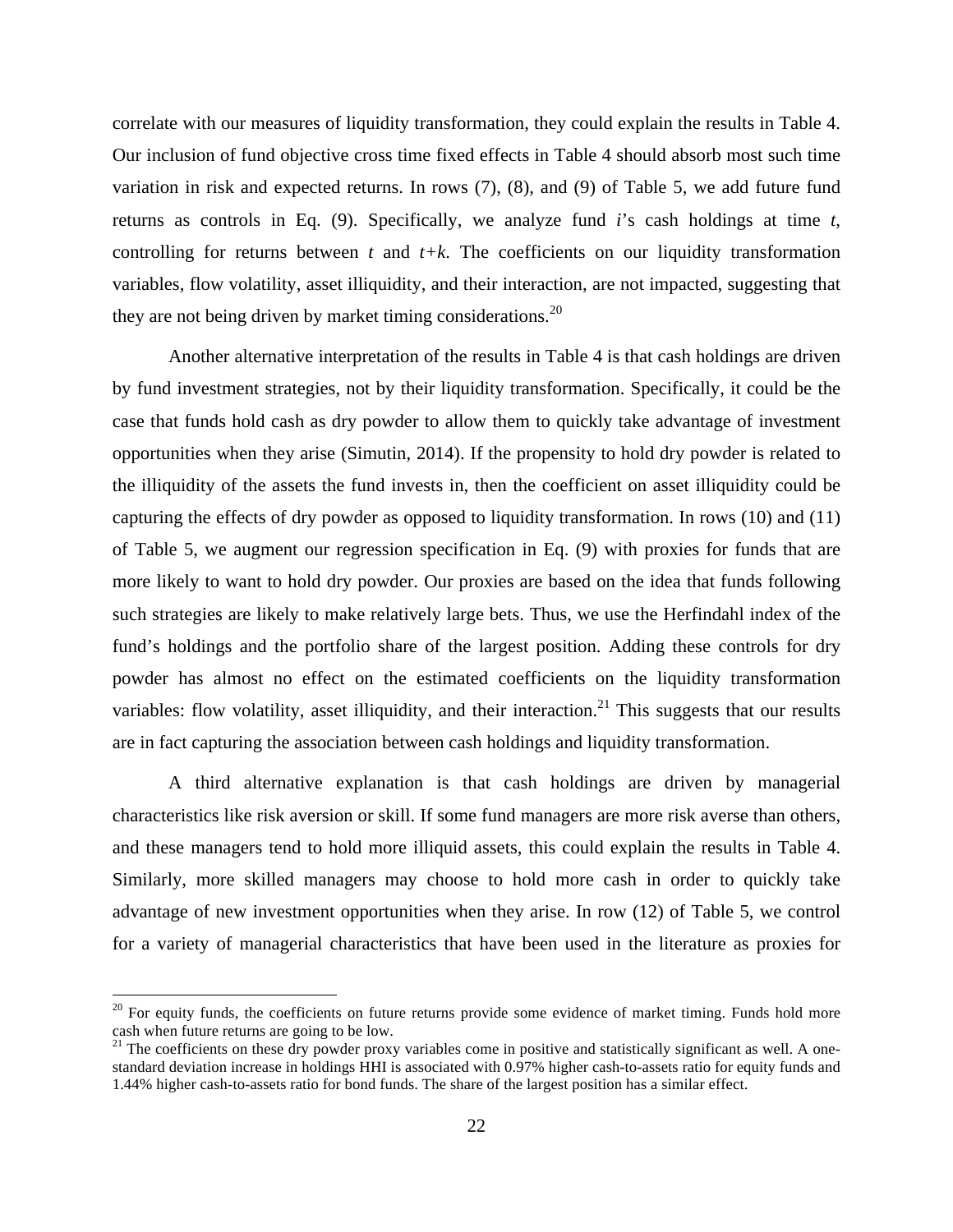correlate with our measures of liquidity transformation, they could explain the results in Table 4. Our inclusion of fund objective cross time fixed effects in Table 4 should absorb most such time variation in risk and expected returns. In rows (7), (8), and (9) of Table 5, we add future fund returns as controls in Eq. (9). Specifically, we analyze fund *i*'s cash holdings at time *t*, controlling for returns between *t* and *t+k*. The coefficients on our liquidity transformation variables, flow volatility, asset illiquidity, and their interaction, are not impacted, suggesting that they are not being driven by market timing considerations.[20]

Another alternative interpretation of the results in Table 4 is that cash holdings are driven by fund investment strategies, not by their liquidity transformation. Specifically, it could be the case that funds hold cash as dry powder to allow them to quickly take advantage of investment opportunities when they arise (Simutin, 2014). If the propensity to hold dry powder is related to the illiquidity of the assets the fund invests in, then the coefficient on asset illiquidity could be capturing the effects of dry powder as opposed to liquidity transformation. In rows (10) and (11) of Table 5, we augment our regression specification in Eq. (9) with proxies for funds that are more likely to want to hold dry powder. Our proxies are based on the idea that funds following such strategies are likely to make relatively large bets. Thus, we use the Herfindahl index of the fund's holdings and the portfolio share of the largest position. Adding these controls for dry powder has almost no effect on the estimated coefficients on the liquidity transformation variables: flow volatility, asset illiquidity, and their interaction.[21] This suggests that our results are in fact capturing the association between cash holdings and liquidity transformation.

A third alternative explanation is that cash holdings are driven by managerial characteristics like risk aversion or skill. If some fund managers are more risk averse than others, and these managers tend to hold more illiquid assets, this could explain the results in Table 4. Similarly, more skilled managers may choose to hold more cash in order to quickly take advantage of new investment opportunities when they arise. In row (12) of Table 5, we control for a variety of managerial characteristics that have been used in the literature as proxies for

---

[20] For equity funds, the coefficients on future returns provide some evidence of market timing. Funds hold more cash when future returns are going to be low.

[21] The coefficients on these dry powder proxy variables come in positive and statistically significant as well. A one-standard deviation increase in holdings HHI is associated with 0.97% higher cash-to-assets ratio for equity funds and 1.44% higher cash-to-assets ratio for bond funds. The share of the largest position has a similar effect.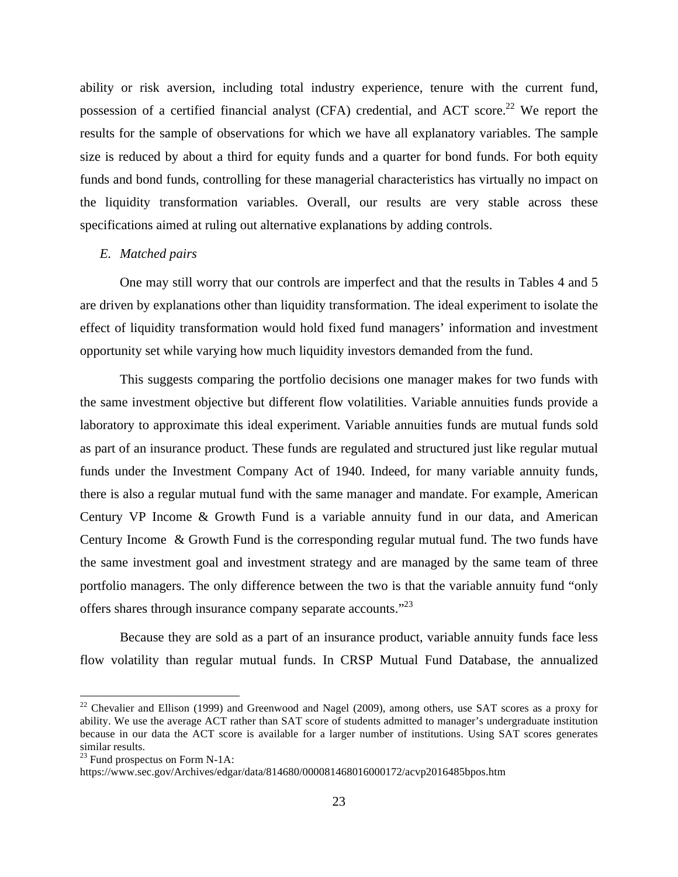ability or risk aversion, including total industry experience, tenure with the current fund, possession of a certified financial analyst (CFA) credential, and ACT score.[22] We report the results for the sample of observations for which we have all explanatory variables. The sample size is reduced by about a third for equity funds and a quarter for bond funds. For both equity funds and bond funds, controlling for these managerial characteristics has virtually no impact on the liquidity transformation variables. Overall, our results are very stable across these specifications aimed at ruling out alternative explanations by adding controls.

### *E. Matched pairs*

One may still worry that our controls are imperfect and that the results in Tables 4 and 5 are driven by explanations other than liquidity transformation. The ideal experiment to isolate the effect of liquidity transformation would hold fixed fund managers' information and investment opportunity set while varying how much liquidity investors demanded from the fund.

This suggests comparing the portfolio decisions one manager makes for two funds with the same investment objective but different flow volatilities. Variable annuities funds provide a laboratory to approximate this ideal experiment. Variable annuities funds are mutual funds sold as part of an insurance product. These funds are regulated and structured just like regular mutual funds under the Investment Company Act of 1940. Indeed, for many variable annuity funds, there is also a regular mutual fund with the same manager and mandate. For example, American Century VP Income & Growth Fund is a variable annuity fund in our data, and American Century Income & Growth Fund is the corresponding regular mutual fund. The two funds have the same investment goal and investment strategy and are managed by the same team of three portfolio managers. The only difference between the two is that the variable annuity fund "only offers shares through insurance company separate accounts."[23]

Because they are sold as a part of an insurance product, variable annuity funds face less flow volatility than regular mutual funds. In CRSP Mutual Fund Database, the annualized

---

[22] Chevalier and Ellison (1999) and Greenwood and Nagel (2009), among others, use SAT scores as a proxy for ability. We use the average ACT rather than SAT score of students admitted to manager's undergraduate institution because in our data the ACT score is available for a larger number of institutions. Using SAT scores generates similar results.

[23] Fund prospectus on Form N-1A:
https://www.sec.gov/Archives/edgar/data/814680/000081468016000172/acvp2016485bpos.htm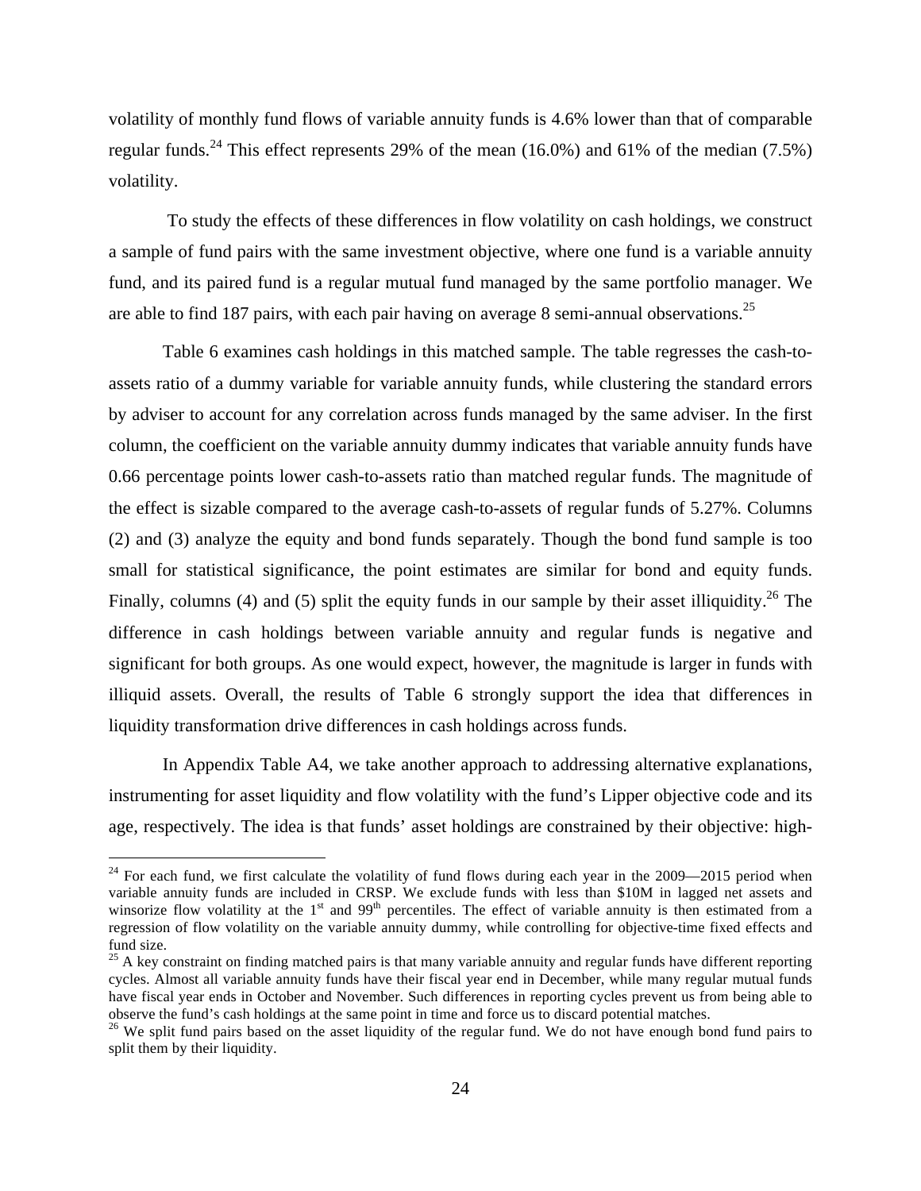volatility of monthly fund flows of variable annuity funds is 4.6% lower than that of comparable regular funds.[24] This effect represents 29% of the mean (16.0%) and 61% of the median (7.5%) volatility.

To study the effects of these differences in flow volatility on cash holdings, we construct a sample of fund pairs with the same investment objective, where one fund is a variable annuity fund, and its paired fund is a regular mutual fund managed by the same portfolio manager. We are able to find 187 pairs, with each pair having on average 8 semi-annual observations.[25]

Table 6 examines cash holdings in this matched sample. The table regresses the cash-to-assets ratio of a dummy variable for variable annuity funds, while clustering the standard errors by adviser to account for any correlation across funds managed by the same adviser. In the first column, the coefficient on the variable annuity dummy indicates that variable annuity funds have 0.66 percentage points lower cash-to-assets ratio than matched regular funds. The magnitude of the effect is sizable compared to the average cash-to-assets of regular funds of 5.27%. Columns (2) and (3) analyze the equity and bond funds separately. Though the bond fund sample is too small for statistical significance, the point estimates are similar for bond and equity funds. Finally, columns (4) and (5) split the equity funds in our sample by their asset illiquidity.[26] The difference in cash holdings between variable annuity and regular funds is negative and significant for both groups. As one would expect, however, the magnitude is larger in funds with illiquid assets. Overall, the results of Table 6 strongly support the idea that differences in liquidity transformation drive differences in cash holdings across funds.

In Appendix Table A4, we take another approach to addressing alternative explanations, instrumenting for asset liquidity and flow volatility with the fund's Lipper objective code and its age, respectively. The idea is that funds' asset holdings are constrained by their objective: high-

---

[24] For each fund, we first calculate the volatility of fund flows during each year in the 2009—2015 period when variable annuity funds are included in CRSP. We exclude funds with less than \$10M in lagged net assets and winsorize flow volatility at the 1st and 99th percentiles. The effect of variable annuity is then estimated from a regression of flow volatility on the variable annuity dummy, while controlling for objective-time fixed effects and fund size.

[25] A key constraint on finding matched pairs is that many variable annuity and regular funds have different reporting cycles. Almost all variable annuity funds have their fiscal year end in December, while many regular mutual funds have fiscal year ends in October and November. Such differences in reporting cycles prevent us from being able to observe the fund's cash holdings at the same point in time and force us to discard potential matches.

[26] We split fund pairs based on the asset liquidity of the regular fund. We do not have enough bond fund pairs to split them by their liquidity.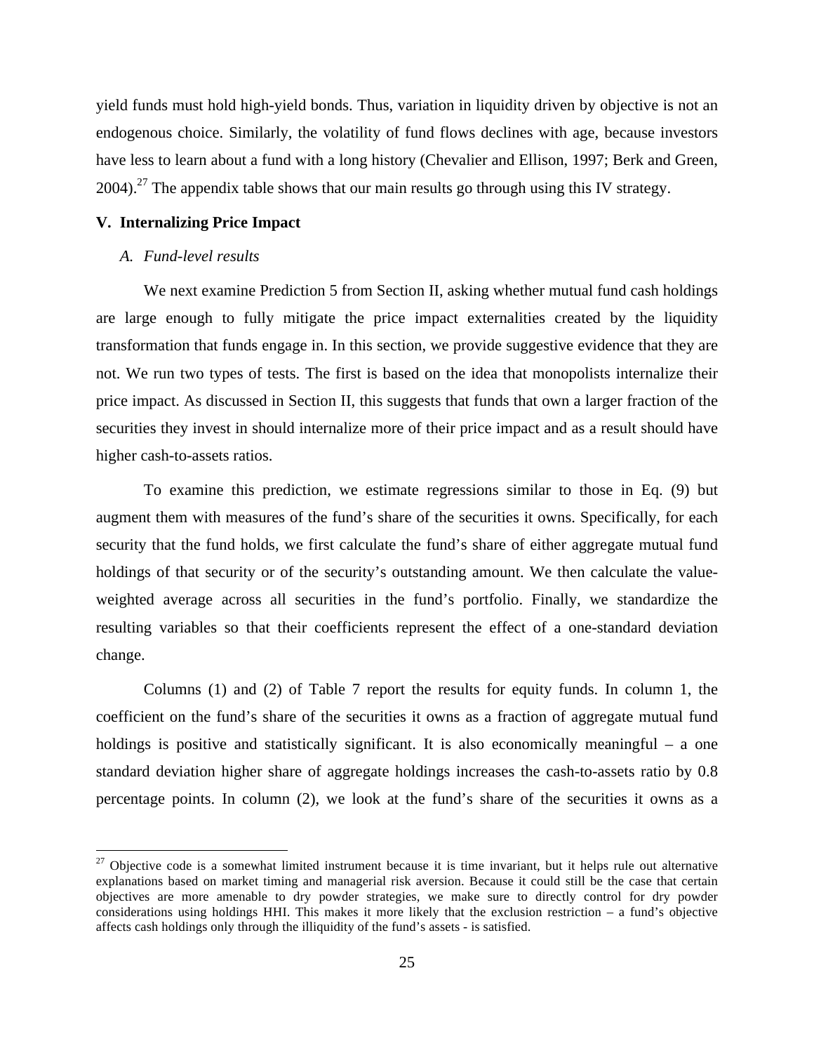yield funds must hold high-yield bonds. Thus, variation in liquidity driven by objective is not an endogenous choice. Similarly, the volatility of fund flows declines with age, because investors have less to learn about a fund with a long history (Chevalier and Ellison, 1997; Berk and Green, 2004).[27] The appendix table shows that our main results go through using this IV strategy.

## V. Internalizing Price Impact

### A. *Fund-level results*

We next examine Prediction 5 from Section II, asking whether mutual fund cash holdings are large enough to fully mitigate the price impact externalities created by the liquidity transformation that funds engage in. In this section, we provide suggestive evidence that they are not. We run two types of tests. The first is based on the idea that monopolists internalize their price impact. As discussed in Section II, this suggests that funds that own a larger fraction of the securities they invest in should internalize more of their price impact and as a result should have higher cash-to-assets ratios.

To examine this prediction, we estimate regressions similar to those in Eq. (9) but augment them with measures of the fund's share of the securities it owns. Specifically, for each security that the fund holds, we first calculate the fund's share of either aggregate mutual fund holdings of that security or of the security's outstanding amount. We then calculate the value-weighted average across all securities in the fund's portfolio. Finally, we standardize the resulting variables so that their coefficients represent the effect of a one-standard deviation change.

Columns (1) and (2) of Table 7 report the results for equity funds. In column 1, the coefficient on the fund's share of the securities it owns as a fraction of aggregate mutual fund holdings is positive and statistically significant. It is also economically meaningful – a one standard deviation higher share of aggregate holdings increases the cash-to-assets ratio by 0.8 percentage points. In column (2), we look at the fund's share of the securities it owns as a

---

[27] Objective code is a somewhat limited instrument because it is time invariant, but it helps rule out alternative explanations based on market timing and managerial risk aversion. Because it could still be the case that certain objectives are more amenable to dry powder strategies, we make sure to directly control for dry powder considerations using holdings HHI. This makes it more likely that the exclusion restriction – a fund's objective affects cash holdings only through the illiquidity of the fund's assets - is satisfied.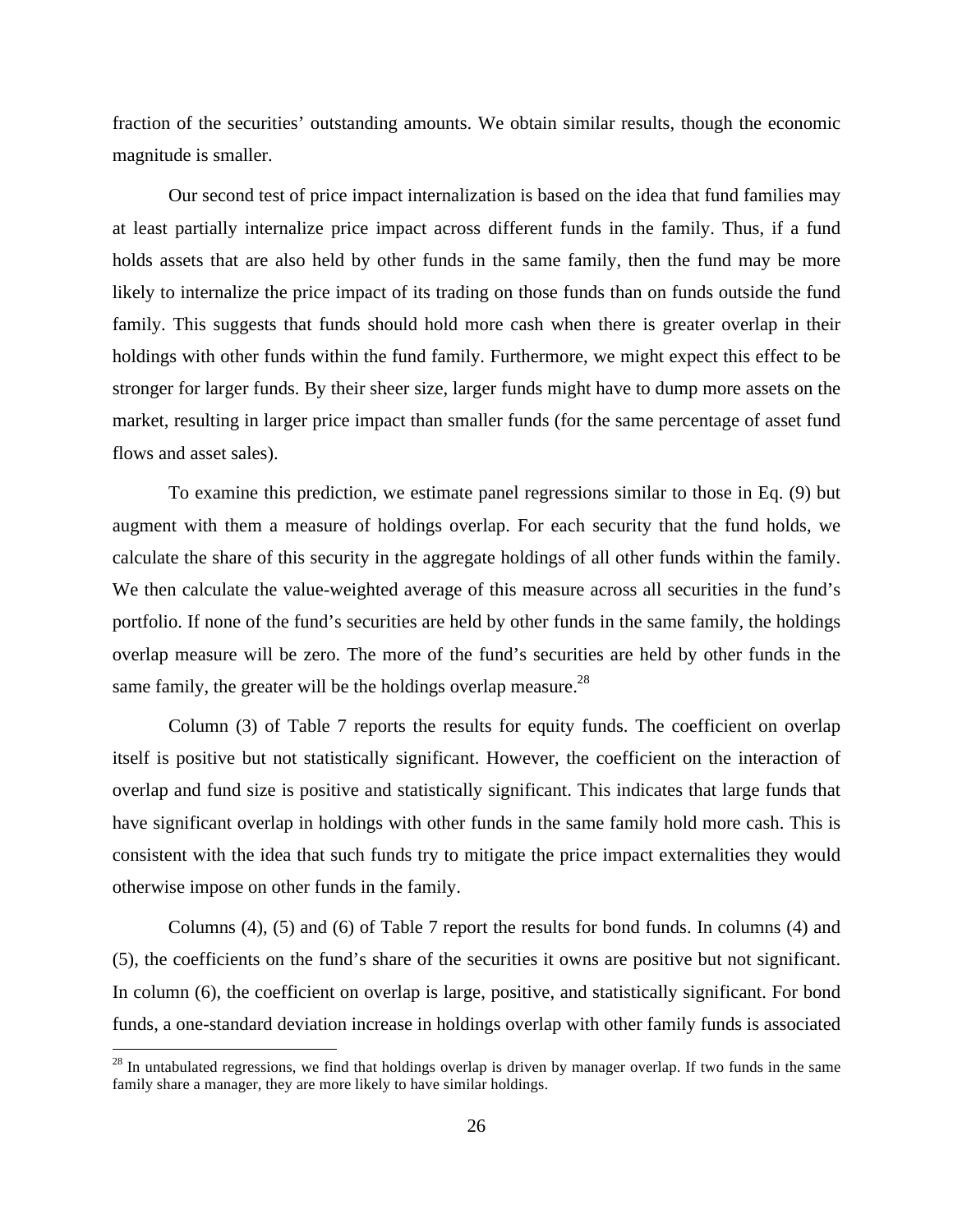fraction of the securities' outstanding amounts. We obtain similar results, though the economic magnitude is smaller.

Our second test of price impact internalization is based on the idea that fund families may at least partially internalize price impact across different funds in the family. Thus, if a fund holds assets that are also held by other funds in the same family, then the fund may be more likely to internalize the price impact of its trading on those funds than on funds outside the fund family. This suggests that funds should hold more cash when there is greater overlap in their holdings with other funds within the fund family. Furthermore, we might expect this effect to be stronger for larger funds. By their sheer size, larger funds might have to dump more assets on the market, resulting in larger price impact than smaller funds (for the same percentage of asset fund flows and asset sales).

To examine this prediction, we estimate panel regressions similar to those in Eq. (9) but augment with them a measure of holdings overlap. For each security that the fund holds, we calculate the share of this security in the aggregate holdings of all other funds within the family. We then calculate the value-weighted average of this measure across all securities in the fund's portfolio. If none of the fund's securities are held by other funds in the same family, the holdings overlap measure will be zero. The more of the fund's securities are held by other funds in the same family, the greater will be the holdings overlap measure.[28]

Column (3) of Table 7 reports the results for equity funds. The coefficient on overlap itself is positive but not statistically significant. However, the coefficient on the interaction of overlap and fund size is positive and statistically significant. This indicates that large funds that have significant overlap in holdings with other funds in the same family hold more cash. This is consistent with the idea that such funds try to mitigate the price impact externalities they would otherwise impose on other funds in the family.

Columns (4), (5) and (6) of Table 7 report the results for bond funds. In columns (4) and (5), the coefficients on the fund's share of the securities it owns are positive but not significant. In column (6), the coefficient on overlap is large, positive, and statistically significant. For bond funds, a one-standard deviation increase in holdings overlap with other family funds is associated

[28] In untabulated regressions, we find that holdings overlap is driven by manager overlap. If two funds in the same family share a manager, they are more likely to have similar holdings.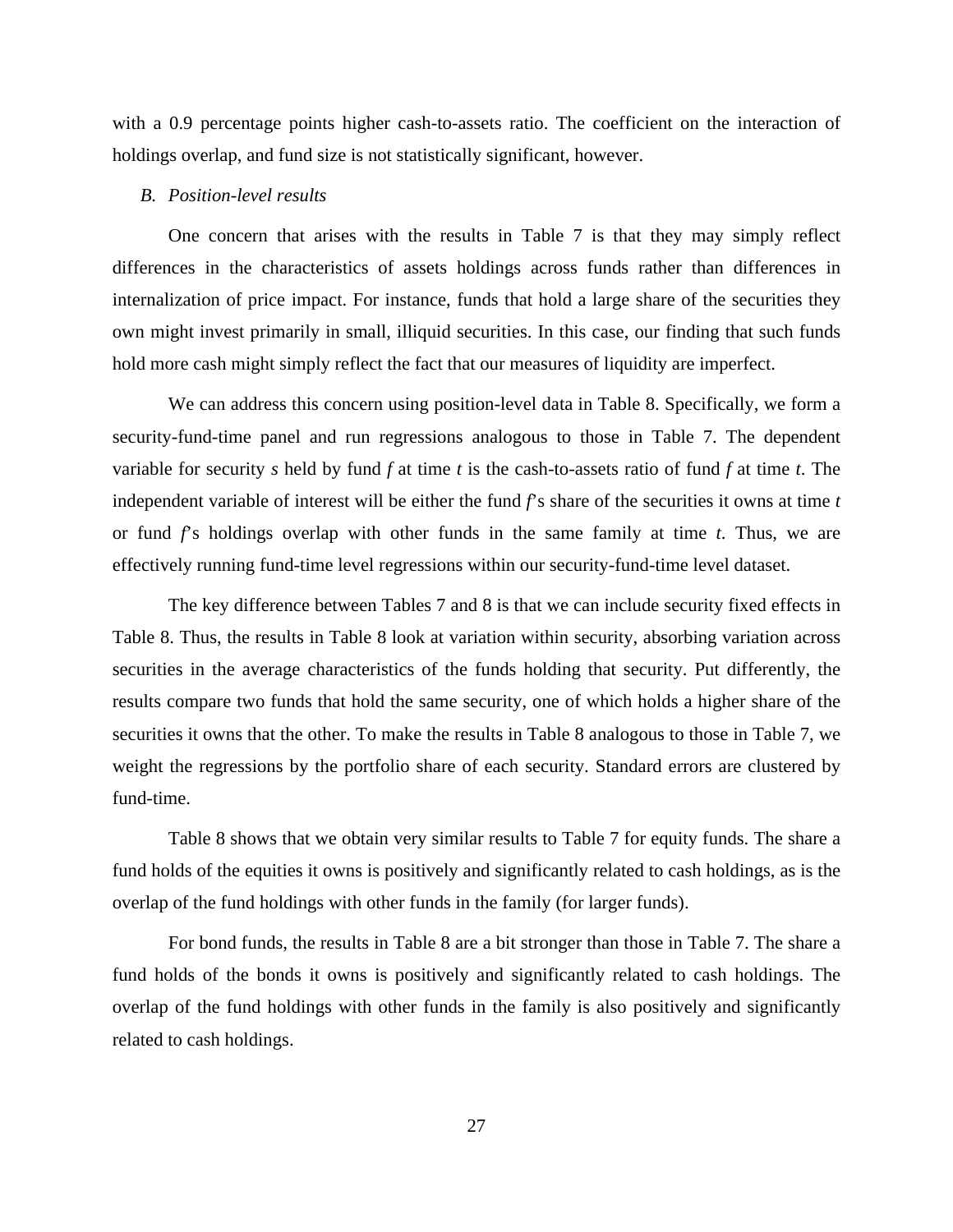with a 0.9 percentage points higher cash-to-assets ratio. The coefficient on the interaction of holdings overlap, and fund size is not statistically significant, however.

### B. *Position-level results*

One concern that arises with the results in Table 7 is that they may simply reflect differences in the characteristics of assets holdings across funds rather than differences in internalization of price impact. For instance, funds that hold a large share of the securities they own might invest primarily in small, illiquid securities. In this case, our finding that such funds hold more cash might simply reflect the fact that our measures of liquidity are imperfect.

We can address this concern using position-level data in Table 8. Specifically, we form a security-fund-time panel and run regressions analogous to those in Table 7. The dependent variable for security *s* held by fund *f* at time *t* is the cash-to-assets ratio of fund *f* at time *t*. The independent variable of interest will be either the fund *f*'s share of the securities it owns at time *t* or fund *f*'s holdings overlap with other funds in the same family at time *t*. Thus, we are effectively running fund-time level regressions within our security-fund-time level dataset.

The key difference between Tables 7 and 8 is that we can include security fixed effects in Table 8. Thus, the results in Table 8 look at variation within security, absorbing variation across securities in the average characteristics of the funds holding that security. Put differently, the results compare two funds that hold the same security, one of which holds a higher share of the securities it owns that the other. To make the results in Table 8 analogous to those in Table 7, we weight the regressions by the portfolio share of each security. Standard errors are clustered by fund-time.

Table 8 shows that we obtain very similar results to Table 7 for equity funds. The share a fund holds of the equities it owns is positively and significantly related to cash holdings, as is the overlap of the fund holdings with other funds in the family (for larger funds).

For bond funds, the results in Table 8 are a bit stronger than those in Table 7. The share a fund holds of the bonds it owns is positively and significantly related to cash holdings. The overlap of the fund holdings with other funds in the family is also positively and significantly related to cash holdings.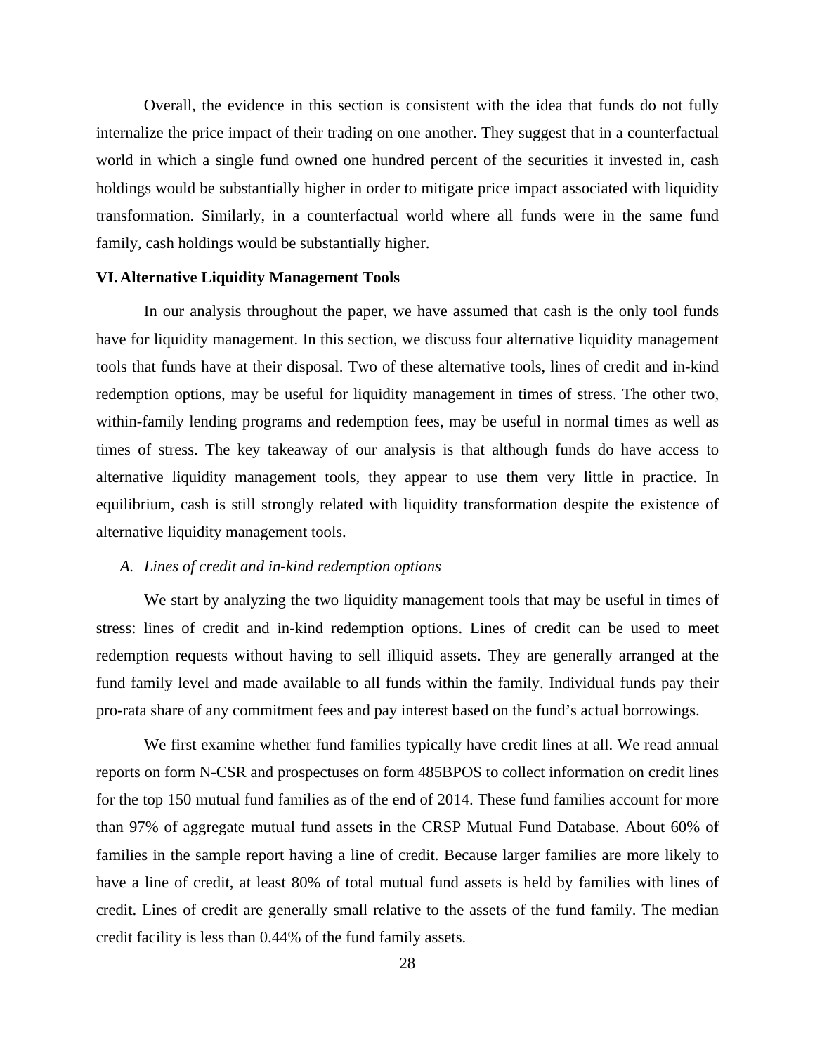Overall, the evidence in this section is consistent with the idea that funds do not fully internalize the price impact of their trading on one another. They suggest that in a counterfactual world in which a single fund owned one hundred percent of the securities it invested in, cash holdings would be substantially higher in order to mitigate price impact associated with liquidity transformation. Similarly, in a counterfactual world where all funds were in the same fund family, cash holdings would be substantially higher.

## VI. Alternative Liquidity Management Tools

In our analysis throughout the paper, we have assumed that cash is the only tool funds have for liquidity management. In this section, we discuss four alternative liquidity management tools that funds have at their disposal. Two of these alternative tools, lines of credit and in-kind redemption options, may be useful for liquidity management in times of stress. The other two, within-family lending programs and redemption fees, may be useful in normal times as well as times of stress. The key takeaway of our analysis is that although funds do have access to alternative liquidity management tools, they appear to use them very little in practice. In equilibrium, cash is still strongly related with liquidity transformation despite the existence of alternative liquidity management tools.

### *A. Lines of credit and in-kind redemption options*

We start by analyzing the two liquidity management tools that may be useful in times of stress: lines of credit and in-kind redemption options. Lines of credit can be used to meet redemption requests without having to sell illiquid assets. They are generally arranged at the fund family level and made available to all funds within the family. Individual funds pay their pro-rata share of any commitment fees and pay interest based on the fund's actual borrowings.

We first examine whether fund families typically have credit lines at all. We read annual reports on form N-CSR and prospectuses on form 485BPOS to collect information on credit lines for the top 150 mutual fund families as of the end of 2014. These fund families account for more than 97% of aggregate mutual fund assets in the CRSP Mutual Fund Database. About 60% of families in the sample report having a line of credit. Because larger families are more likely to have a line of credit, at least 80% of total mutual fund assets is held by families with lines of credit. Lines of credit are generally small relative to the assets of the fund family. The median credit facility is less than 0.44% of the fund family assets.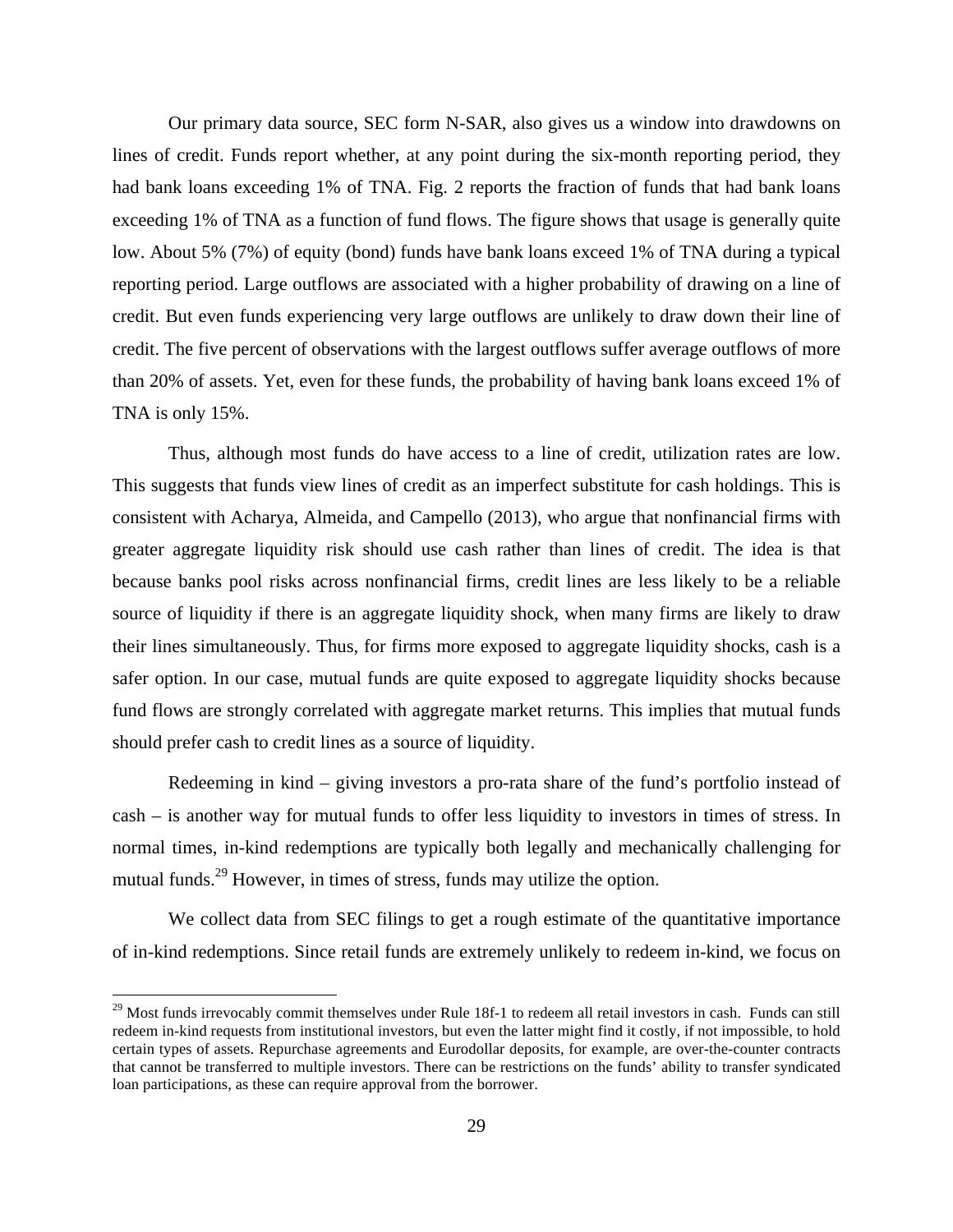Our primary data source, SEC form N-SAR, also gives us a window into drawdowns on lines of credit. Funds report whether, at any point during the six-month reporting period, they had bank loans exceeding 1% of TNA. Fig. 2 reports the fraction of funds that had bank loans exceeding 1% of TNA as a function of fund flows. The figure shows that usage is generally quite low. About 5% (7%) of equity (bond) funds have bank loans exceed 1% of TNA during a typical reporting period. Large outflows are associated with a higher probability of drawing on a line of credit. But even funds experiencing very large outflows are unlikely to draw down their line of credit. The five percent of observations with the largest outflows suffer average outflows of more than 20% of assets. Yet, even for these funds, the probability of having bank loans exceed 1% of TNA is only 15%.

Thus, although most funds do have access to a line of credit, utilization rates are low. This suggests that funds view lines of credit as an imperfect substitute for cash holdings. This is consistent with Acharya, Almeida, and Campello (2013), who argue that nonfinancial firms with greater aggregate liquidity risk should use cash rather than lines of credit. The idea is that because banks pool risks across nonfinancial firms, credit lines are less likely to be a reliable source of liquidity if there is an aggregate liquidity shock, when many firms are likely to draw their lines simultaneously. Thus, for firms more exposed to aggregate liquidity shocks, cash is a safer option. In our case, mutual funds are quite exposed to aggregate liquidity shocks because fund flows are strongly correlated with aggregate market returns. This implies that mutual funds should prefer cash to credit lines as a source of liquidity.

Redeeming in kind – giving investors a pro-rata share of the fund's portfolio instead of cash – is another way for mutual funds to offer less liquidity to investors in times of stress. In normal times, in-kind redemptions are typically both legally and mechanically challenging for mutual funds.[29] However, in times of stress, funds may utilize the option.

We collect data from SEC filings to get a rough estimate of the quantitative importance of in-kind redemptions. Since retail funds are extremely unlikely to redeem in-kind, we focus on

[29] Most funds irrevocably commit themselves under Rule 18f-1 to redeem all retail investors in cash. Funds can still redeem in-kind requests from institutional investors, but even the latter might find it costly, if not impossible, to hold certain types of assets. Repurchase agreements and Eurodollar deposits, for example, are over-the-counter contracts that cannot be transferred to multiple investors. There can be restrictions on the funds' ability to transfer syndicated loan participations, as these can require approval from the borrower.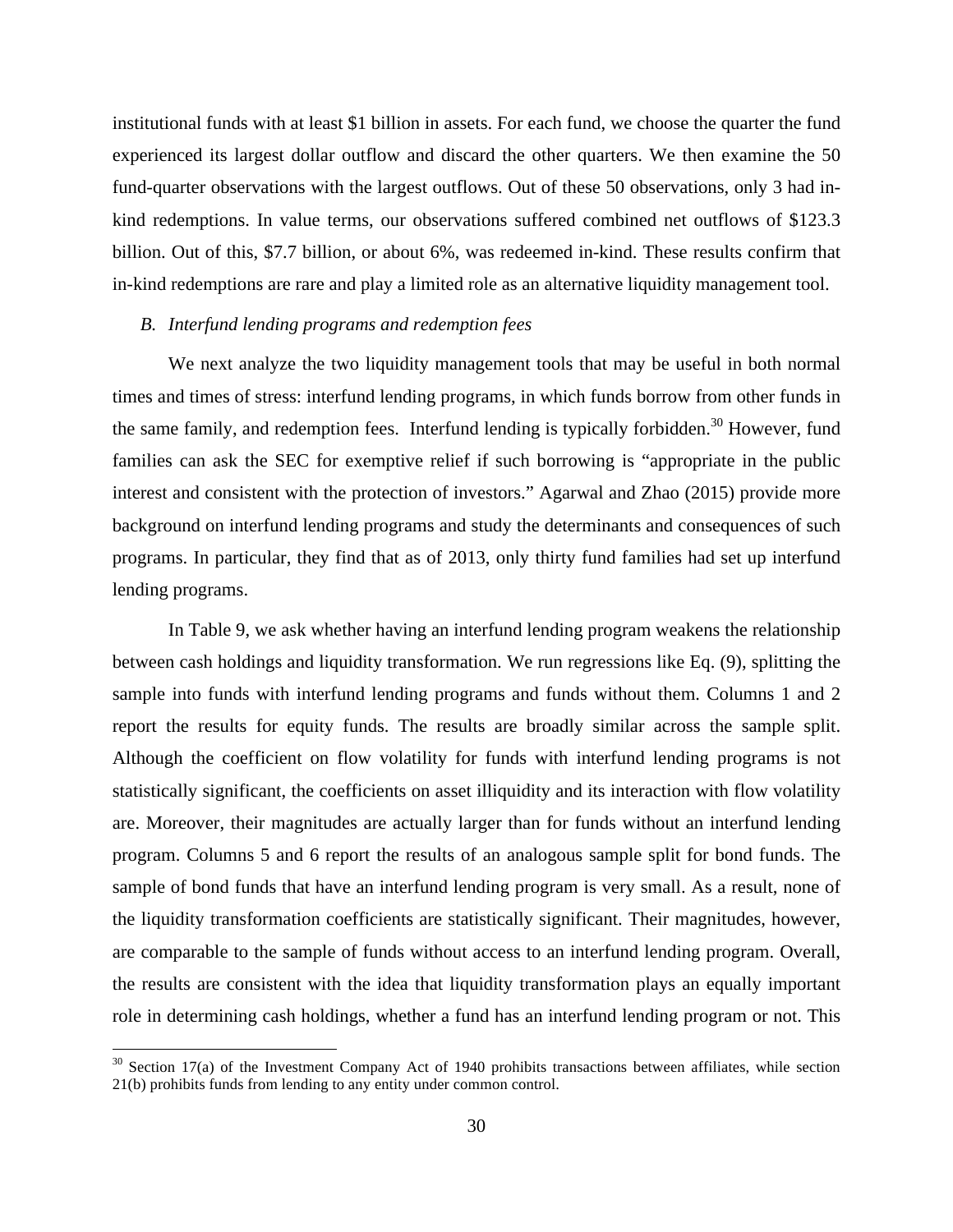institutional funds with at least \$1 billion in assets. For each fund, we choose the quarter the fund experienced its largest dollar outflow and discard the other quarters. We then examine the 50 fund-quarter observations with the largest outflows. Out of these 50 observations, only 3 had in-kind redemptions. In value terms, our observations suffered combined net outflows of \$123.3 billion. Out of this, \$7.7 billion, or about 6%, was redeemed in-kind. These results confirm that in-kind redemptions are rare and play a limited role as an alternative liquidity management tool.

### *B. Interfund lending programs and redemption fees*

We next analyze the two liquidity management tools that may be useful in both normal times and times of stress: interfund lending programs, in which funds borrow from other funds in the same family, and redemption fees. Interfund lending is typically forbidden.[30] However, fund families can ask the SEC for exemptive relief if such borrowing is "appropriate in the public interest and consistent with the protection of investors." Agarwal and Zhao (2015) provide more background on interfund lending programs and study the determinants and consequences of such programs. In particular, they find that as of 2013, only thirty fund families had set up interfund lending programs.

In Table 9, we ask whether having an interfund lending program weakens the relationship between cash holdings and liquidity transformation. We run regressions like Eq. (9), splitting the sample into funds with interfund lending programs and funds without them. Columns 1 and 2 report the results for equity funds. The results are broadly similar across the sample split. Although the coefficient on flow volatility for funds with interfund lending programs is not statistically significant, the coefficients on asset illiquidity and its interaction with flow volatility are. Moreover, their magnitudes are actually larger than for funds without an interfund lending program. Columns 5 and 6 report the results of an analogous sample split for bond funds. The sample of bond funds that have an interfund lending program is very small. As a result, none of the liquidity transformation coefficients are statistically significant. Their magnitudes, however, are comparable to the sample of funds without access to an interfund lending program. Overall, the results are consistent with the idea that liquidity transformation plays an equally important role in determining cash holdings, whether a fund has an interfund lending program or not. This

[30] Section 17(a) of the Investment Company Act of 1940 prohibits transactions between affiliates, while section 21(b) prohibits funds from lending to any entity under common control.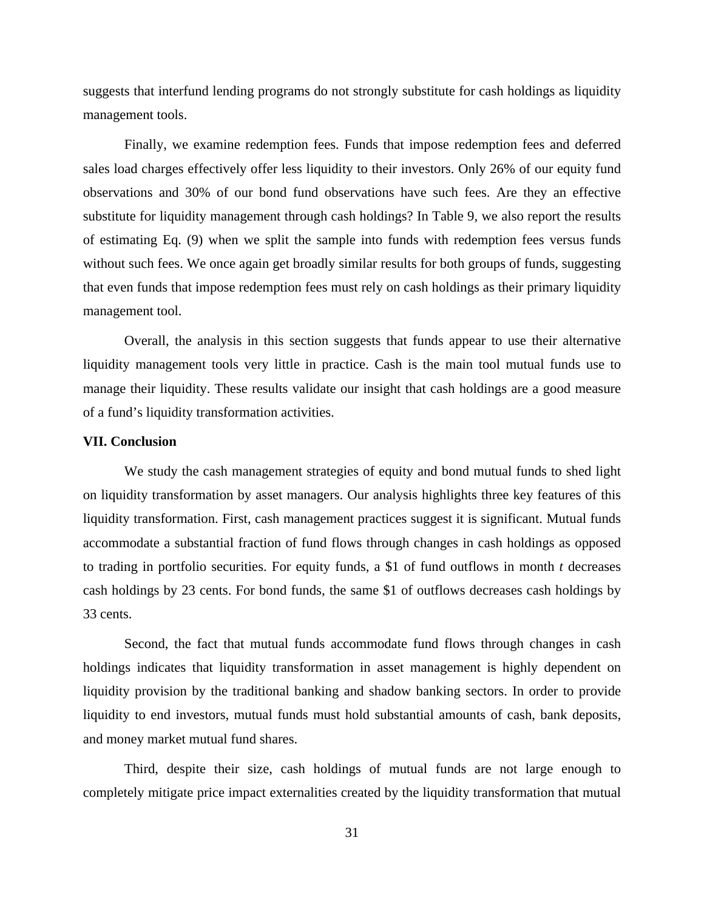suggests that interfund lending programs do not strongly substitute for cash holdings as liquidity management tools.

Finally, we examine redemption fees. Funds that impose redemption fees and deferred sales load charges effectively offer less liquidity to their investors. Only 26% of our equity fund observations and 30% of our bond fund observations have such fees. Are they an effective substitute for liquidity management through cash holdings? In Table 9, we also report the results of estimating Eq. (9) when we split the sample into funds with redemption fees versus funds without such fees. We once again get broadly similar results for both groups of funds, suggesting that even funds that impose redemption fees must rely on cash holdings as their primary liquidity management tool.

Overall, the analysis in this section suggests that funds appear to use their alternative liquidity management tools very little in practice. Cash is the main tool mutual funds use to manage their liquidity. These results validate our insight that cash holdings are a good measure of a fund's liquidity transformation activities.

## VII. Conclusion

We study the cash management strategies of equity and bond mutual funds to shed light on liquidity transformation by asset managers. Our analysis highlights three key features of this liquidity transformation. First, cash management practices suggest it is significant. Mutual funds accommodate a substantial fraction of fund flows through changes in cash holdings as opposed to trading in portfolio securities. For equity funds, a $1 of fund outflows in month *t* decreases cash holdings by 23 cents. For bond funds, the same $1 of outflows decreases cash holdings by 33 cents.

Second, the fact that mutual funds accommodate fund flows through changes in cash holdings indicates that liquidity transformation in asset management is highly dependent on liquidity provision by the traditional banking and shadow banking sectors. In order to provide liquidity to end investors, mutual funds must hold substantial amounts of cash, bank deposits, and money market mutual fund shares.

Third, despite their size, cash holdings of mutual funds are not large enough to completely mitigate price impact externalities created by the liquidity transformation that mutual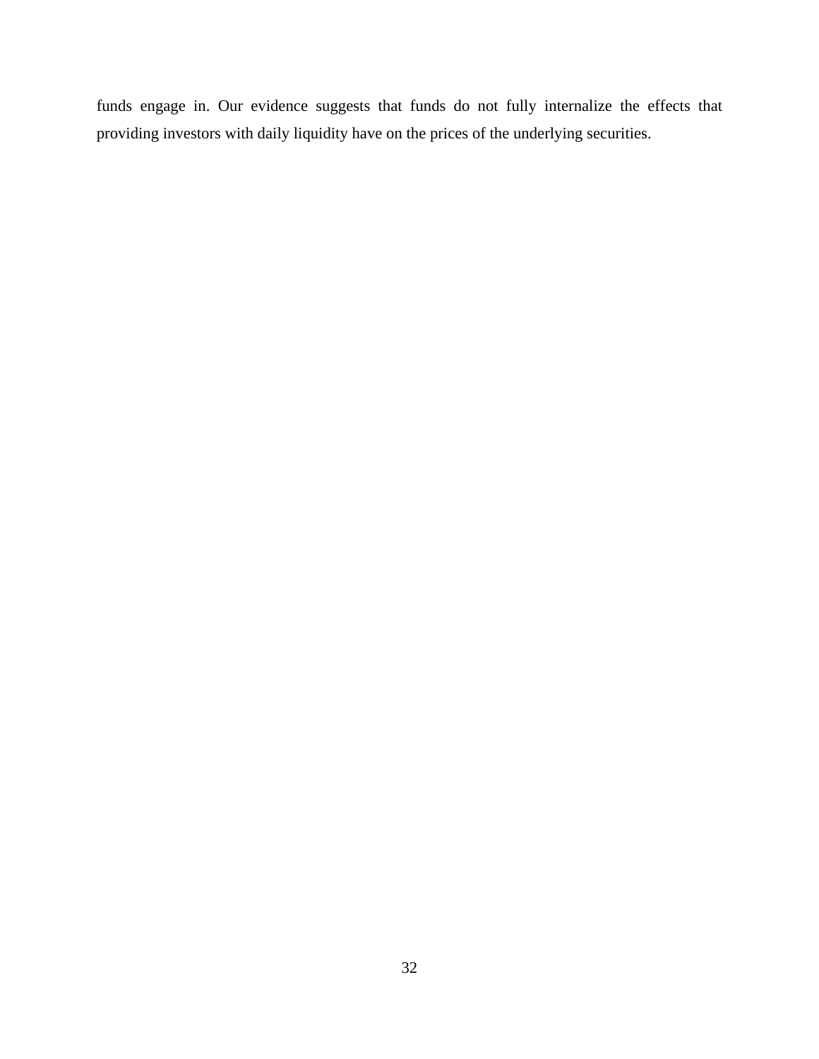funds engage in. Our evidence suggests that funds do not fully internalize the effects that providing investors with daily liquidity have on the prices of the underlying securities.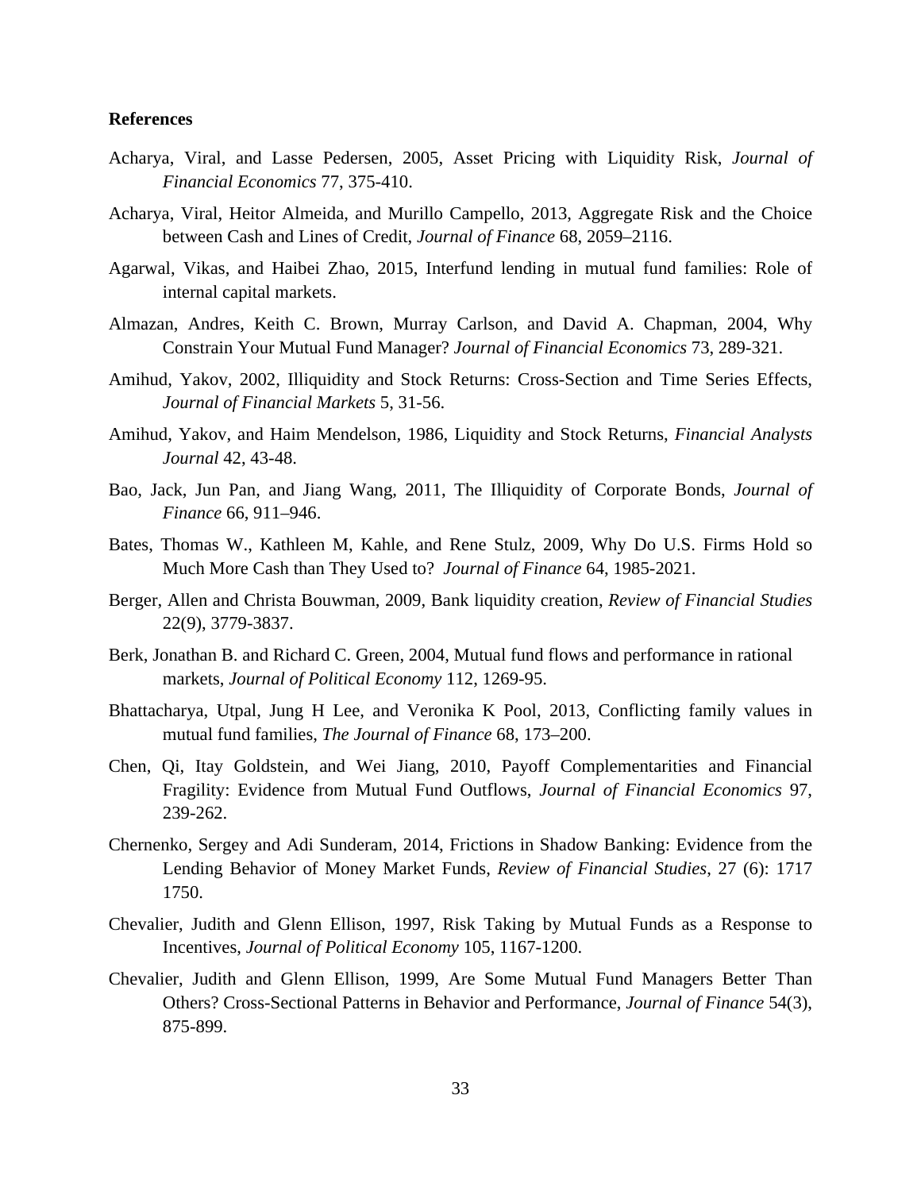**References**

Acharya, Viral, and Lasse Pedersen, 2005, Asset Pricing with Liquidity Risk, *Journal of Financial Economics* 77, 375-410.

Acharya, Viral, Heitor Almeida, and Murillo Campello, 2013, Aggregate Risk and the Choice between Cash and Lines of Credit, *Journal of Finance* 68, 2059–2116.

Agarwal, Vikas, and Haibei Zhao, 2015, Interfund lending in mutual fund families: Role of internal capital markets.

Almazan, Andres, Keith C. Brown, Murray Carlson, and David A. Chapman, 2004, Why Constrain Your Mutual Fund Manager? *Journal of Financial Economics* 73, 289-321.

Amihud, Yakov, 2002, Illiquidity and Stock Returns: Cross-Section and Time Series Effects, *Journal of Financial Markets* 5, 31-56.

Amihud, Yakov, and Haim Mendelson, 1986, Liquidity and Stock Returns, *Financial Analysts Journal* 42, 43-48.

Bao, Jack, Jun Pan, and Jiang Wang, 2011, The Illiquidity of Corporate Bonds, *Journal of Finance* 66, 911–946.

Bates, Thomas W., Kathleen M, Kahle, and Rene Stulz, 2009, Why Do U.S. Firms Hold so Much More Cash than They Used to? *Journal of Finance* 64, 1985-2021.

Berger, Allen and Christa Bouwman, 2009, Bank liquidity creation, *Review of Financial Studies* 22(9), 3779-3837.

Berk, Jonathan B. and Richard C. Green, 2004, Mutual fund flows and performance in rational markets, *Journal of Political Economy* 112, 1269-95.

Bhattacharya, Utpal, Jung H Lee, and Veronika K Pool, 2013, Conflicting family values in mutual fund families, *The Journal of Finance* 68, 173–200.

Chen, Qi, Itay Goldstein, and Wei Jiang, 2010, Payoff Complementarities and Financial Fragility: Evidence from Mutual Fund Outflows, *Journal of Financial Economics* 97, 239-262.

Chernenko, Sergey and Adi Sunderam, 2014, Frictions in Shadow Banking: Evidence from the Lending Behavior of Money Market Funds, *Review of Financial Studies*, 27 (6): 1717 1750.

Chevalier, Judith and Glenn Ellison, 1997, Risk Taking by Mutual Funds as a Response to Incentives, *Journal of Political Economy* 105, 1167-1200.

Chevalier, Judith and Glenn Ellison, 1999, Are Some Mutual Fund Managers Better Than Others? Cross-Sectional Patterns in Behavior and Performance, *Journal of Finance* 54(3), 875-899.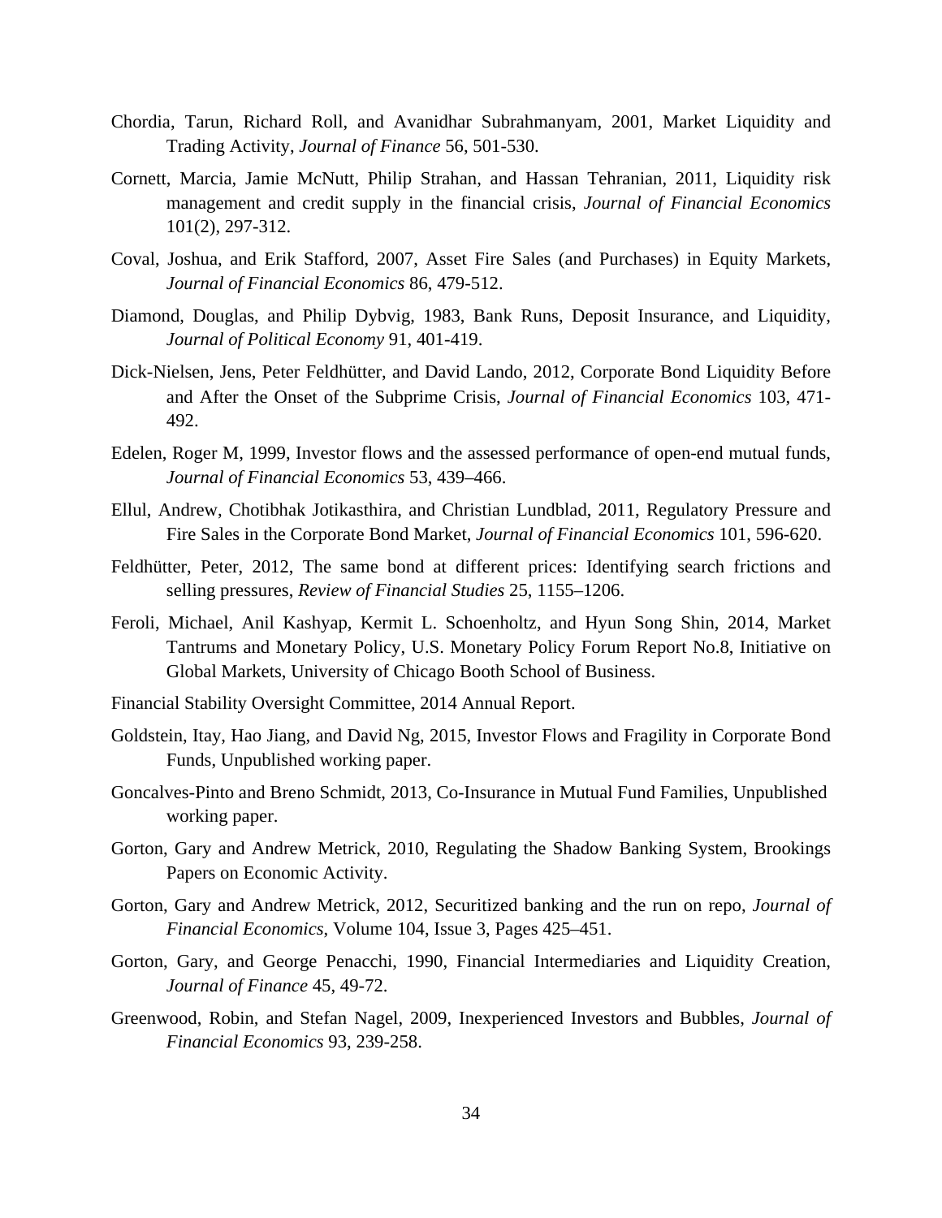Chordia, Tarun, Richard Roll, and Avanidhar Subrahmanyam, 2001, Market Liquidity and Trading Activity, *Journal of Finance* 56, 501-530.

Cornett, Marcia, Jamie McNutt, Philip Strahan, and Hassan Tehranian, 2011, Liquidity risk management and credit supply in the financial crisis, *Journal of Financial Economics* 101(2), 297-312.

Coval, Joshua, and Erik Stafford, 2007, Asset Fire Sales (and Purchases) in Equity Markets, *Journal of Financial Economics* 86, 479-512.

Diamond, Douglas, and Philip Dybvig, 1983, Bank Runs, Deposit Insurance, and Liquidity, *Journal of Political Economy* 91, 401-419.

Dick-Nielsen, Jens, Peter Feldhütter, and David Lando, 2012, Corporate Bond Liquidity Before and After the Onset of the Subprime Crisis, *Journal of Financial Economics* 103, 471-492.

Edelen, Roger M, 1999, Investor flows and the assessed performance of open-end mutual funds, *Journal of Financial Economics* 53, 439–466.

Ellul, Andrew, Chotibhak Jotikasthira, and Christian Lundblad, 2011, Regulatory Pressure and Fire Sales in the Corporate Bond Market, *Journal of Financial Economics* 101, 596-620.

Feldhütter, Peter, 2012, The same bond at different prices: Identifying search frictions and selling pressures, *Review of Financial Studies* 25, 1155–1206.

Feroli, Michael, Anil Kashyap, Kermit L. Schoenholtz, and Hyun Song Shin, 2014, Market Tantrums and Monetary Policy, U.S. Monetary Policy Forum Report No.8, Initiative on Global Markets, University of Chicago Booth School of Business.

Financial Stability Oversight Committee, 2014 Annual Report.

Goldstein, Itay, Hao Jiang, and David Ng, 2015, Investor Flows and Fragility in Corporate Bond Funds, Unpublished working paper.

Goncalves-Pinto and Breno Schmidt, 2013, Co-Insurance in Mutual Fund Families, Unpublished working paper.

Gorton, Gary and Andrew Metrick, 2010, Regulating the Shadow Banking System, Brookings Papers on Economic Activity.

Gorton, Gary and Andrew Metrick, 2012, Securitized banking and the run on repo, *Journal of Financial Economics*, Volume 104, Issue 3, Pages 425–451.

Gorton, Gary, and George Penacchi, 1990, Financial Intermediaries and Liquidity Creation, *Journal of Finance* 45, 49-72.

Greenwood, Robin, and Stefan Nagel, 2009, Inexperienced Investors and Bubbles, *Journal of Financial Economics* 93, 239-258.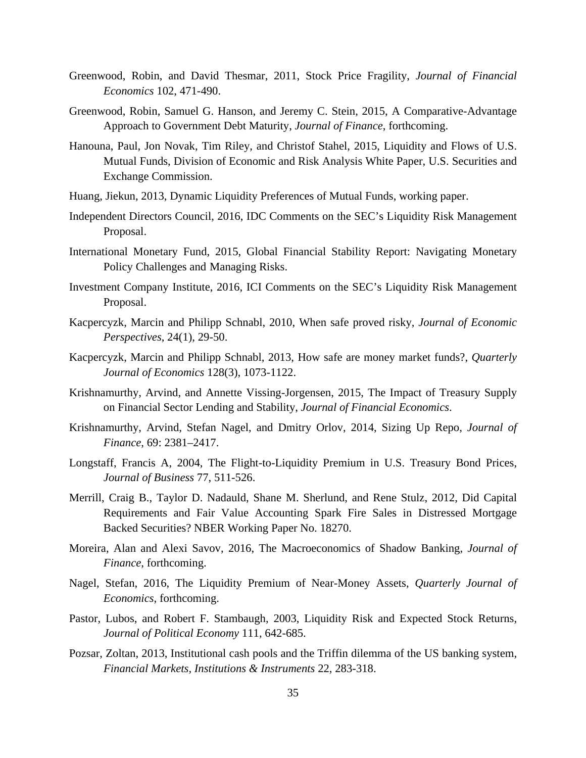Greenwood, Robin, and David Thesmar, 2011, Stock Price Fragility, *Journal of Financial Economics* 102, 471-490.

Greenwood, Robin, Samuel G. Hanson, and Jeremy C. Stein, 2015, A Comparative-Advantage Approach to Government Debt Maturity, *Journal of Finance*, forthcoming.

Hanouna, Paul, Jon Novak, Tim Riley, and Christof Stahel, 2015, Liquidity and Flows of U.S. Mutual Funds, Division of Economic and Risk Analysis White Paper, U.S. Securities and Exchange Commission.

Huang, Jiekun, 2013, Dynamic Liquidity Preferences of Mutual Funds, working paper.

Independent Directors Council, 2016, IDC Comments on the SEC's Liquidity Risk Management Proposal.

International Monetary Fund, 2015, Global Financial Stability Report: Navigating Monetary Policy Challenges and Managing Risks.

Investment Company Institute, 2016, ICI Comments on the SEC's Liquidity Risk Management Proposal.

Kacpercyzk, Marcin and Philipp Schnabl, 2010, When safe proved risky, *Journal of Economic Perspectives*, 24(1), 29-50.

Kacpercyzk, Marcin and Philipp Schnabl, 2013, How safe are money market funds?, *Quarterly Journal of Economics* 128(3), 1073-1122.

Krishnamurthy, Arvind, and Annette Vissing-Jorgensen, 2015, The Impact of Treasury Supply on Financial Sector Lending and Stability, *Journal of Financial Economics*.

Krishnamurthy, Arvind, Stefan Nagel, and Dmitry Orlov, 2014, Sizing Up Repo, *Journal of Finance*, 69: 2381–2417.

Longstaff, Francis A, 2004, The Flight-to-Liquidity Premium in U.S. Treasury Bond Prices, *Journal of Business* 77, 511-526.

Merrill, Craig B., Taylor D. Nadauld, Shane M. Sherlund, and Rene Stulz, 2012, Did Capital Requirements and Fair Value Accounting Spark Fire Sales in Distressed Mortgage Backed Securities? NBER Working Paper No. 18270.

Moreira, Alan and Alexi Savov, 2016, The Macroeconomics of Shadow Banking, *Journal of Finance*, forthcoming.

Nagel, Stefan, 2016, The Liquidity Premium of Near-Money Assets, *Quarterly Journal of Economics*, forthcoming.

Pastor, Lubos, and Robert F. Stambaugh, 2003, Liquidity Risk and Expected Stock Returns, *Journal of Political Economy* 111, 642-685.

Pozsar, Zoltan, 2013, Institutional cash pools and the Triffin dilemma of the US banking system, *Financial Markets, Institutions & Instruments* 22, 283-318.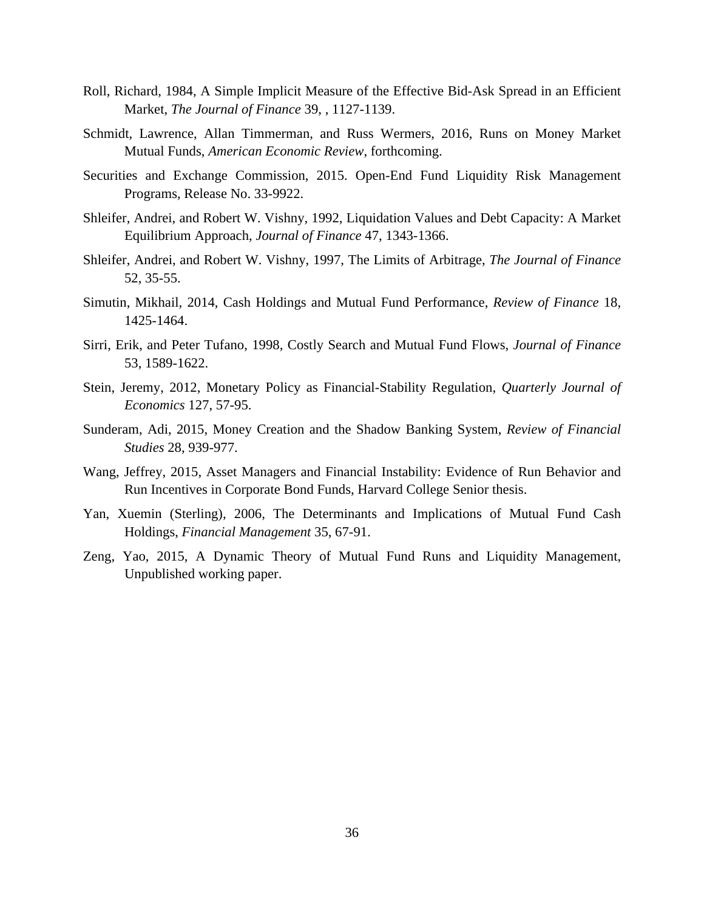Roll, Richard, 1984, A Simple Implicit Measure of the Effective Bid-Ask Spread in an Efficient Market, *The Journal of Finance* 39, , 1127-1139.

Schmidt, Lawrence, Allan Timmerman, and Russ Wermers, 2016, Runs on Money Market Mutual Funds, *American Economic Review*, forthcoming.

Securities and Exchange Commission, 2015. Open-End Fund Liquidity Risk Management Programs, Release No. 33-9922.

Shleifer, Andrei, and Robert W. Vishny, 1992, Liquidation Values and Debt Capacity: A Market Equilibrium Approach, *Journal of Finance* 47, 1343-1366.

Shleifer, Andrei, and Robert W. Vishny, 1997, The Limits of Arbitrage, *The Journal of Finance* 52, 35-55.

Simutin, Mikhail, 2014, Cash Holdings and Mutual Fund Performance, *Review of Finance* 18, 1425-1464.

Sirri, Erik, and Peter Tufano, 1998, Costly Search and Mutual Fund Flows, *Journal of Finance* 53, 1589-1622.

Stein, Jeremy, 2012, Monetary Policy as Financial-Stability Regulation, *Quarterly Journal of Economics* 127, 57-95.

Sunderam, Adi, 2015, Money Creation and the Shadow Banking System, *Review of Financial Studies* 28, 939-977.

Wang, Jeffrey, 2015, Asset Managers and Financial Instability: Evidence of Run Behavior and Run Incentives in Corporate Bond Funds, Harvard College Senior thesis.

Yan, Xuemin (Sterling), 2006, The Determinants and Implications of Mutual Fund Cash Holdings, *Financial Management* 35, 67-91.

Zeng, Yao, 2015, A Dynamic Theory of Mutual Fund Runs and Liquidity Management, Unpublished working paper.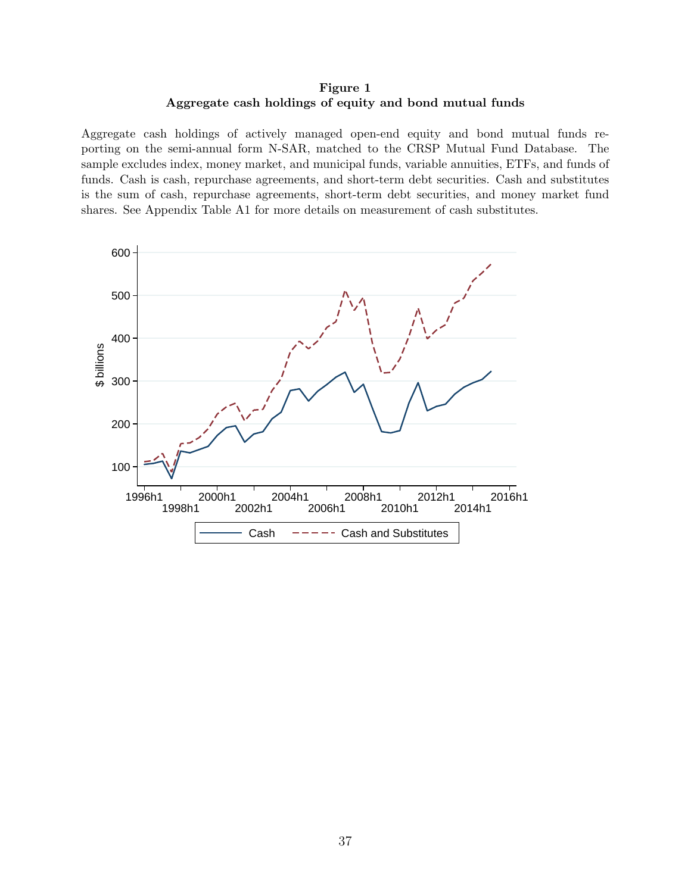**Figure 1**
**Aggregate cash holdings of equity and bond mutual funds**

Aggregate cash holdings of actively managed open-end equity and bond mutual funds reporting on the semi-annual form N-SAR, matched to the CRSP Mutual Fund Database. The sample excludes index, money market, and municipal funds, variable annuities, ETFs, and funds of funds. Cash is cash, repurchase agreements, and short-term debt securities. Cash and substitutes is the sum of cash, repurchase agreements, short-term debt securities, and money market fund shares. See Appendix Table A1 for more details on measurement of cash substitutes.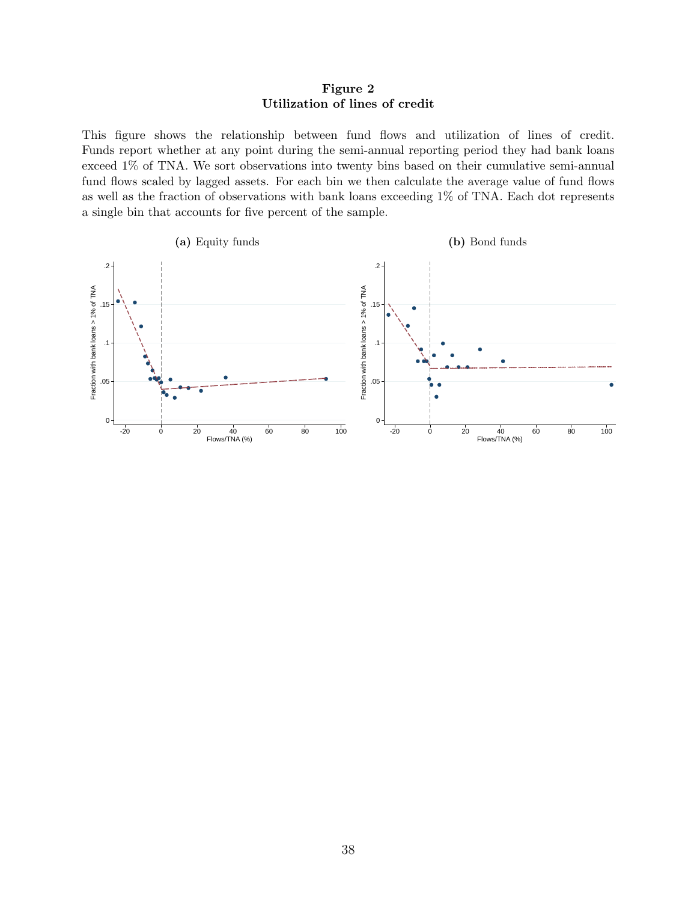**Figure 2**
**Utilization of lines of credit**

This figure shows the relationship between fund flows and utilization of lines of credit. Funds report whether at any point during the semi-annual reporting period they had bank loans exceed 1% of TNA. We sort observations into twenty bins based on their cumulative semi-annual fund flows scaled by lagged assets. For each bin we then calculate the average value of fund flows as well as the fraction of observations with bank loans exceeding 1% of TNA. Each dot represents a single bin that accounts for five percent of the sample.

**(a)** Equity funds

**(b)** Bond funds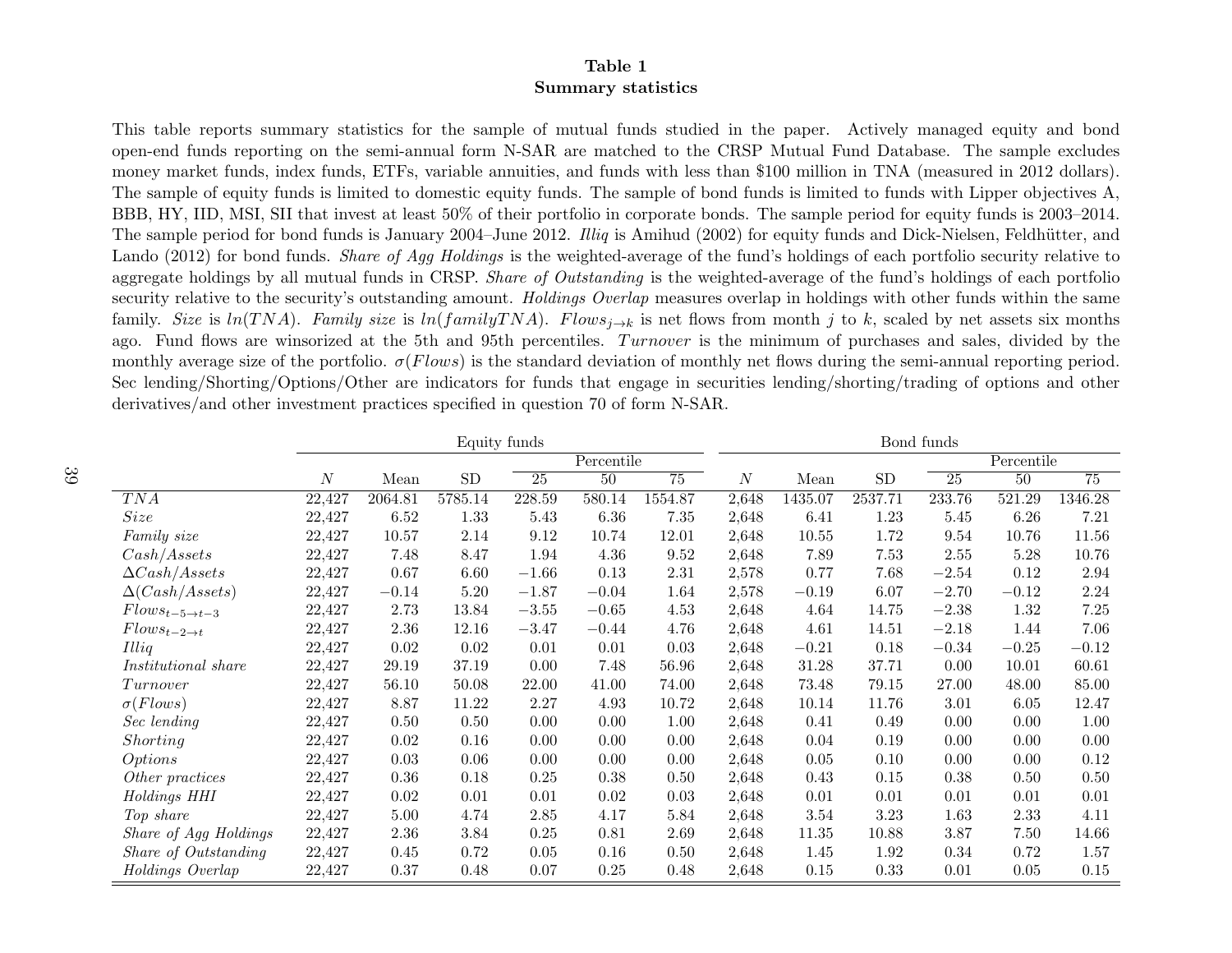**Table 1**
**Summary statistics**

This table reports summary statistics for the sample of mutual funds studied in the paper. Actively managed equity and bond open-end funds reporting on the semi-annual form N-SAR are matched to the CRSP Mutual Fund Database. The sample excludes money market funds, index funds, ETFs, variable annuities, and funds with less than $100 million in TNA (measured in 2012 dollars). The sample of equity funds is limited to domestic equity funds. The sample of bond funds is limited to funds with Lipper objectives A, BBB, HY, IID, MSI, SII that invest at least 50% of their portfolio in corporate bonds. The sample period for equity funds is 2003–2014. The sample period for bond funds is January 2004–June 2012. *Illiq* is Amihud (2002) for equity funds and Dick-Nielsen, Feldhütter, and Lando (2012) for bond funds. *Share of Agg Holdings* is the weighted-average of the fund's holdings of each portfolio security relative to aggregate holdings by all mutual funds in CRSP. *Share of Outstanding* is the weighted-average of the fund's holdings of each portfolio security relative to the security's outstanding amount. *Holdings Overlap* measures overlap in holdings with other funds within the same family. *Size* is $ln(TNA)$. *Family size* is $ln(familyTNA)$. $Flows_{j \to k}$ is net flows from month $j$ to $k$, scaled by net assets six months ago. Fund flows are winsorized at the 5th and 95th percentiles. $Turnover$ is the minimum of purchases and sales, divided by the monthly average size of the portfolio. $\sigma(Flows)$ is the standard deviation of monthly net flows during the semi-annual reporting period. Sec lending/Shorting/Options/Other are indicators for funds that engage in securities lending/shorting/trading of options and other derivatives/and other investment practices specified in question 70 of form N-SAR.

| | Equity funds | | | | | | Bond funds | | | | | |
|---|---|---|---|---|---|---|---|---|---|---|---|---|
| | | | | Percentile | | | | | | Percentile | | |
| | $N$ | Mean | SD | 25 | 50 | 75 | $N$ | Mean | SD | 25 | 50 | 75 |
| $TNA$ | 22,427 | 2064.81 | 5785.14 | 228.59 | 580.14 | 1554.87 | 2,648 | 1435.07 | 2537.71 | 233.76 | 521.29 | 1346.28 |
| *Size* | 22,427 | 6.52 | 1.33 | 5.43 | 6.36 | 7.35 | 2,648 | 6.41 | 1.23 | 5.45 | 6.26 | 7.21 |
| *Family size* | 22,427 | 10.57 | 2.14 | 9.12 | 10.74 | 12.01 | 2,648 | 10.55 | 1.72 | 9.54 | 10.76 | 11.56 |
| $Cash/Assets$ | 22,427 | 7.48 | 8.47 | 1.94 | 4.36 | 9.52 | 2,648 | 7.89 | 7.53 | 2.55 | 5.28 | 10.76 |
| $\Delta Cash/Assets$ | 22,427 | 0.67 | 6.60 | $-1.66$ | 0.13 | 2.31 | 2,578 | 0.77 | 7.68 | $-2.54$ | 0.12 | 2.94 |
| $\Delta(Cash/Assets)$ | 22,427 | $-0.14$ | 5.20 | $-1.87$ | $-0.04$ | 1.64 | 2,578 | $-0.19$ | 6.07 | $-2.70$ | $-0.12$ | 2.24 |
| $Flows_{t-5 \to t-3}$ | 22,427 | 2.73 | 13.84 | $-3.55$ | $-0.65$ | 4.53 | 2,648 | 4.64 | 14.75 | $-2.38$ | 1.32 | 7.25 |
| $Flows_{t-2 \to t}$ | 22,427 | 2.36 | 12.16 | $-3.47$ | $-0.44$ | 4.76 | 2,648 | 4.61 | 14.51 | $-2.18$ | 1.44 | 7.06 |
| *Illiq* | 22,427 | 0.02 | 0.02 | 0.01 | 0.01 | 0.03 | 2,648 | $-0.21$ | 0.18 | $-0.34$ | $-0.25$ | $-0.12$ |
| *Institutional share* | 22,427 | 29.19 | 37.19 | 0.00 | 7.48 | 56.96 | 2,648 | 31.28 | 37.71 | 0.00 | 10.01 | 60.61 |
| $Turnover$ | 22,427 | 56.10 | 50.08 | 22.00 | 41.00 | 74.00 | 2,648 | 73.48 | 79.15 | 27.00 | 48.00 | 85.00 |
| $\sigma(Flows)$ | 22,427 | 8.87 | 11.22 | 2.27 | 4.93 | 10.72 | 2,648 | 10.14 | 11.76 | 3.01 | 6.05 | 12.47 |
| *Sec lending* | 22,427 | 0.50 | 0.50 | 0.00 | 0.00 | 1.00 | 2,648 | 0.41 | 0.49 | 0.00 | 0.00 | 1.00 |
| *Shorting* | 22,427 | 0.02 | 0.16 | 0.00 | 0.00 | 0.00 | 2,648 | 0.04 | 0.19 | 0.00 | 0.00 | 0.00 |
| *Options* | 22,427 | 0.03 | 0.06 | 0.00 | 0.00 | 0.00 | 2,648 | 0.05 | 0.10 | 0.00 | 0.00 | 0.12 |
| *Other practices* | 22,427 | 0.36 | 0.18 | 0.25 | 0.38 | 0.50 | 2,648 | 0.43 | 0.15 | 0.38 | 0.50 | 0.50 |
| *Holdings HHI* | 22,427 | 0.02 | 0.01 | 0.01 | 0.02 | 0.03 | 2,648 | 0.01 | 0.01 | 0.01 | 0.01 | 0.01 |
| *Top share* | 22,427 | 5.00 | 4.74 | 2.85 | 4.17 | 5.84 | 2,648 | 3.54 | 3.23 | 1.63 | 2.33 | 4.11 |
| *Share of Agg Holdings* | 22,427 | 2.36 | 3.84 | 0.25 | 0.81 | 2.69 | 2,648 | 11.35 | 10.88 | 3.87 | 7.50 | 14.66 |
| *Share of Outstanding* | 22,427 | 0.45 | 0.72 | 0.05 | 0.16 | 0.50 | 2,648 | 1.45 | 1.92 | 0.34 | 0.72 | 1.57 |
| *Holdings Overlap* | 22,427 | 0.37 | 0.48 | 0.07 | 0.25 | 0.48 | 2,648 | 0.15 | 0.33 | 0.01 | 0.05 | 0.15 |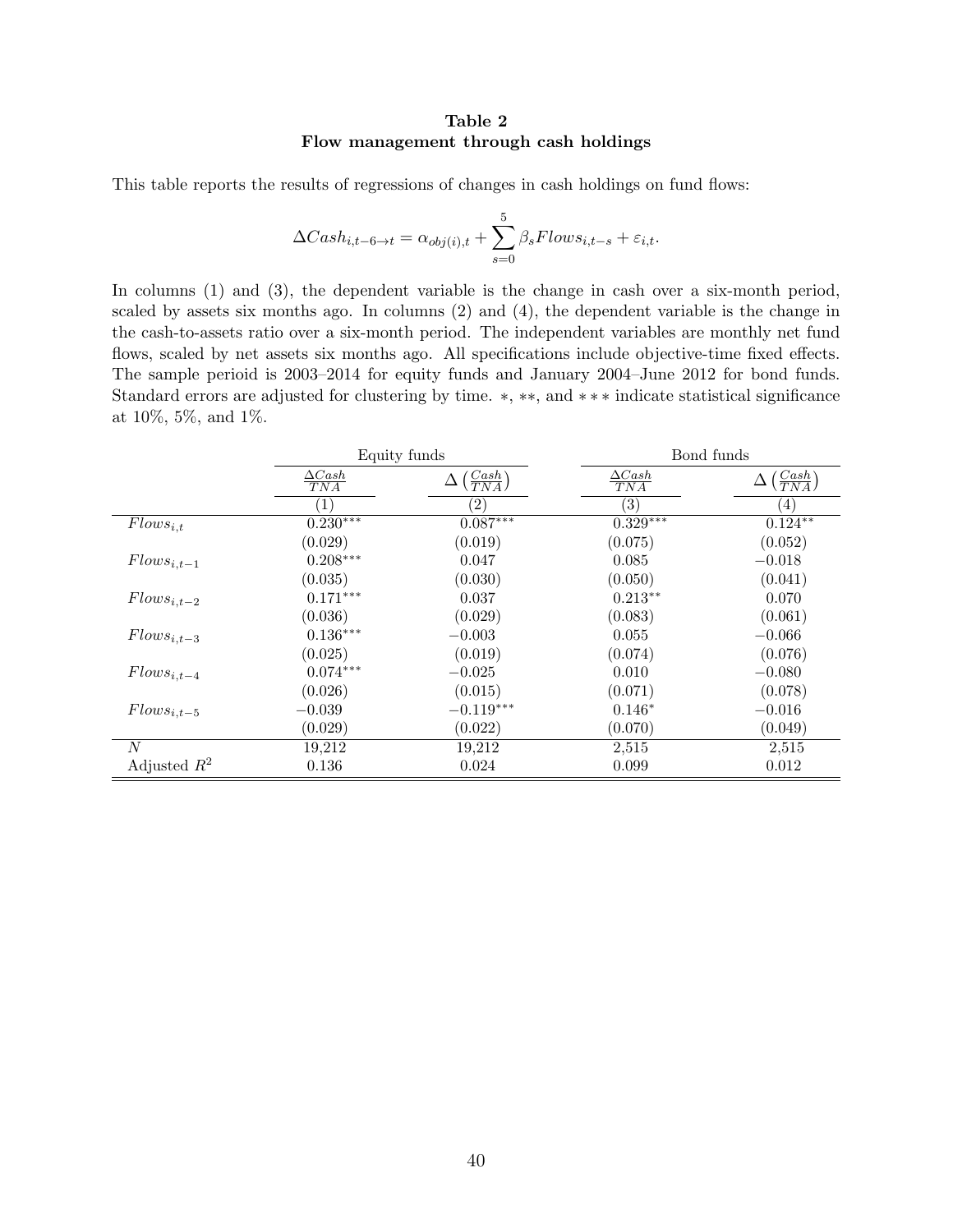**Table 2**
**Flow management through cash holdings**

This table reports the results of regressions of changes in cash holdings on fund flows:

$$\Delta Cash_{i,t-6\to t} = \alpha_{obj(i),t} + \sum_{s=0}^{5} \beta_s Flows_{i,t-s} + \varepsilon_{i,t}.$$

In columns (1) and (3), the dependent variable is the change in cash over a six-month period, scaled by assets six months ago. In columns (2) and (4), the dependent variable is the change in the cash-to-assets ratio over a six-month period. The independent variables are monthly net fund flows, scaled by net assets six months ago. All specifications include objective-time fixed effects. The sample perioid is 2003–2014 for equity funds and January 2004–June 2012 for bond funds. Standard errors are adjusted for clustering by time. $*$, $**$, and $***$ indicate statistical significance at 10%, 5%, and 1%.

| | Equity funds | | Bond funds | |
|---|---|---|---|---|
| | $\frac{\Delta Cash}{TNA}$ | $\Delta\left(\frac{Cash}{TNA}\right)$ | $\frac{\Delta Cash}{TNA}$ | $\Delta\left(\frac{Cash}{TNA}\right)$ |
| | (1) | (2) | (3) | (4) |
| $Flows_{i,t}$ | $0.230^{***}$ | $0.087^{***}$ | $0.329^{***}$ | $0.124^{**}$ |
| | (0.029) | (0.019) | (0.075) | (0.052) |
| $Flows_{i,t-1}$ | $0.208^{***}$ | 0.047 | 0.085 | $-0.018$ |
| | (0.035) | (0.030) | (0.050) | (0.041) |
| $Flows_{i,t-2}$ | $0.171^{***}$ | 0.037 | $0.213^{**}$ | 0.070 |
| | (0.036) | (0.029) | (0.083) | (0.061) |
| $Flows_{i,t-3}$ | $0.136^{***}$ | $-0.003$ | 0.055 | $-0.066$ |
| | (0.025) | (0.019) | (0.074) | (0.076) |
| $Flows_{i,t-4}$ | $0.074^{***}$ | $-0.025$ | 0.010 | $-0.080$ |
| | (0.026) | (0.015) | (0.071) | (0.078) |
| $Flows_{i,t-5}$ | $-0.039$ | $-0.119^{***}$ | $0.146^{*}$ | $-0.016$ |
| | (0.029) | (0.022) | (0.070) | (0.049) |
| $N$ | 19,212 | 19,212 | 2,515 | 2,515 |
| Adjusted $R^2$ | 0.136 | 0.024 | 0.099 | 0.012 |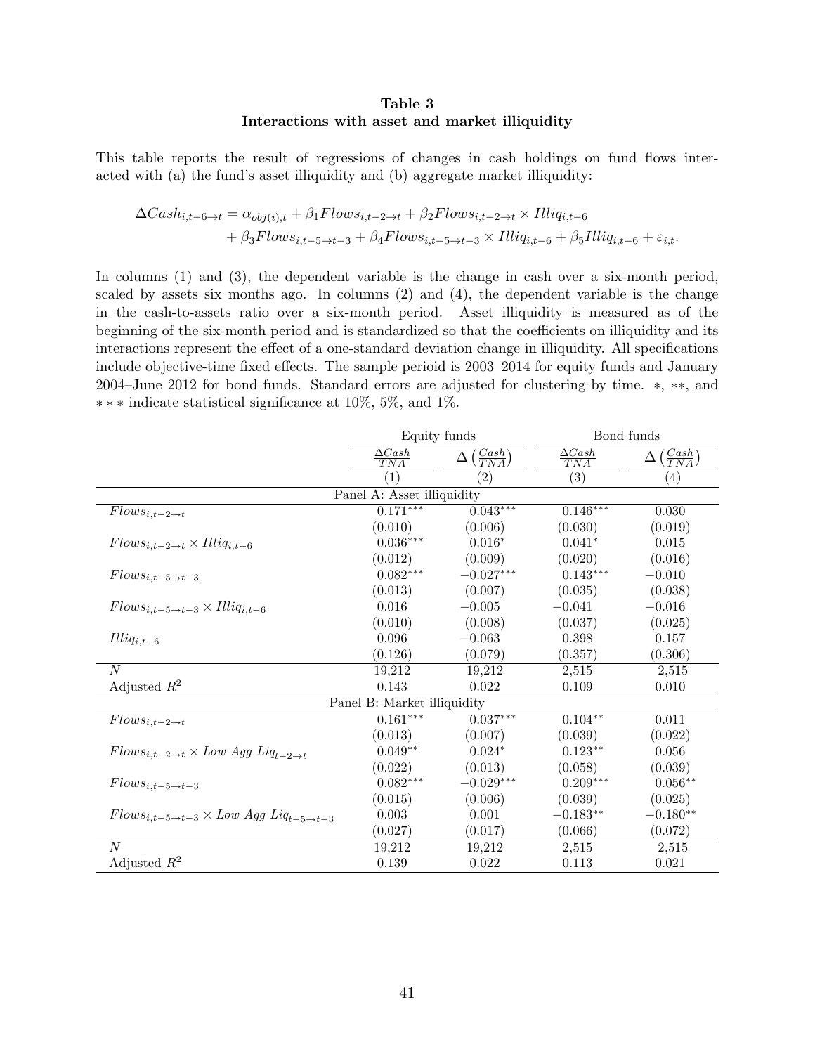**Table 3**
**Interactions with asset and market illiquidity**

This table reports the result of regressions of changes in cash holdings on fund flows interacted with (a) the fund's asset illiquidity and (b) aggregate market illiquidity:

$$\Delta Cash_{i,t-6\to t} = \alpha_{obj(i),t} + \beta_1 Flows_{i,t-2\to t} + \beta_2 Flows_{i,t-2\to t} \times Illiq_{i,t-6} + \beta_3 Flows_{i,t-5\to t-3} + \beta_4 Flows_{i,t-5\to t-3} \times Illiq_{i,t-6} + \beta_5 Illiq_{i,t-6} + \varepsilon_{i,t}.$$

In columns (1) and (3), the dependent variable is the change in cash over a six-month period, scaled by assets six months ago. In columns (2) and (4), the dependent variable is the change in the cash-to-assets ratio over a six-month period. Asset illiquidity is measured as of the beginning of the six-month period and is standardized so that the coefficients on illiquidity and its interactions represent the effect of a one-standard deviation change in illiquidity. All specifications include objective-time fixed effects. The sample perioid is 2003–2014 for equity funds and January 2004–June 2012 for bond funds. Standard errors are adjusted for clustering by time. $*$, $**$, and $***$ indicate statistical significance at 10%, 5%, and 1%.

| | Equity funds | | Bond funds | |
|---|---|---|---|---|
| | $\frac{\Delta Cash}{TNA}$ | $\Delta\left(\frac{Cash}{TNA}\right)$ | $\frac{\Delta Cash}{TNA}$ | $\Delta\left(\frac{Cash}{TNA}\right)$ |
| | (1) | (2) | (3) | (4) |
| **Panel A: Asset illiquidity** | | | | |
| $Flows_{i,t-2\to t}$ | 0.171*** | 0.043*** | 0.146*** | 0.030 |
| | (0.010) | (0.006) | (0.030) | (0.019) |
| $Flows_{i,t-2\to t} \times Illiq_{i,t-6}$ | 0.036*** | 0.016* | 0.041* | 0.015 |
| | (0.012) | (0.009) | (0.020) | (0.016) |
| $Flows_{i,t-5\to t-3}$ | 0.082*** | −0.027*** | 0.143*** | −0.010 |
| | (0.013) | (0.007) | (0.035) | (0.038) |
| $Flows_{i,t-5\to t-3} \times Illiq_{i,t-6}$ | 0.016 | −0.005 | −0.041 | −0.016 |
| | (0.010) | (0.008) | (0.037) | (0.025) |
| $Illiq_{i,t-6}$ | 0.096 | −0.063 | 0.398 | 0.157 |
| | (0.126) | (0.079) | (0.357) | (0.306) |
| $N$ | 19,212 | 19,212 | 2,515 | 2,515 |
| Adjusted $R^2$ | 0.143 | 0.022 | 0.109 | 0.010 |
| **Panel B: Market illiquidity** | | | | |
| $Flows_{i,t-2\to t}$ | 0.161*** | 0.037*** | 0.104** | 0.011 |
| | (0.013) | (0.007) | (0.039) | (0.022) |
| $Flows_{i,t-2\to t} \times Low\ Agg\ Liq_{t-2\to t}$ | 0.049** | 0.024* | 0.123** | 0.056 |
| | (0.022) | (0.013) | (0.058) | (0.039) |
| $Flows_{i,t-5\to t-3}$ | 0.082*** | −0.029*** | 0.209*** | 0.056** |
| | (0.015) | (0.006) | (0.039) | (0.025) |
| $Flows_{i,t-5\to t-3} \times Low\ Agg\ Liq_{t-5\to t-3}$ | 0.003 | 0.001 | −0.183** | −0.180** |
| | (0.027) | (0.017) | (0.066) | (0.072) |
| $N$ | 19,212 | 19,212 | 2,515 | 2,515 |
| Adjusted $R^2$ | 0.139 | 0.022 | 0.113 | 0.021 |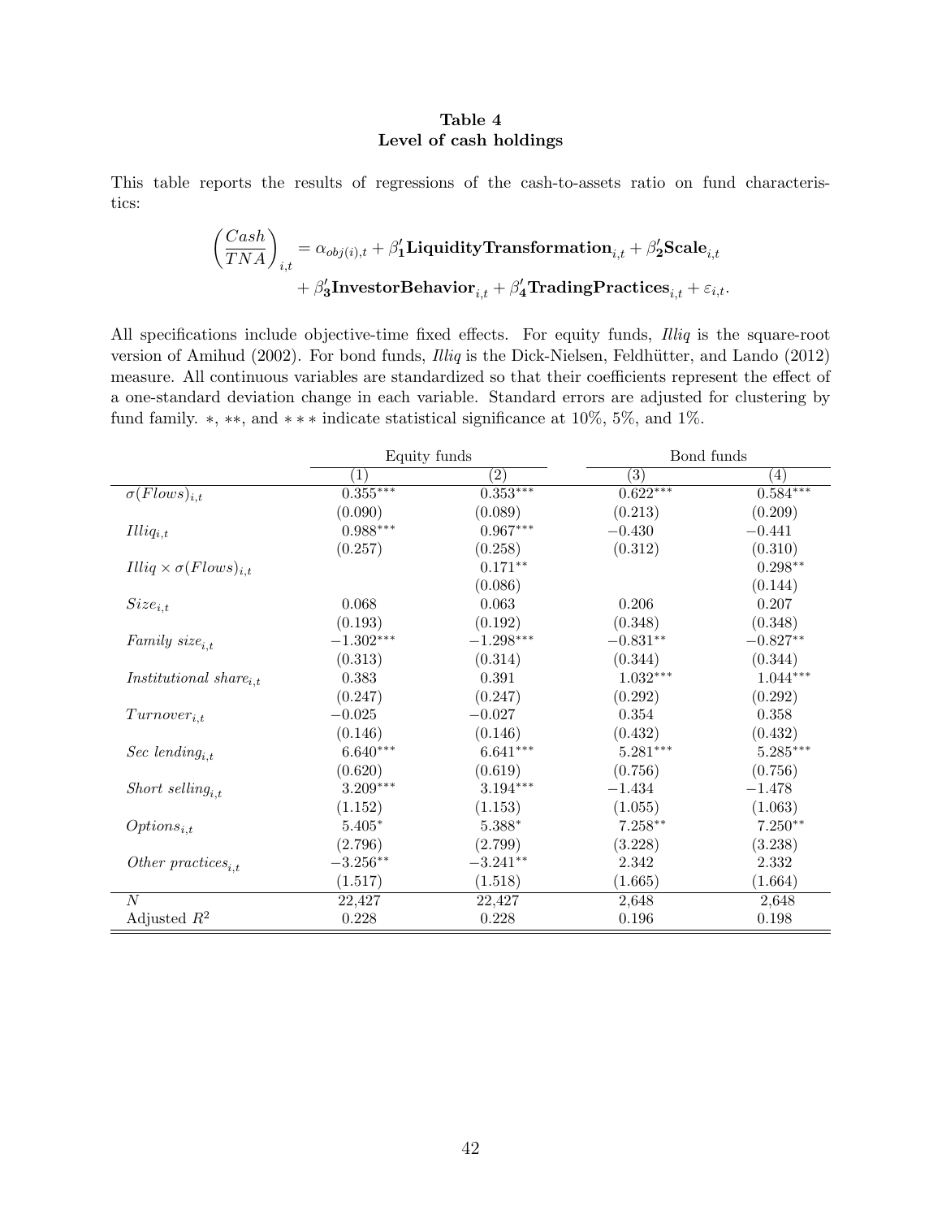**Table 4**
**Level of cash holdings**

This table reports the results of regressions of the cash-to-assets ratio on fund characteristics:

$$\left(\frac{Cash}{TNA}\right)_{i,t} = \alpha_{obj(i),t} + \beta_1' \mathbf{LiquidityTransformation}_{i,t} + \beta_2' \mathbf{Scale}_{i,t} + \beta_3' \mathbf{InvestorBehavior}_{i,t} + \beta_4' \mathbf{TradingPractices}_{i,t} + \varepsilon_{i,t}.$$

All specifications include objective-time fixed effects. For equity funds, *Illiq* is the square-root version of Amihud (2002). For bond funds, *Illiq* is the Dick-Nielsen, Feldhütter, and Lando (2012) measure. All continuous variables are standardized so that their coefficients represent the effect of a one-standard deviation change in each variable. Standard errors are adjusted for clustering by fund family. ∗, ∗∗, and ∗ ∗ ∗ indicate statistical significance at 10%, 5%, and 1%.

| | Equity funds | | Bond funds | |
|---|---|---|---|---|
| | (1) | (2) | (3) | (4) |
| $\sigma(Flows)_{i,t}$ | 0.355*** | 0.353*** | 0.622*** | 0.584*** |
| | (0.090) | (0.089) | (0.213) | (0.209) |
| $Illiq_{i,t}$ | 0.988*** | 0.967*** | −0.430 | −0.441 |
| | (0.257) | (0.258) | (0.312) | (0.310) |
| $Illiq \times \sigma(Flows)_{i,t}$ | | 0.171** | | 0.298** |
| | | (0.086) | | (0.144) |
| $Size_{i,t}$ | 0.068 | 0.063 | 0.206 | 0.207 |
| | (0.193) | (0.192) | (0.348) | (0.348) |
| $Family\ size_{i,t}$ | −1.302*** | −1.298*** | −0.831** | −0.827** |
| | (0.313) | (0.314) | (0.344) | (0.344) |
| $Institutional\ share_{i,t}$ | 0.383 | 0.391 | 1.032*** | 1.044*** |
| | (0.247) | (0.247) | (0.292) | (0.292) |
| $Turnover_{i,t}$ | −0.025 | −0.027 | 0.354 | 0.358 |
| | (0.146) | (0.146) | (0.432) | (0.432) |
| $Sec\ lending_{i,t}$ | 6.640*** | 6.641*** | 5.281*** | 5.285*** |
| | (0.620) | (0.619) | (0.756) | (0.756) |
| $Short\ selling_{i,t}$ | 3.209*** | 3.194*** | −1.434 | −1.478 |
| | (1.152) | (1.153) | (1.055) | (1.063) |
| $Options_{i,t}$ | 5.405* | 5.388* | 7.258** | 7.250** |
| | (2.796) | (2.799) | (3.228) | (3.238) |
| $Other\ practices_{i,t}$ | −3.256** | −3.241** | 2.342 | 2.332 |
| | (1.517) | (1.518) | (1.665) | (1.664) |
| $N$ | 22,427 | 22,427 | 2,648 | 2,648 |
| Adjusted $R^2$ | 0.228 | 0.228 | 0.196 | 0.198 |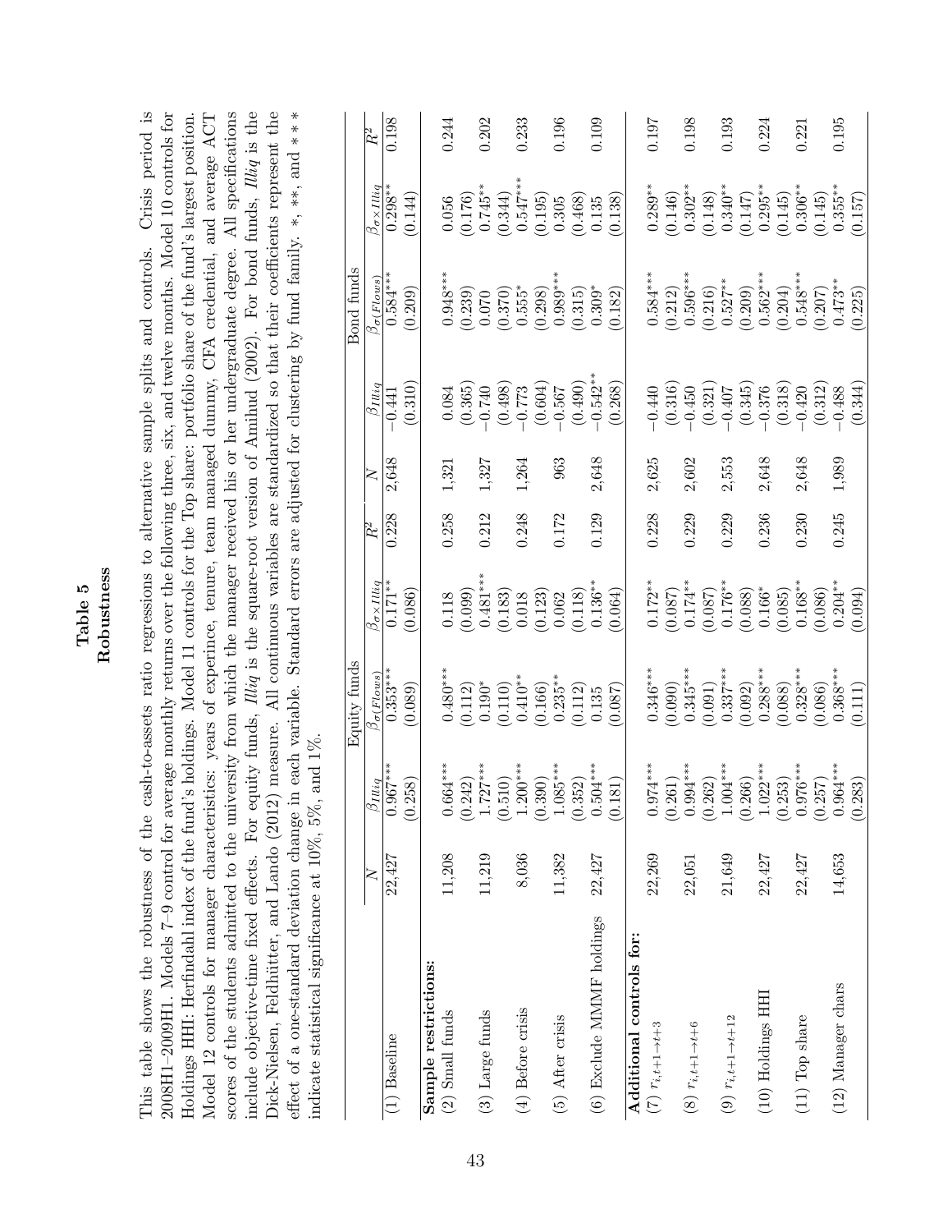# Table 5
## Robustness

This table shows the robustness of the cash-to-assets ratio regressions to alternative sample splits and controls. Crisis period is 2008H1–2009H1. Models 7–9 control for average monthly returns over the following three, six, and twelve months. Model 10 controls for Holdings HHI: Herfindahl index of the fund's holdings. Model 11 controls for the Top share: portfolio share of the fund's largest position. Model 12 controls for manager characteristics: years of experince, tenure, team managed dummy, CFA credential, and average ACT scores of the students admitted to the university from which the manager received his or her undergraduate degree. All specifications include objective-time fixed effects. For equity funds, *Illiq* is the square-root version of Amihud (2002). For bond funds, *Illiq* is the Dick-Nielsen, Feldhütter, and Lando (2012) measure. All continuous variables are standardized so that their coefficients represent the effect of a one-standard deviation change in each variable. Standard errors are adjusted for clustering by fund family. *, **, and *** indicate statistical significance at 10%, 5%, and 1%.

| | Equity funds | | | | | Bond funds | | | | |
|---|---|---|---|---|---|---|---|---|---|---|
| | $N$ | $\beta_{Illiq}$ | $\beta_{\sigma(Flows)}$ | $\beta_{\sigma\times Illiq}$ | $R^2$ | $N$ | $\beta_{Illiq}$ | $\beta_{\sigma(Flows)}$ | $\beta_{\sigma\times Illiq}$ | $R^2$ |
| (1) Baseline | 22,427 | 0.967*** | 0.353*** | 0.171** | 0.228 | 2,648 | −0.441 | 0.584*** | 0.298** | 0.198 |
| | | (0.258) | (0.089) | (0.086) | | | (0.310) | (0.209) | (0.144) | |
| **Sample restrictions:** | | | | | | | | | | |
| (2) Small funds | 11,208 | 0.664*** | 0.480*** | 0.118 | 0.258 | 1,321 | 0.084 | 0.948*** | 0.056 | 0.244 |
| | | (0.242) | (0.112) | (0.099) | | | (0.365) | (0.239) | (0.176) | |
| (3) Large funds | 11,219 | 1.727*** | 0.190* | 0.481*** | 0.212 | 1,327 | −0.740 | 0.070 | 0.745** | 0.202 |
| | | (0.510) | (0.110) | (0.183) | | | (0.498) | (0.370) | (0.344) | |
| (4) Before crisis | 8,036 | 1.200*** | 0.410** | 0.018 | 0.248 | 1,264 | −0.773 | 0.555* | 0.547*** | 0.233 |
| | | (0.390) | (0.166) | (0.123) | | | (0.604) | (0.298) | (0.195) | |
| (5) After crisis | 11,382 | 1.085*** | 0.235** | 0.062 | 0.172 | 963 | −0.567 | 0.989*** | 0.305 | 0.196 |
| | | (0.352) | (0.112) | (0.118) | | | (0.490) | (0.315) | (0.468) | |
| (6) Exclude MMMF holdings | 22,427 | 0.504*** | 0.135 | 0.136** | 0.129 | 2,648 | −0.542** | 0.309* | 0.135 | 0.109 |
| | | (0.181) | (0.087) | (0.064) | | | (0.268) | (0.182) | (0.138) | |
| **Additional controls for:** | | | | | | | | | | |
| (7) $r_{i,t+1\to t+3}$ | 22,269 | 0.974*** | 0.346*** | 0.172** | 0.228 | 2,625 | −0.440 | 0.584*** | 0.289** | 0.197 |
| | | (0.261) | (0.090) | (0.087) | | | (0.316) | (0.212) | (0.146) | |
| (8) $r_{i,t+1\to t+6}$ | 22,051 | 0.994*** | 0.345*** | 0.174** | 0.229 | 2,602 | −0.450 | 0.596*** | 0.302** | 0.198 |
| | | (0.262) | (0.091) | (0.087) | | | (0.321) | (0.216) | (0.148) | |
| (9) $r_{i,t+1\to t+12}$ | 21,649 | 1.004*** | 0.337*** | 0.176** | 0.229 | 2,553 | −0.407 | 0.527** | 0.340** | 0.193 |
| | | (0.266) | (0.092) | (0.088) | | | (0.345) | (0.209) | (0.147) | |
| (10) Holdings HHI | 22,427 | 1.022*** | 0.288*** | 0.166* | 0.236 | 2,648 | −0.376 | 0.562*** | 0.295** | 0.224 |
| | | (0.253) | (0.088) | (0.085) | | | (0.318) | (0.204) | (0.145) | |
| (11) Top share | 22,427 | 0.976*** | 0.328*** | 0.168** | 0.230 | 2,648 | −0.420 | 0.548*** | 0.306** | 0.221 |
| | | (0.257) | (0.086) | (0.086) | | | (0.312) | (0.207) | (0.145) | |
| (12) Manager chars | 14,653 | 0.964*** | 0.368*** | 0.204** | 0.245 | 1,989 | −0.488 | 0.473** | 0.355** | 0.195 |
| | | (0.283) | (0.111) | (0.094) | | | (0.344) | (0.225) | (0.157) | |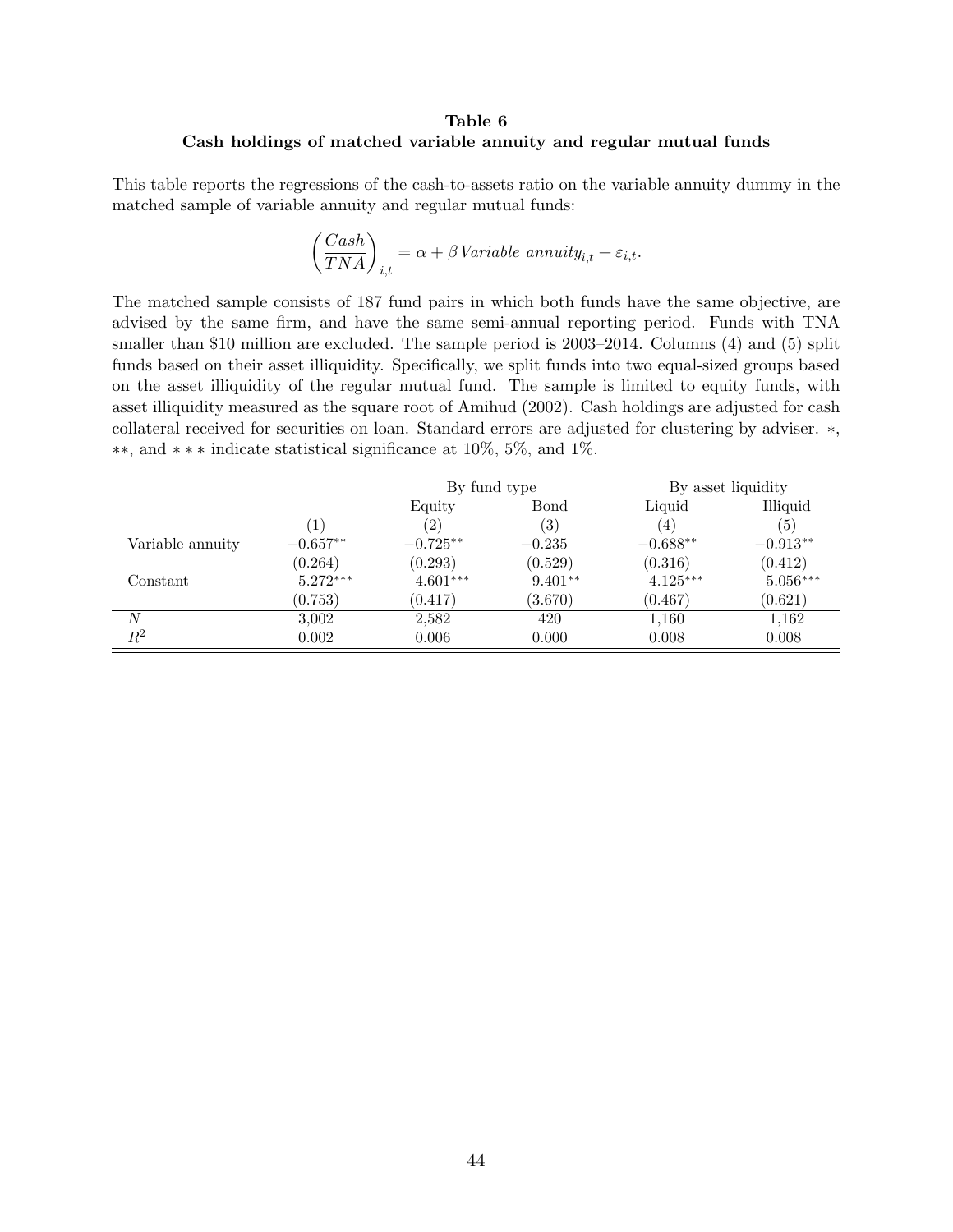**Table 6**
**Cash holdings of matched variable annuity and regular mutual funds**

This table reports the regressions of the cash-to-assets ratio on the variable annuity dummy in the matched sample of variable annuity and regular mutual funds:

$$\left(\frac{Cash}{TNA}\right)_{i,t} = \alpha + \beta \, Variable\ annuity_{i,t} + \varepsilon_{i,t}.$$

The matched sample consists of 187 fund pairs in which both funds have the same objective, are advised by the same firm, and have the same semi-annual reporting period. Funds with TNA smaller than \$10 million are excluded. The sample period is 2003–2014. Columns (4) and (5) split funds based on their asset illiquidity. Specifically, we split funds into two equal-sized groups based on the asset illiquidity of the regular mutual fund. The sample is limited to equity funds, with asset illiquidity measured as the square root of Amihud (2002). Cash holdings are adjusted for cash collateral received for securities on loan. Standard errors are adjusted for clustering by adviser. $*$, $**$, and $***$ indicate statistical significance at 10%, 5%, and 1%.

| | | By fund type | | By asset liquidity | |
|---|---|---|---|---|---|
| | | Equity | Bond | Liquid | Illiquid |
| | (1) | (2) | (3) | (4) | (5) |
| Variable annuity | $-0.657^{**}$ | $-0.725^{**}$ | $-0.235$ | $-0.688^{**}$ | $-0.913^{**}$ |
| | (0.264) | (0.293) | (0.529) | (0.316) | (0.412) |
| Constant | $5.272^{***}$ | $4.601^{***}$ | $9.401^{**}$ | $4.125^{***}$ | $5.056^{***}$ |
| | (0.753) | (0.417) | (3.670) | (0.467) | (0.621) |
| $N$ | 3,002 | 2,582 | 420 | 1,160 | 1,162 |
| $R^2$ | 0.002 | 0.006 | 0.000 | 0.008 | 0.008 |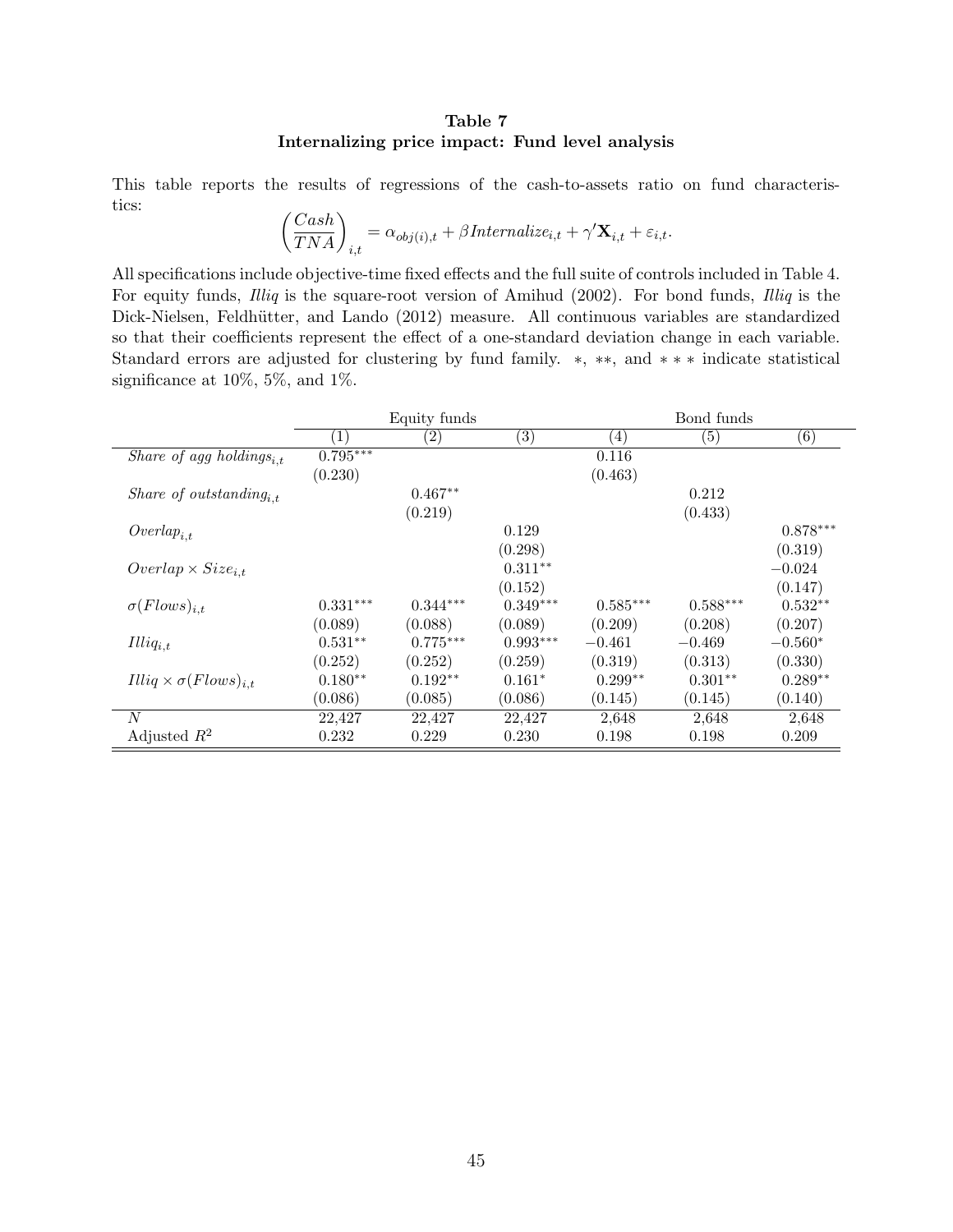**Table 7**
**Internalizing price impact: Fund level analysis**

This table reports the results of regressions of the cash-to-assets ratio on fund characteristics:

$$\left(\frac{Cash}{TNA}\right)_{i,t} = \alpha_{obj(i),t} + \beta Internalize_{i,t} + \gamma' \mathbf{X}_{i,t} + \varepsilon_{i,t}.$$

All specifications include objective-time fixed effects and the full suite of controls included in Table 4. For equity funds, *Illiq* is the square-root version of Amihud (2002). For bond funds, *Illiq* is the Dick-Nielsen, Feldhütter, and Lando (2012) measure. All continuous variables are standardized so that their coefficients represent the effect of a one-standard deviation change in each variable. Standard errors are adjusted for clustering by fund family. $*$, $**$, and $***$ indicate statistical significance at 10%, 5%, and 1%.

| | Equity funds | | | Bond funds | | |
|---|---|---|---|---|---|---|
| | (1) | (2) | (3) | (4) | (5) | (6) |
| $Share\ of\ agg\ holdings_{i,t}$ | 0.795*** | | | 0.116 | | |
| | (0.230) | | | (0.463) | | |
| $Share\ of\ outstanding_{i,t}$ | | 0.467** | | | 0.212 | |
| | | (0.219) | | | (0.433) | |
| $Overlap_{i,t}$ | | | 0.129 | | | 0.878*** |
| | | | (0.298) | | | (0.319) |
| $Overlap \times Size_{i,t}$ | | | 0.311** | | | −0.024 |
| | | | (0.152) | | | (0.147) |
| $\sigma(Flows)_{i,t}$ | 0.331*** | 0.344*** | 0.349*** | 0.585*** | 0.588*** | 0.532** |
| | (0.089) | (0.088) | (0.089) | (0.209) | (0.208) | (0.207) |
| $Illiq_{i,t}$ | 0.531** | 0.775*** | 0.993*** | −0.461 | −0.469 | −0.560* |
| | (0.252) | (0.252) | (0.259) | (0.319) | (0.313) | (0.330) |
| $Illiq \times \sigma(Flows)_{i,t}$ | 0.180** | 0.192** | 0.161* | 0.299** | 0.301** | 0.289** |
| | (0.086) | (0.085) | (0.086) | (0.145) | (0.145) | (0.140) |
| $N$ | 22,427 | 22,427 | 22,427 | 2,648 | 2,648 | 2,648 |
| Adjusted $R^2$ | 0.232 | 0.229 | 0.230 | 0.198 | 0.198 | 0.209 |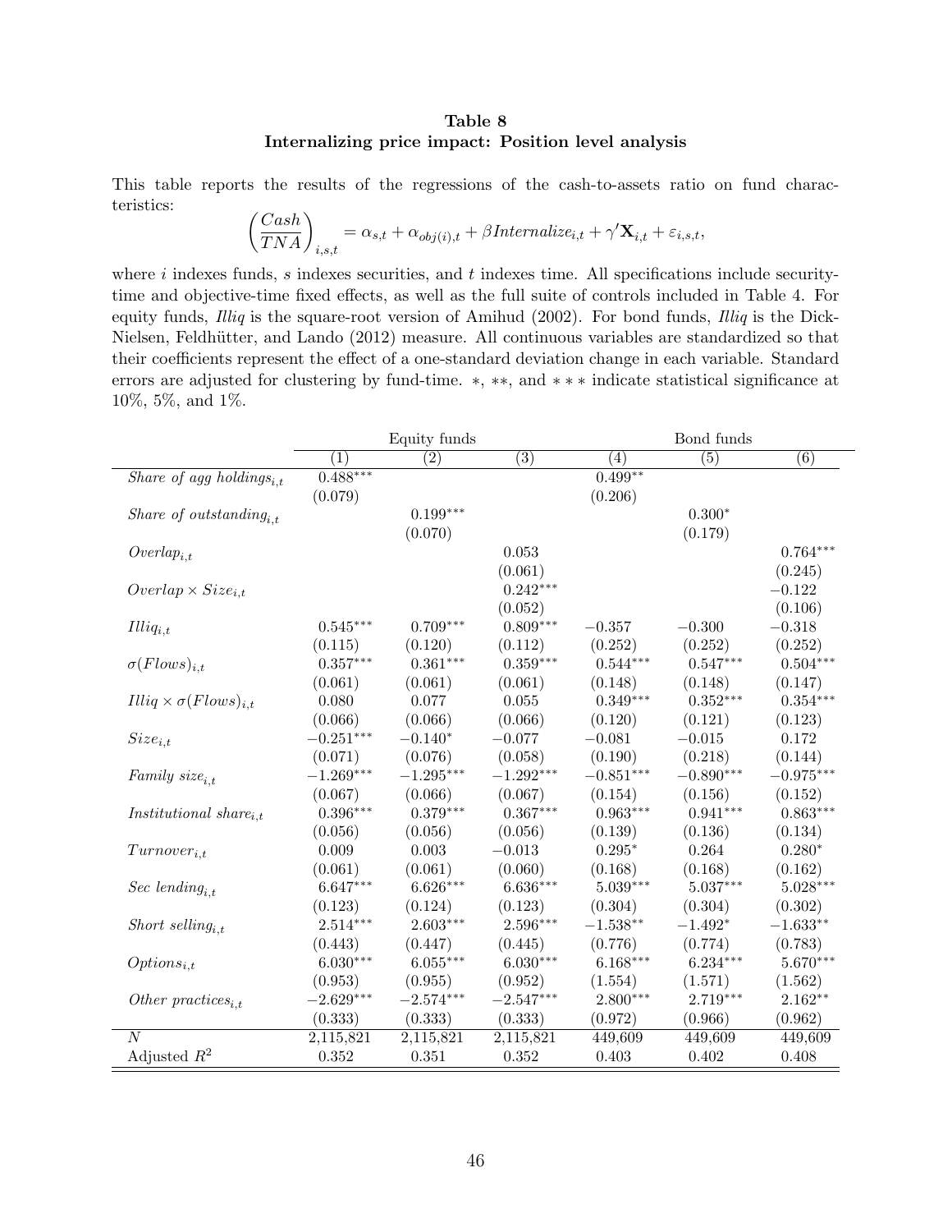**Table 8**
**Internalizing price impact: Position level analysis**

This table reports the results of the regressions of the cash-to-assets ratio on fund characteristics:

$$\left(\frac{Cash}{TNA}\right)_{i,s,t} = \alpha_{s,t} + \alpha_{obj(i),t} + \beta Internalize_{i,t} + \gamma' \mathbf{X}_{i,t} + \varepsilon_{i,s,t},$$

where $i$ indexes funds, $s$ indexes securities, and $t$ indexes time. All specifications include security-time and objective-time fixed effects, as well as the full suite of controls included in Table 4. For equity funds, *Illiq* is the square-root version of Amihud (2002). For bond funds, *Illiq* is the Dick-Nielsen, Feldhütter, and Lando (2012) measure. All continuous variables are standardized so that their coefficients represent the effect of a one-standard deviation change in each variable. Standard errors are adjusted for clustering by fund-time. $*$, $**$, and $***$ indicate statistical significance at 10%, 5%, and 1%.

| | Equity funds | | | Bond funds | | |
|---|---|---|---|---|---|---|
| | (1) | (2) | (3) | (4) | (5) | (6) |
| $Share\ of\ agg\ holdings_{i,t}$ | $0.488^{***}$ | | | $0.499^{**}$ | | |
| | (0.079) | | | (0.206) | | |
| $Share\ of\ outstanding_{i,t}$ | | $0.199^{***}$ | | | $0.300^{*}$ | |
| | | (0.070) | | | (0.179) | |
| $Overlap_{i,t}$ | | | 0.053 | | | $0.764^{***}$ |
| | | | (0.061) | | | (0.245) |
| $Overlap \times Size_{i,t}$ | | | $0.242^{***}$ | | | $-0.122$ |
| | | | (0.052) | | | (0.106) |
| $Illiq_{i,t}$ | $0.545^{***}$ | $0.709^{***}$ | $0.809^{***}$ | $-0.357$ | $-0.300$ | $-0.318$ |
| | (0.115) | (0.120) | (0.112) | (0.252) | (0.252) | (0.252) |
| $\sigma(Flows)_{i,t}$ | $0.357^{***}$ | $0.361^{***}$ | $0.359^{***}$ | $0.544^{***}$ | $0.547^{***}$ | $0.504^{***}$ |
| | (0.061) | (0.061) | (0.061) | (0.148) | (0.148) | (0.147) |
| $Illiq \times \sigma(Flows)_{i,t}$ | 0.080 | 0.077 | 0.055 | $0.349^{***}$ | $0.352^{***}$ | $0.354^{***}$ |
| | (0.066) | (0.066) | (0.066) | (0.120) | (0.121) | (0.123) |
| $Size_{i,t}$ | $-0.251^{***}$ | $-0.140^{*}$ | $-0.077$ | $-0.081$ | $-0.015$ | 0.172 |
| | (0.071) | (0.076) | (0.058) | (0.190) | (0.218) | (0.144) |
| $Family\ size_{i,t}$ | $-1.269^{***}$ | $-1.295^{***}$ | $-1.292^{***}$ | $-0.851^{***}$ | $-0.890^{***}$ | $-0.975^{***}$ |
| | (0.067) | (0.066) | (0.067) | (0.154) | (0.156) | (0.152) |
| $Institutional\ share_{i,t}$ | $0.396^{***}$ | $0.379^{***}$ | $0.367^{***}$ | $0.963^{***}$ | $0.941^{***}$ | $0.863^{***}$ |
| | (0.056) | (0.056) | (0.056) | (0.139) | (0.136) | (0.134) |
| $Turnover_{i,t}$ | 0.009 | 0.003 | $-0.013$ | $0.295^{*}$ | 0.264 | $0.280^{*}$ |
| | (0.061) | (0.061) | (0.060) | (0.168) | (0.168) | (0.162) |
| $Sec\ lending_{i,t}$ | $6.647^{***}$ | $6.626^{***}$ | $6.636^{***}$ | $5.039^{***}$ | $5.037^{***}$ | $5.028^{***}$ |
| | (0.123) | (0.124) | (0.123) | (0.304) | (0.304) | (0.302) |
| $Short\ selling_{i,t}$ | $2.514^{***}$ | $2.603^{***}$ | $2.596^{***}$ | $-1.538^{**}$ | $-1.492^{*}$ | $-1.633^{**}$ |
| | (0.443) | (0.447) | (0.445) | (0.776) | (0.774) | (0.783) |
| $Options_{i,t}$ | $6.030^{***}$ | $6.055^{***}$ | $6.030^{***}$ | $6.168^{***}$ | $6.234^{***}$ | $5.670^{***}$ |
| | (0.953) | (0.955) | (0.952) | (1.554) | (1.571) | (1.562) |
| $Other\ practices_{i,t}$ | $-2.629^{***}$ | $-2.574^{***}$ | $-2.547^{***}$ | $2.800^{***}$ | $2.719^{***}$ | $2.162^{**}$ |
| | (0.333) | (0.333) | (0.333) | (0.972) | (0.966) | (0.962) |
| $N$ | 2,115,821 | 2,115,821 | 2,115,821 | 449,609 | 449,609 | 449,609 |
| Adjusted $R^2$ | 0.352 | 0.351 | 0.352 | 0.403 | 0.402 | 0.408 |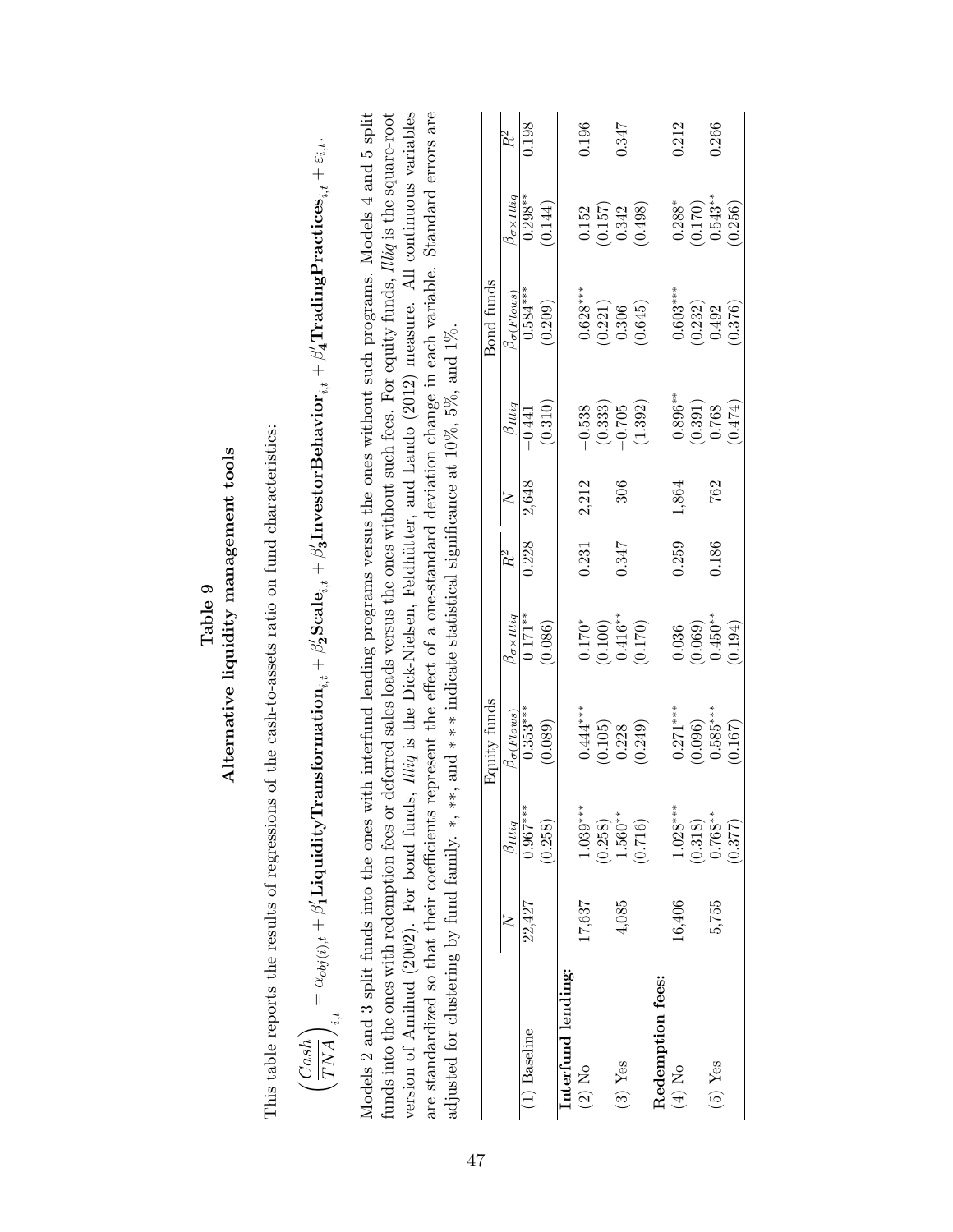# Table 9

## Alternative liquidity management tools

This table reports the results of regressions of the cash-to-assets ratio on fund characteristics:

$$\left(\frac{Cash}{TNA}\right)_{i,t} = \alpha_{obj(i),t} + \beta_1' \mathbf{LiquidityTransformation}_{i,t} + \beta_2' \mathbf{Scale}_{i,t} + \beta_3' \mathbf{InvestorBehavior}_{i,t} + \beta_4' \mathbf{TradingPractices}_{i,t} + \varepsilon_{i,t}.$$

Models 2 and 3 split funds into the ones with interfund lending programs versus the ones without such programs. Models 4 and 5 split funds into the ones with redemption fees or deferred sales loads versus the ones without such fees. For equity funds, *Illiq* is the square-root version of Amihud (2002). For bond funds, *Illiq* is the Dick-Nielsen, Feldhütter, and Lando (2012) measure. All continuous variables are standardized so that their coefficients represent the effect of a one-standard deviation change in each variable. Standard errors are adjusted for clustering by fund family. *, **, and *** indicate statistical significance at 10%, 5%, and 1%.

| | Equity funds | | | | | Bond funds | | | | |
|---|---|---|---|---|---|---|---|---|---|---|
| | $N$ | $\beta_{Illiq}$ | $\beta_{\sigma(Flows)}$ | $\beta_{\sigma \times Illiq}$ | $R^2$ | $N$ | $\beta_{Illiq}$ | $\beta_{\sigma(Flows)}$ | $\beta_{\sigma \times Illiq}$ | $R^2$ |
| (1) Baseline | 22,427 | 0.967*** | 0.353*** | 0.171** | 0.228 | 2,648 | −0.441 | 0.584*** | 0.298** | 0.198 |
| | | (0.258) | (0.089) | (0.086) | | | (0.310) | (0.209) | (0.144) | |
| **Interfund lending:** | | | | | | | | | | |
| (2) No | 17,637 | 1.039*** | 0.444*** | 0.170* | 0.231 | 2,212 | −0.538 | 0.628*** | 0.152 | 0.196 |
| | | (0.258) | (0.105) | (0.100) | | | (0.333) | (0.221) | (0.157) | |
| (3) Yes | 4,085 | 1.560** | 0.228 | 0.416** | 0.347 | 306 | −0.705 | 0.306 | 0.342 | 0.347 |
| | | (0.716) | (0.249) | (0.170) | | | (1.392) | (0.645) | (0.498) | |
| **Redemption fees:** | | | | | | | | | | |
| (4) No | 16,406 | 1.028*** | 0.271*** | 0.036 | 0.259 | 1,864 | −0.896** | 0.603*** | 0.288* | 0.212 |
| | | (0.318) | (0.096) | (0.069) | | | (0.391) | (0.232) | (0.170) | |
| (5) Yes | 5,755 | 0.768** | 0.585*** | 0.450** | 0.186 | 762 | 0.768 | 0.492 | 0.543** | 0.266 |
| | | (0.377) | (0.167) | (0.194) | | | (0.474) | (0.376) | (0.256) | |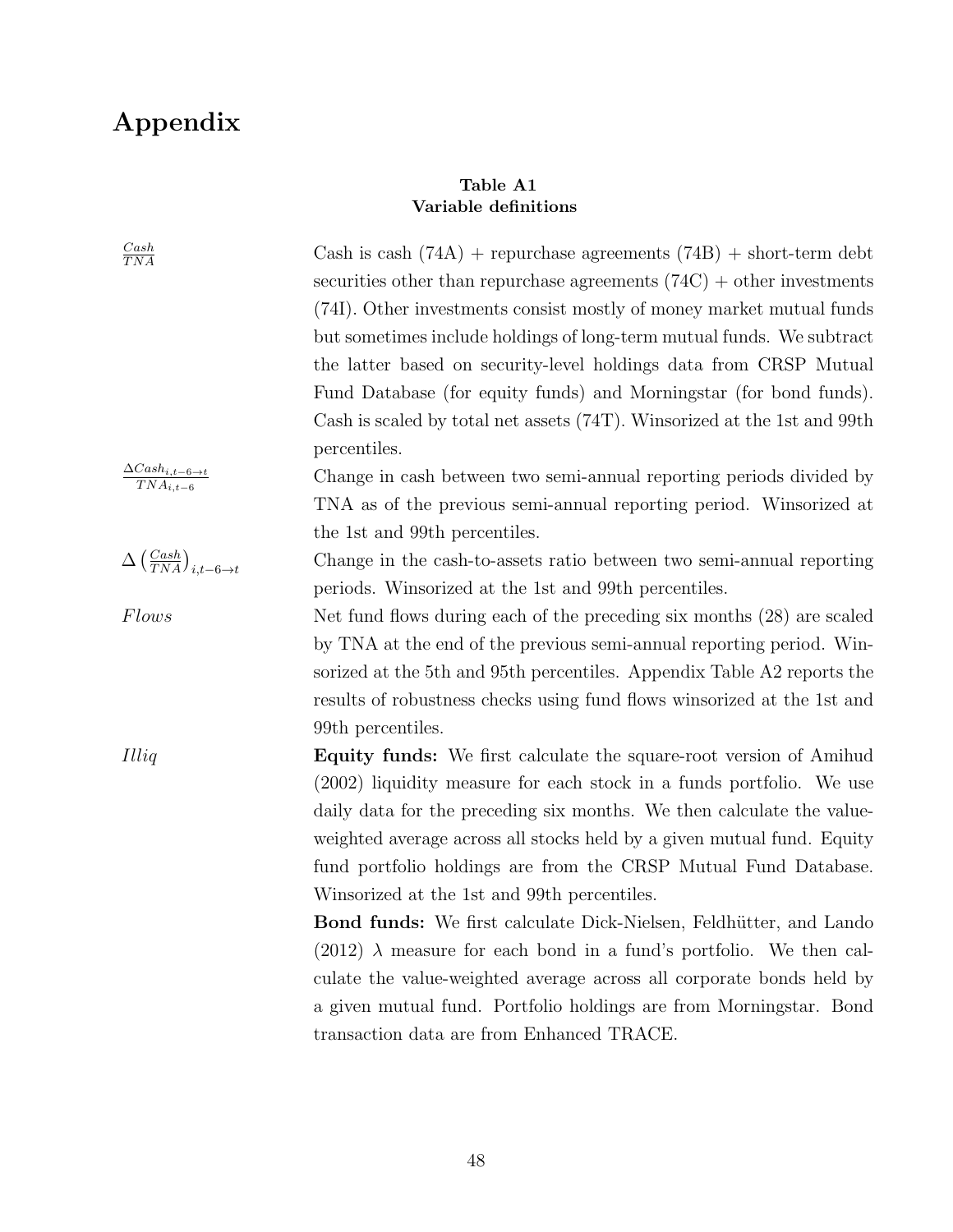# Appendix

**Table A1**
**Variable definitions**

| Variable | Definition |
|---|---|
| $\frac{Cash}{TNA}$ | Cash is cash (74A) + repurchase agreements (74B) + short-term debt securities other than repurchase agreements (74C) + other investments (74I). Other investments consist mostly of money market mutual funds but sometimes include holdings of long-term mutual funds. We subtract the latter based on security-level holdings data from CRSP Mutual Fund Database (for equity funds) and Morningstar (for bond funds). Cash is scaled by total net assets (74T). Winsorized at the 1st and 99th percentiles. |
| $\frac{\Delta Cash_{i,t-6\rightarrow t}}{TNA_{i,t-6}}$ | Change in cash between two semi-annual reporting periods divided by TNA as of the previous semi-annual reporting period. Winsorized at the 1st and 99th percentiles. |
| $\Delta\left(\frac{Cash}{TNA}\right)_{i,t-6\rightarrow t}$ | Change in the cash-to-assets ratio between two semi-annual reporting periods. Winsorized at the 1st and 99th percentiles. |
| *Flows* | Net fund flows during each of the preceding six months (28) are scaled by TNA at the end of the previous semi-annual reporting period. Winsorized at the 5th and 95th percentiles. Appendix Table A2 reports the results of robustness checks using fund flows winsorized at the 1st and 99th percentiles. |
| *Illiq* | **Equity funds:** We first calculate the square-root version of Amihud (2002) liquidity measure for each stock in a funds portfolio. We use daily data for the preceding six months. We then calculate the value-weighted average across all stocks held by a given mutual fund. Equity fund portfolio holdings are from the CRSP Mutual Fund Database. Winsorized at the 1st and 99th percentiles. **Bond funds:** We first calculate Dick-Nielsen, Feldhütter, and Lando (2012) $\lambda$ measure for each bond in a fund's portfolio. We then calculate the value-weighted average across all corporate bonds held by a given mutual fund. Portfolio holdings are from Morningstar. Bond transaction data are from Enhanced TRACE. |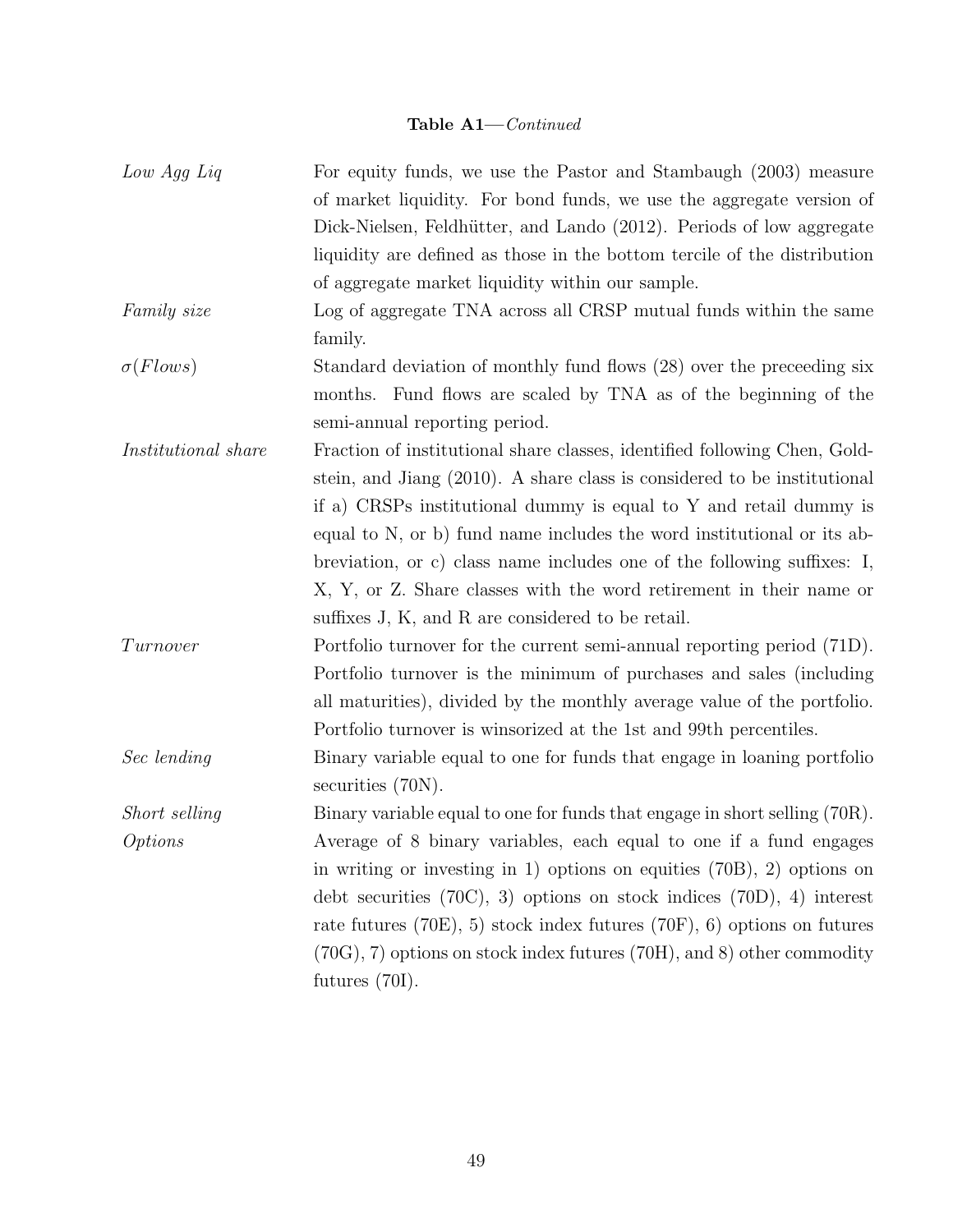**Table A1**—*Continued*

| | |
|---|---|
| *Low Agg Liq* | For equity funds, we use the Pastor and Stambaugh (2003) measure of market liquidity. For bond funds, we use the aggregate version of Dick-Nielsen, Feldhütter, and Lando (2012). Periods of low aggregate liquidity are defined as those in the bottom tercile of the distribution of aggregate market liquidity within our sample. |
| *Family size* | Log of aggregate TNA across all CRSP mutual funds within the same family. |
| $\sigma(Flows)$ | Standard deviation of monthly fund flows (28) over the preceeding six months. Fund flows are scaled by TNA as of the beginning of the semi-annual reporting period. |
| *Institutional share* | Fraction of institutional share classes, identified following Chen, Goldstein, and Jiang (2010). A share class is considered to be institutional if a) CRSPs institutional dummy is equal to Y and retail dummy is equal to N, or b) fund name includes the word institutional or its abbreviation, or c) class name includes one of the following suffixes: I, X, Y, or Z. Share classes with the word retirement in their name or suffixes J, K, and R are considered to be retail. |
| $Turnover$ | Portfolio turnover for the current semi-annual reporting period (71D). Portfolio turnover is the minimum of purchases and sales (including all maturities), divided by the monthly average value of the portfolio. Portfolio turnover is winsorized at the 1st and 99th percentiles. |
| *Sec lending* | Binary variable equal to one for funds that engage in loaning portfolio securities (70N). |
| *Short selling* | Binary variable equal to one for funds that engage in short selling (70R). |
| *Options* | Average of 8 binary variables, each equal to one if a fund engages in writing or investing in 1) options on equities (70B), 2) options on debt securities (70C), 3) options on stock indices (70D), 4) interest rate futures (70E), 5) stock index futures (70F), 6) options on futures (70G), 7) options on stock index futures (70H), and 8) other commodity futures (70I). |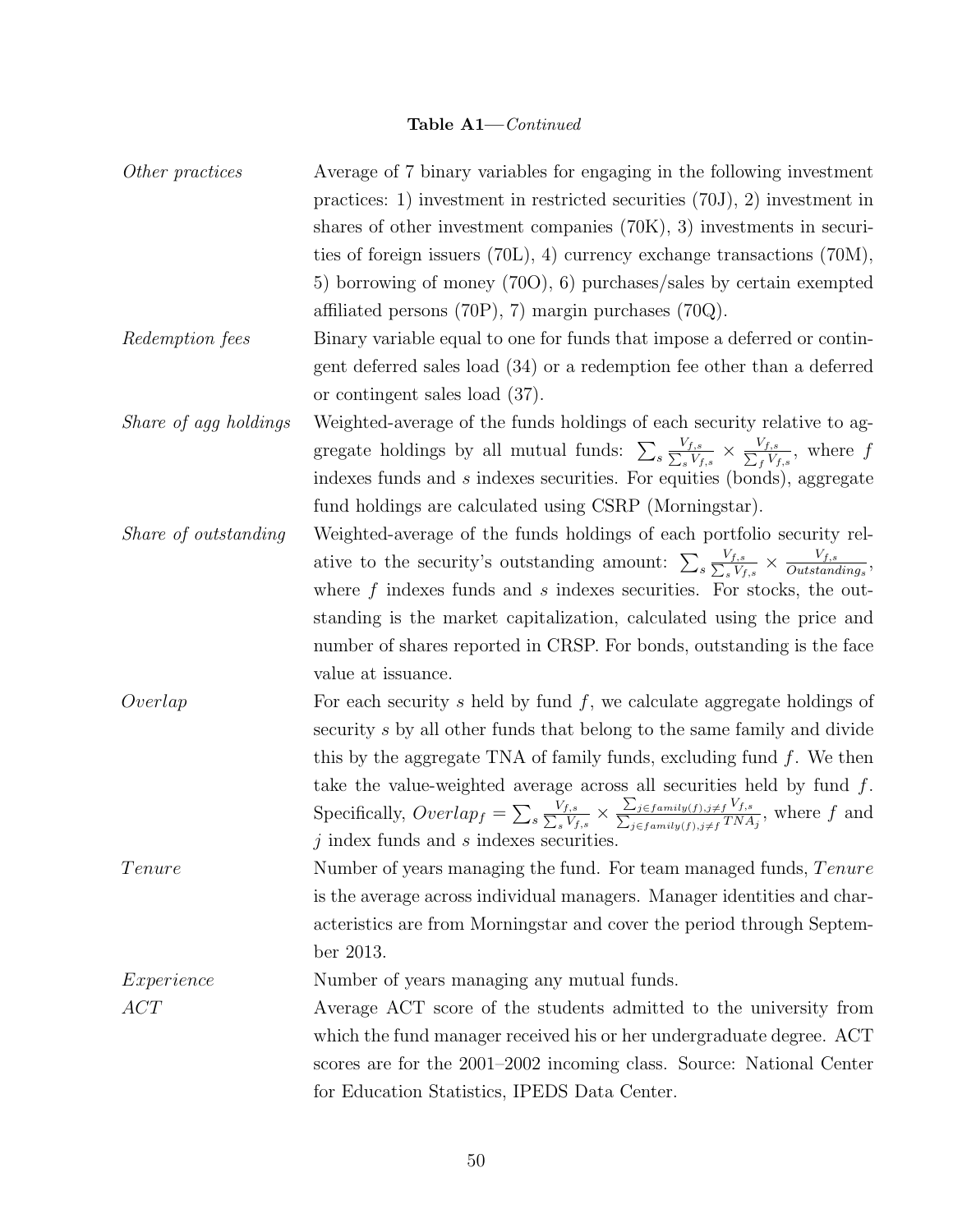**Table A1**—*Continued*

| | |
|---|---|
| *Other practices* | Average of 7 binary variables for engaging in the following investment practices: 1) investment in restricted securities (70J), 2) investment in shares of other investment companies (70K), 3) investments in securities of foreign issuers (70L), 4) currency exchange transactions (70M), 5) borrowing of money (70O), 6) purchases/sales by certain exempted affiliated persons (70P), 7) margin purchases (70Q). |
| *Redemption fees* | Binary variable equal to one for funds that impose a deferred or contingent deferred sales load (34) or a redemption fee other than a deferred or contingent sales load (37). |
| *Share of agg holdings* | Weighted-average of the funds holdings of each security relative to aggregate holdings by all mutual funds: $\sum_s \frac{V_{f,s}}{\sum_s V_{f,s}} \times \frac{V_{f,s}}{\sum_f V_{f,s}}$, where $f$ indexes funds and $s$ indexes securities. For equities (bonds), aggregate fund holdings are calculated using CSRP (Morningstar). |
| *Share of outstanding* | Weighted-average of the funds holdings of each portfolio security relative to the security's outstanding amount: $\sum_s \frac{V_{f,s}}{\sum_s V_{f,s}} \times \frac{V_{f,s}}{Outstanding_s}$, where $f$ indexes funds and $s$ indexes securities. For stocks, the outstanding is the market capitalization, calculated using the price and number of shares reported in CRSP. For bonds, outstanding is the face value at issuance. |
| *Overlap* | For each security $s$ held by fund $f$, we calculate aggregate holdings of security $s$ by all other funds that belong to the same family and divide this by the aggregate TNA of family funds, excluding fund $f$. We then take the value-weighted average across all securities held by fund $f$. Specifically, $Overlap_f = \sum_s \frac{V_{f,s}}{\sum_s V_{f,s}} \times \frac{\sum_{j \in family(f), j \neq f} V_{f,s}}{\sum_{j \in family(f), j \neq f} TNA_j}$, where $f$ and $j$ index funds and $s$ indexes securities. |
| $Tenure$ | Number of years managing the fund. For team managed funds, $Tenure$ is the average across individual managers. Manager identities and characteristics are from Morningstar and cover the period through September 2013. |
| *Experience* | Number of years managing any mutual funds. |
| *ACT* | Average ACT score of the students admitted to the university from which the fund manager received his or her undergraduate degree. ACT scores are for the 2001–2002 incoming class. Source: National Center for Education Statistics, IPEDS Data Center. |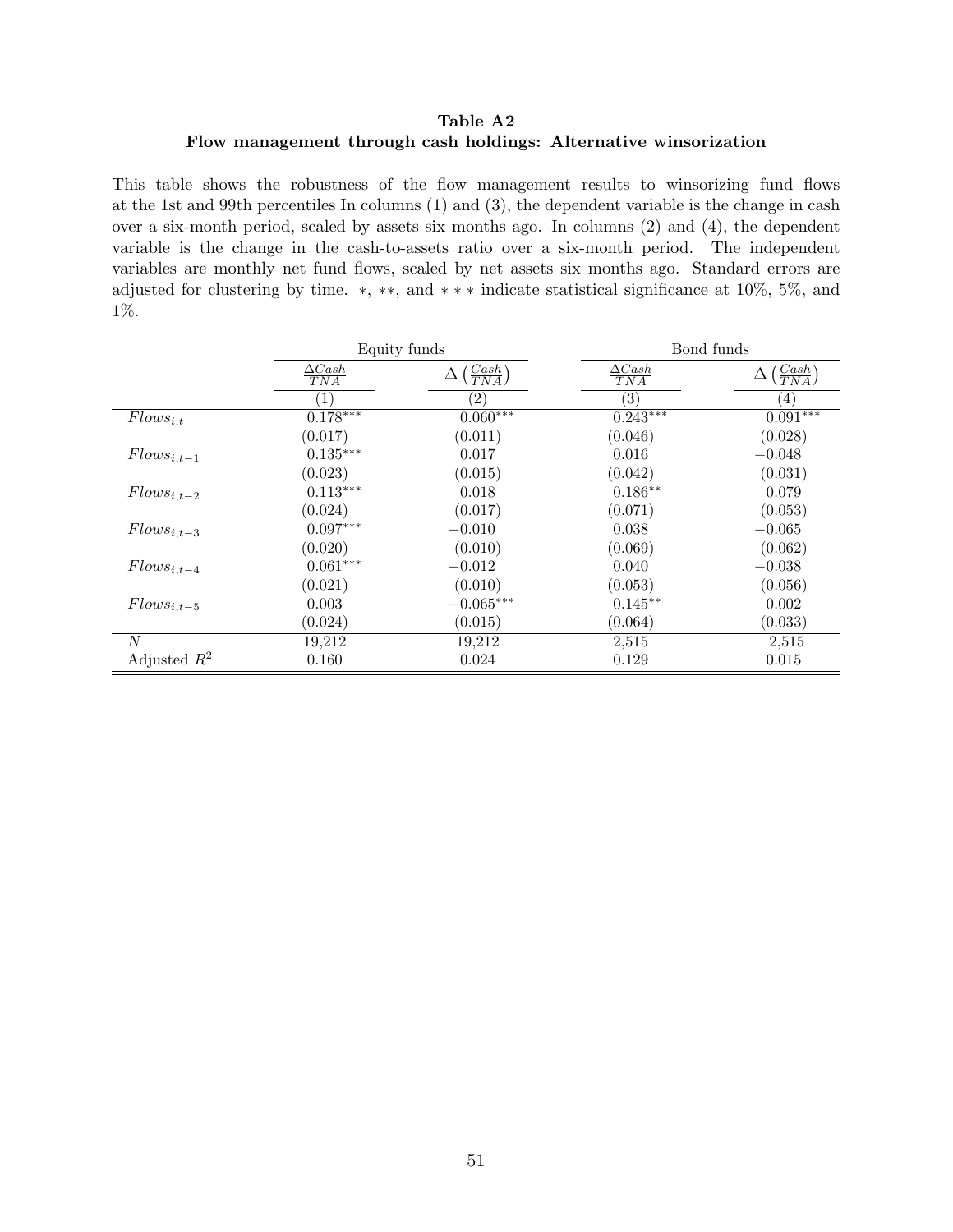**Table A2**
**Flow management through cash holdings: Alternative winsorization**

This table shows the robustness of the flow management results to winsorizing fund flows at the 1st and 99th percentiles In columns (1) and (3), the dependent variable is the change in cash over a six-month period, scaled by assets six months ago. In columns (2) and (4), the dependent variable is the change in the cash-to-assets ratio over a six-month period. The independent variables are monthly net fund flows, scaled by net assets six months ago. Standard errors are adjusted for clustering by time. ∗, ∗∗, and ∗ ∗ ∗ indicate statistical significance at 10%, 5%, and 1%.

| | Equity funds | | Bond funds | |
|---|---|---|---|---|
| | $\frac{\Delta Cash}{TNA}$ | $\Delta\left(\frac{Cash}{TNA}\right)$ | $\frac{\Delta Cash}{TNA}$ | $\Delta\left(\frac{Cash}{TNA}\right)$ |
| | (1) | (2) | (3) | (4) |
| $Flows_{i,t}$ | 0.178*** | 0.060*** | 0.243*** | 0.091*** |
| | (0.017) | (0.011) | (0.046) | (0.028) |
| $Flows_{i,t-1}$ | 0.135*** | 0.017 | 0.016 | −0.048 |
| | (0.023) | (0.015) | (0.042) | (0.031) |
| $Flows_{i,t-2}$ | 0.113*** | 0.018 | 0.186** | 0.079 |
| | (0.024) | (0.017) | (0.071) | (0.053) |
| $Flows_{i,t-3}$ | 0.097*** | −0.010 | 0.038 | −0.065 |
| | (0.020) | (0.010) | (0.069) | (0.062) |
| $Flows_{i,t-4}$ | 0.061*** | −0.012 | 0.040 | −0.038 |
| | (0.021) | (0.010) | (0.053) | (0.056) |
| $Flows_{i,t-5}$ | 0.003 | −0.065*** | 0.145** | 0.002 |
| | (0.024) | (0.015) | (0.064) | (0.033) |
| $N$ | 19,212 | 19,212 | 2,515 | 2,515 |
| Adjusted $R^2$ | 0.160 | 0.024 | 0.129 | 0.015 |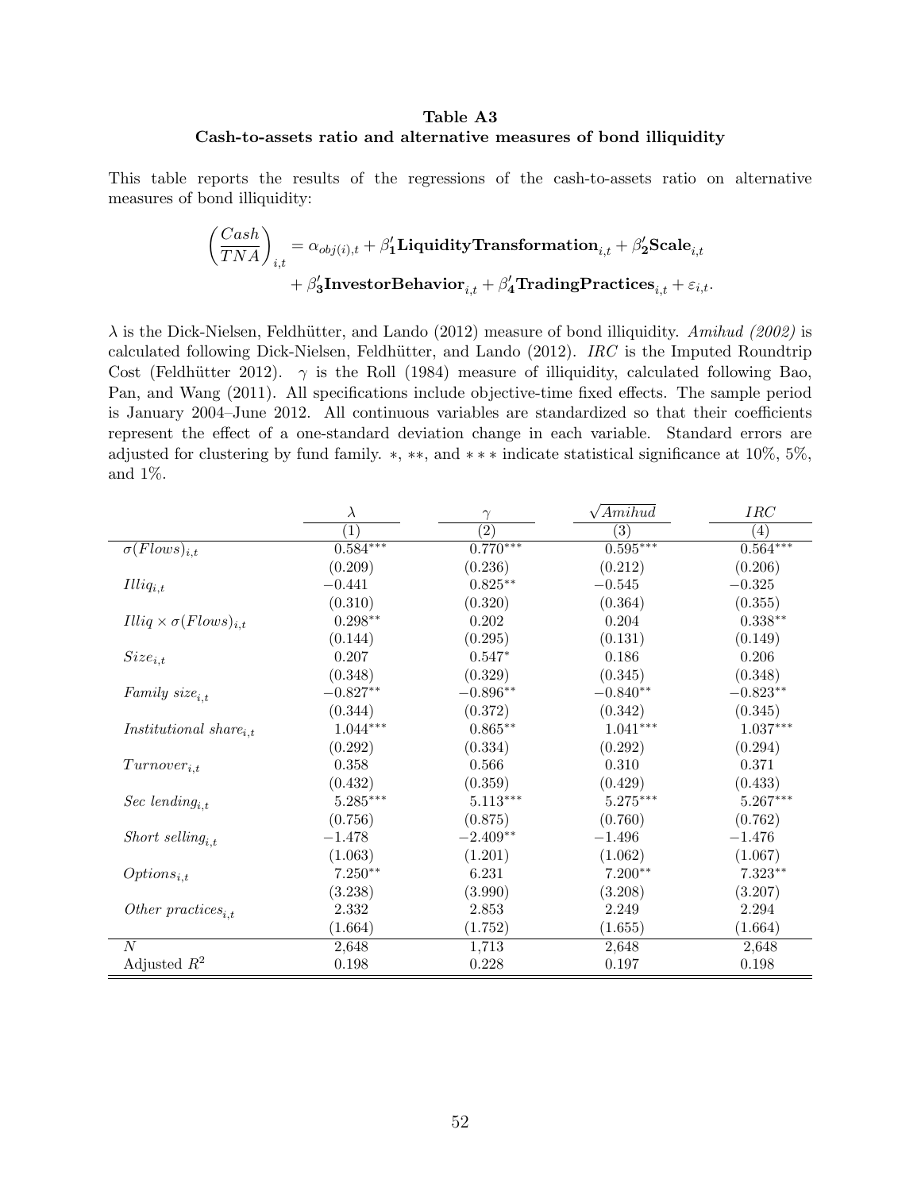**Table A3**

**Cash-to-assets ratio and alternative measures of bond illiquidity**

This table reports the results of the regressions of the cash-to-assets ratio on alternative measures of bond illiquidity:

$$\left(\frac{Cash}{TNA}\right)_{i,t} = \alpha_{obj(i),t} + \beta_1' \mathbf{LiquidityTransformation}_{i,t} + \beta_2' \mathbf{Scale}_{i,t} + \beta_3' \mathbf{InvestorBehavior}_{i,t} + \beta_4' \mathbf{TradingPractices}_{i,t} + \varepsilon_{i,t}.$$

$\lambda$ is the Dick-Nielsen, Feldhütter, and Lando (2012) measure of bond illiquidity. *Amihud (2002)* is calculated following Dick-Nielsen, Feldhütter, and Lando (2012). *IRC* is the Imputed Roundtrip Cost (Feldhütter 2012). $\gamma$ is the Roll (1984) measure of illiquidity, calculated following Bao, Pan, and Wang (2011). All specifications include objective-time fixed effects. The sample period is January 2004–June 2012. All continuous variables are standardized so that their coefficients represent the effect of a one-standard deviation change in each variable. Standard errors are adjusted for clustering by fund family. $*$, $**$, and $***$ indicate statistical significance at 10%, 5%, and 1%.

| | $\lambda$ | $\gamma$ | $\sqrt{Amihud}$ | $IRC$ |
|---|---|---|---|---|
| | (1) | (2) | (3) | (4) |
| $\sigma(Flows)_{i,t}$ | 0.584*** | 0.770*** | 0.595*** | 0.564*** |
| | (0.209) | (0.236) | (0.212) | (0.206) |
| $Illiq_{i,t}$ | −0.441 | 0.825** | −0.545 | −0.325 |
| | (0.310) | (0.320) | (0.364) | (0.355) |
| $Illiq \times \sigma(Flows)_{i,t}$ | 0.298** | 0.202 | 0.204 | 0.338** |
| | (0.144) | (0.295) | (0.131) | (0.149) |
| $Size_{i,t}$ | 0.207 | 0.547* | 0.186 | 0.206 |
| | (0.348) | (0.329) | (0.345) | (0.348) |
| $Family\ size_{i,t}$ | −0.827** | −0.896** | −0.840** | −0.823** |
| | (0.344) | (0.372) | (0.342) | (0.345) |
| $Institutional\ share_{i,t}$ | 1.044*** | 0.865** | 1.041*** | 1.037*** |
| | (0.292) | (0.334) | (0.292) | (0.294) |
| $Turnover_{i,t}$ | 0.358 | 0.566 | 0.310 | 0.371 |
| | (0.432) | (0.359) | (0.429) | (0.433) |
| $Sec\ lending_{i,t}$ | 5.285*** | 5.113*** | 5.275*** | 5.267*** |
| | (0.756) | (0.875) | (0.760) | (0.762) |
| $Short\ selling_{i,t}$ | −1.478 | −2.409** | −1.496 | −1.476 |
| | (1.063) | (1.201) | (1.062) | (1.067) |
| $Options_{i,t}$ | 7.250** | 6.231 | 7.200** | 7.323** |
| | (3.238) | (3.990) | (3.208) | (3.207) |
| $Other\ practices_{i,t}$ | 2.332 | 2.853 | 2.249 | 2.294 |
| | (1.664) | (1.752) | (1.655) | (1.664) |
| $N$ | 2,648 | 1,713 | 2,648 | 2,648 |
| Adjusted $R^2$ | 0.198 | 0.228 | 0.197 | 0.198 |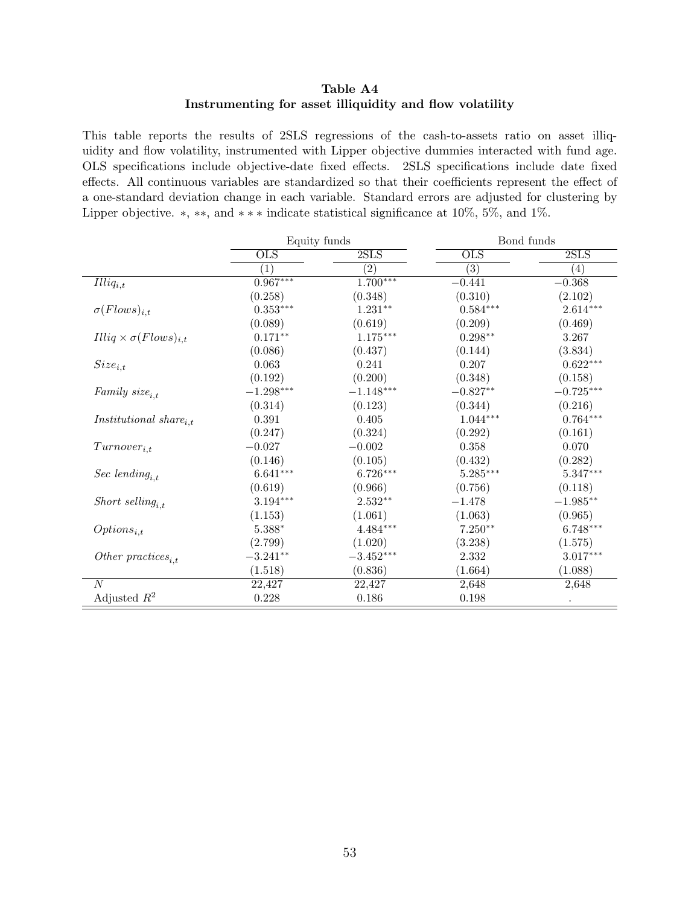**Table A4**
**Instrumenting for asset illiquidity and flow volatility**

This table reports the results of 2SLS regressions of the cash-to-assets ratio on asset illiquidity and flow volatility, instrumented with Lipper objective dummies interacted with fund age. OLS specifications include objective-date fixed effects. 2SLS specifications include date fixed effects. All continuous variables are standardized so that their coefficients represent the effect of a one-standard deviation change in each variable. Standard errors are adjusted for clustering by Lipper objective. $*$, $**$, and $***$ indicate statistical significance at 10%, 5%, and 1%.

| | Equity funds | | Bond funds | |
|---|---|---|---|---|
| | OLS | 2SLS | OLS | 2SLS |
| | (1) | (2) | (3) | (4) |
| $Illiq_{i,t}$ | 0.967*** | 1.700*** | −0.441 | −0.368 |
| | (0.258) | (0.348) | (0.310) | (2.102) |
| $\sigma(Flows)_{i,t}$ | 0.353*** | 1.231** | 0.584*** | 2.614*** |
| | (0.089) | (0.619) | (0.209) | (0.469) |
| $Illiq \times \sigma(Flows)_{i,t}$ | 0.171** | 1.175*** | 0.298** | 3.267 |
| | (0.086) | (0.437) | (0.144) | (3.834) |
| $Size_{i,t}$ | 0.063 | 0.241 | 0.207 | 0.622*** |
| | (0.192) | (0.200) | (0.348) | (0.158) |
| $Family\ size_{i,t}$ | −1.298*** | −1.148*** | −0.827** | −0.725*** |
| | (0.314) | (0.123) | (0.344) | (0.216) |
| $Institutional\ share_{i,t}$ | 0.391 | 0.405 | 1.044*** | 0.764*** |
| | (0.247) | (0.324) | (0.292) | (0.161) |
| $Turnover_{i,t}$ | −0.027 | −0.002 | 0.358 | 0.070 |
| | (0.146) | (0.105) | (0.432) | (0.282) |
| $Sec\ lending_{i,t}$ | 6.641*** | 6.726*** | 5.285*** | 5.347*** |
| | (0.619) | (0.966) | (0.756) | (0.118) |
| $Short\ selling_{i,t}$ | 3.194*** | 2.532** | −1.478 | −1.985** |
| | (1.153) | (1.061) | (1.063) | (0.965) |
| $Options_{i,t}$ | 5.388* | 4.484*** | 7.250** | 6.748*** |
| | (2.799) | (1.020) | (3.238) | (1.575) |
| $Other\ practices_{i,t}$ | −3.241** | −3.452*** | 2.332 | 3.017*** |
| | (1.518) | (0.836) | (1.664) | (1.088) |
| $N$ | 22,427 | 22,427 | 2,648 | 2,648 |
| Adjusted $R^2$ | 0.228 | 0.186 | 0.198 | . |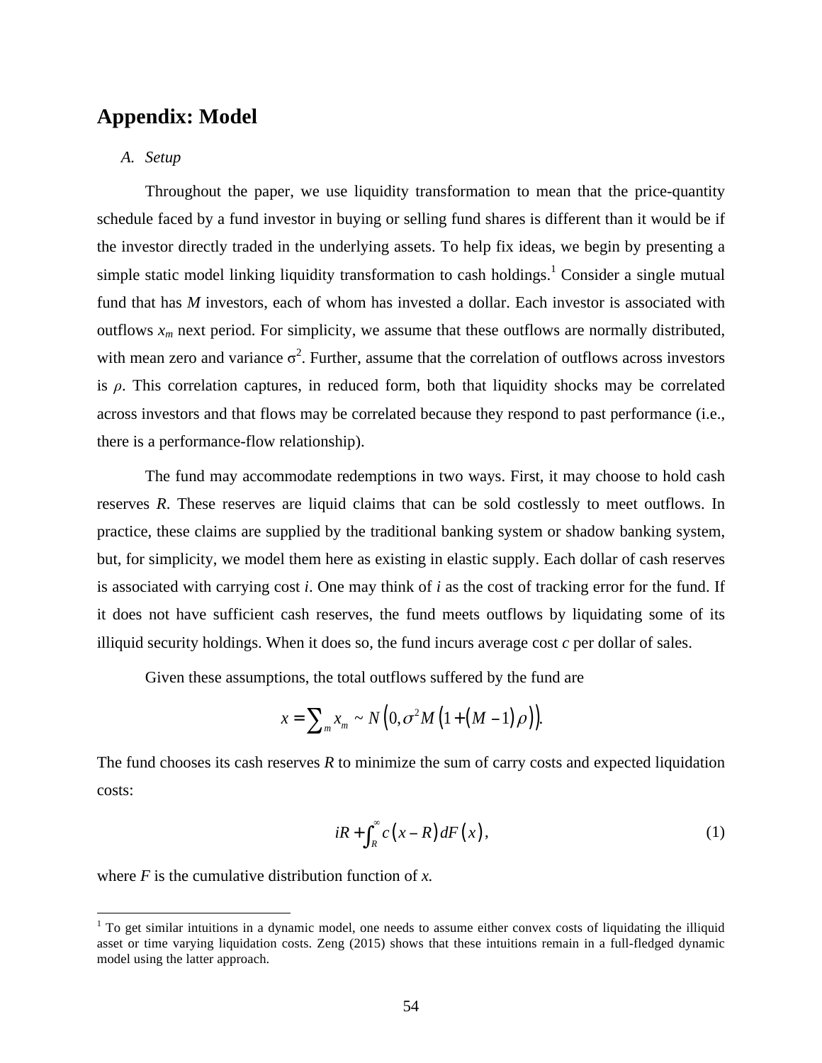## Appendix: Model

### A. Setup

Throughout the paper, we use liquidity transformation to mean that the price-quantity schedule faced by a fund investor in buying or selling fund shares is different than it would be if the investor directly traded in the underlying assets. To help fix ideas, we begin by presenting a simple static model linking liquidity transformation to cash holdings.[1] Consider a single mutual fund that has $M$ investors, each of whom has invested a dollar. Each investor is associated with outflows $x_m$ next period. For simplicity, we assume that these outflows are normally distributed, with mean zero and variance $\sigma^2$. Further, assume that the correlation of outflows across investors is $\rho$. This correlation captures, in reduced form, both that liquidity shocks may be correlated across investors and that flows may be correlated because they respond to past performance (i.e., there is a performance-flow relationship).

The fund may accommodate redemptions in two ways. First, it may choose to hold cash reserves $R$. These reserves are liquid claims that can be sold costlessly to meet outflows. In practice, these claims are supplied by the traditional banking system or shadow banking system, but, for simplicity, we model them here as existing in elastic supply. Each dollar of cash reserves is associated with carrying cost $i$. One may think of $i$ as the cost of tracking error for the fund. If it does not have sufficient cash reserves, the fund meets outflows by liquidating some of its illiquid security holdings. When it does so, the fund incurs average cost $c$ per dollar of sales.

Given these assumptions, the total outflows suffered by the fund are

$$x = \sum_m x_m \sim N\left(0, \sigma^2 M\left(1 + \left(M - 1\right)\rho\right)\right).$$

The fund chooses its cash reserves $R$ to minimize the sum of carry costs and expected liquidation costs:

$$iR + \int_R^\infty c\left(x - R\right)dF\left(x\right), \tag{1}$$

where $F$ is the cumulative distribution function of $x$.

[1] To get similar intuitions in a dynamic model, one needs to assume either convex costs of liquidating the illiquid asset or time varying liquidation costs. Zeng (2015) shows that these intuitions remain in a full-fledged dynamic model using the latter approach.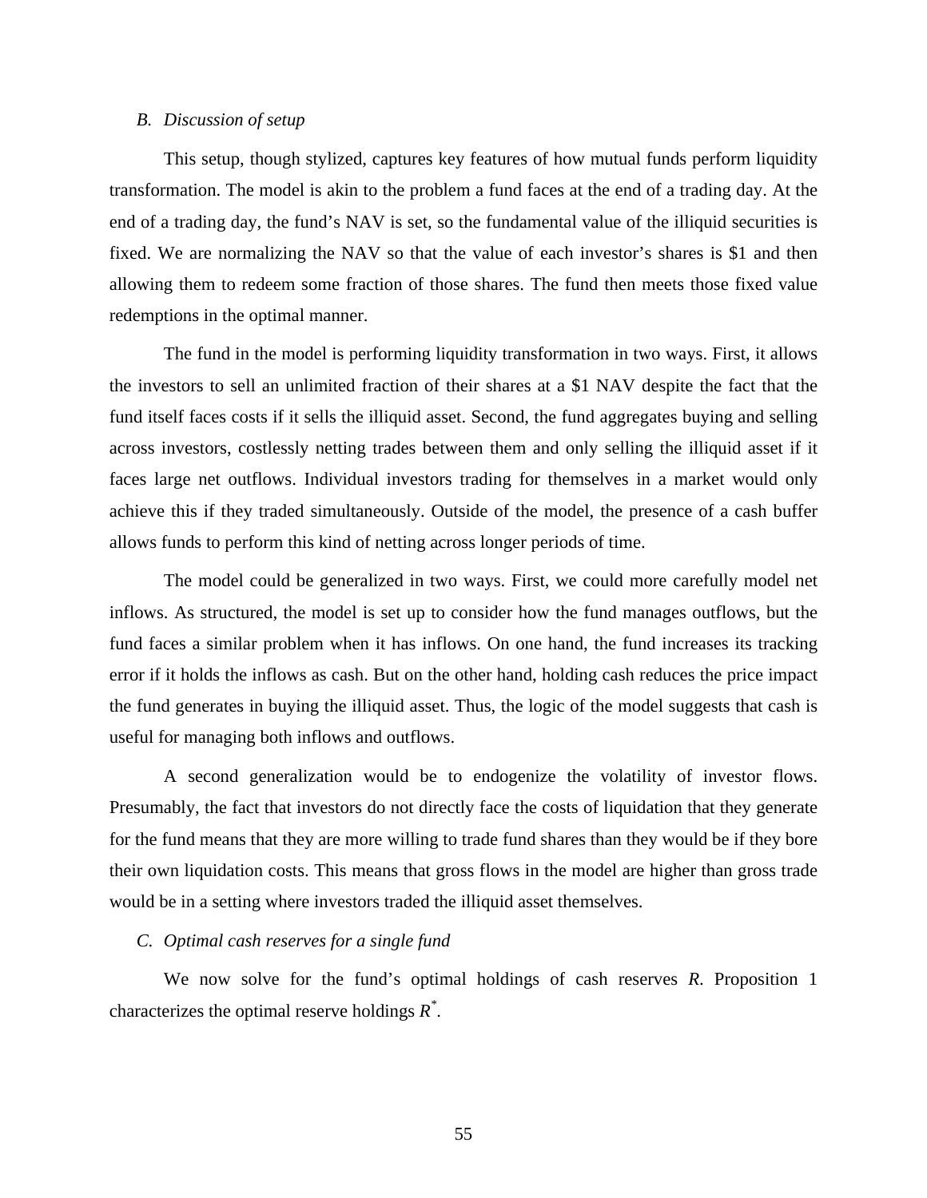### B. *Discussion of setup*

This setup, though stylized, captures key features of how mutual funds perform liquidity transformation. The model is akin to the problem a fund faces at the end of a trading day. At the end of a trading day, the fund's NAV is set, so the fundamental value of the illiquid securities is fixed. We are normalizing the NAV so that the value of each investor's shares is \$1 and then allowing them to redeem some fraction of those shares. The fund then meets those fixed value redemptions in the optimal manner.

The fund in the model is performing liquidity transformation in two ways. First, it allows the investors to sell an unlimited fraction of their shares at a \$1 NAV despite the fact that the fund itself faces costs if it sells the illiquid asset. Second, the fund aggregates buying and selling across investors, costlessly netting trades between them and only selling the illiquid asset if it faces large net outflows. Individual investors trading for themselves in a market would only achieve this if they traded simultaneously. Outside of the model, the presence of a cash buffer allows funds to perform this kind of netting across longer periods of time.

The model could be generalized in two ways. First, we could more carefully model net inflows. As structured, the model is set up to consider how the fund manages outflows, but the fund faces a similar problem when it has inflows. On one hand, the fund increases its tracking error if it holds the inflows as cash. But on the other hand, holding cash reduces the price impact the fund generates in buying the illiquid asset. Thus, the logic of the model suggests that cash is useful for managing both inflows and outflows.

A second generalization would be to endogenize the volatility of investor flows. Presumably, the fact that investors do not directly face the costs of liquidation that they generate for the fund means that they are more willing to trade fund shares than they would be if they bore their own liquidation costs. This means that gross flows in the model are higher than gross trade would be in a setting where investors traded the illiquid asset themselves.

### C. *Optimal cash reserves for a single fund*

We now solve for the fund's optimal holdings of cash reserves $R$. Proposition 1 characterizes the optimal reserve holdings $R^*$.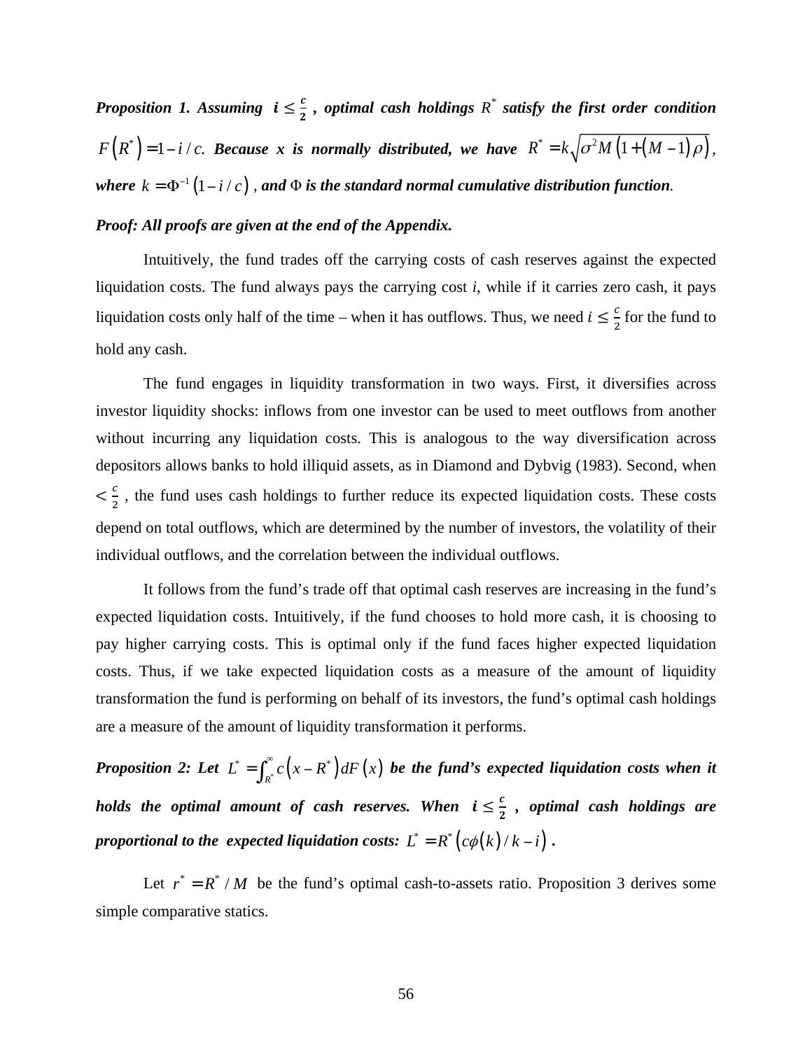***Proposition 1. Assuming*** $i \le \frac{c}{2}$ ***, optimal cash holdings*** $R^*$ ***satisfy the first order condition*** $F\left(R^*\right) = 1 - i/c$. ***Because x is normally distributed, we have*** $R^* = k\sqrt{\sigma^2 M\left(1+\left(M-1\right)\rho\right)}$, ***where*** $k = \Phi^{-1}\left(1 - i/c\right)$ ***, and*** $\Phi$ ***is the standard normal cumulative distribution function.***

***Proof: All proofs are given at the end of the Appendix.***

Intuitively, the fund trades off the carrying costs of cash reserves against the expected liquidation costs. The fund always pays the carrying cost *i*, while if it carries zero cash, it pays liquidation costs only half of the time – when it has outflows. Thus, we need $i \le \frac{c}{2}$ for the fund to hold any cash.

The fund engages in liquidity transformation in two ways. First, it diversifies across investor liquidity shocks: inflows from one investor can be used to meet outflows from another without incurring any liquidation costs. This is analogous to the way diversification across depositors allows banks to hold illiquid assets, as in Diamond and Dybvig (1983). Second, when $< \frac{c}{2}$ , the fund uses cash holdings to further reduce its expected liquidation costs. These costs depend on total outflows, which are determined by the number of investors, the volatility of their individual outflows, and the correlation between the individual outflows.

It follows from the fund's trade off that optimal cash reserves are increasing in the fund's expected liquidation costs. Intuitively, if the fund chooses to hold more cash, it is choosing to pay higher carrying costs. This is optimal only if the fund faces higher expected liquidation costs. Thus, if we take expected liquidation costs as a measure of the amount of liquidity transformation the fund is performing on behalf of its investors, the fund's optimal cash holdings are a measure of the amount of liquidity transformation it performs.

***Proposition 2: Let*** $L^* = \int_{R^*}^{\infty} c\left(x - R^*\right) dF\left(x\right)$ ***be the fund's expected liquidation costs when it holds the optimal amount of cash reserves. When*** $i \le \frac{c}{2}$ ***, optimal cash holdings are proportional to the expected liquidation costs:*** $L^* = R^*\left(c\phi\left(k\right)/k - i\right)$ ***.***

Let $r^* = R^*/M$ be the fund's optimal cash-to-assets ratio. Proposition 3 derives some simple comparative statics.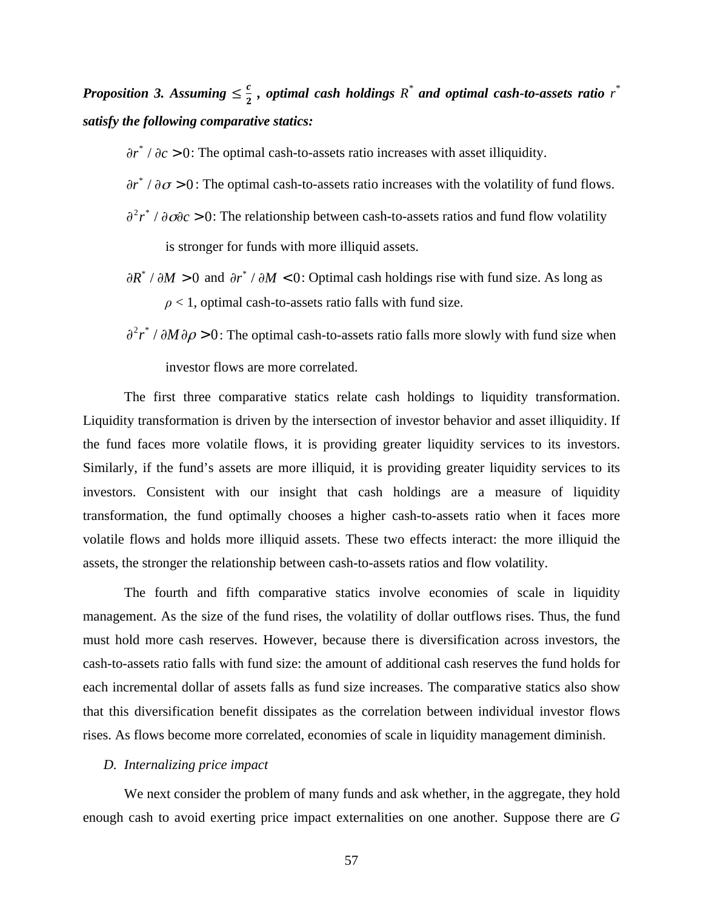***Proposition 3. Assuming*** $\le \frac{c}{2}$ ***, optimal cash holdings*** $R^*$ ***and optimal cash-to-assets ratio*** $r^*$ ***satisfy the following comparative statics:***

$\partial r^* / \partial c > 0$: The optimal cash-to-assets ratio increases with asset illiquidity.

$\partial r^* / \partial \sigma > 0$: The optimal cash-to-assets ratio increases with the volatility of fund flows.

$\partial^2 r^* / \partial \sigma \partial c > 0$: The relationship between cash-to-assets ratios and fund flow volatility is stronger for funds with more illiquid assets.

$\partial R^* / \partial M > 0$ and $\partial r^* / \partial M < 0$: Optimal cash holdings rise with fund size. As long as $\rho < 1$, optimal cash-to-assets ratio falls with fund size.

$\partial^2 r^* / \partial M \partial \rho > 0$: The optimal cash-to-assets ratio falls more slowly with fund size when investor flows are more correlated.

The first three comparative statics relate cash holdings to liquidity transformation. Liquidity transformation is driven by the intersection of investor behavior and asset illiquidity. If the fund faces more volatile flows, it is providing greater liquidity services to its investors. Similarly, if the fund's assets are more illiquid, it is providing greater liquidity services to its investors. Consistent with our insight that cash holdings are a measure of liquidity transformation, the fund optimally chooses a higher cash-to-assets ratio when it faces more volatile flows and holds more illiquid assets. These two effects interact: the more illiquid the assets, the stronger the relationship between cash-to-assets ratios and flow volatility.

The fourth and fifth comparative statics involve economies of scale in liquidity management. As the size of the fund rises, the volatility of dollar outflows rises. Thus, the fund must hold more cash reserves. However, because there is diversification across investors, the cash-to-assets ratio falls with fund size: the amount of additional cash reserves the fund holds for each incremental dollar of assets falls as fund size increases. The comparative statics also show that this diversification benefit dissipates as the correlation between individual investor flows rises. As flows become more correlated, economies of scale in liquidity management diminish.

### *D. Internalizing price impact*

We next consider the problem of many funds and ask whether, in the aggregate, they hold enough cash to avoid exerting price impact externalities on one another. Suppose there are *G*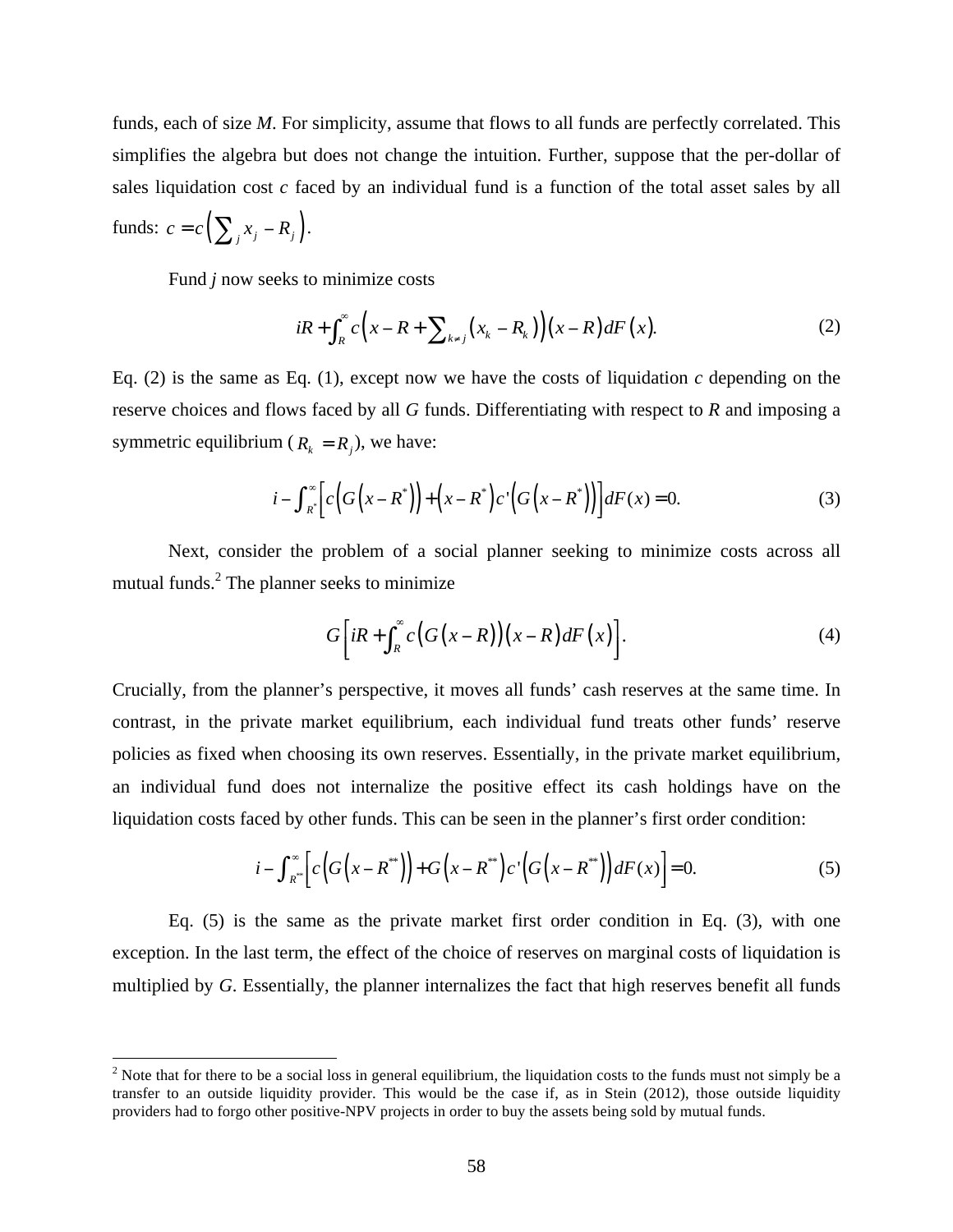funds, each of size *M*. For simplicity, assume that flows to all funds are perfectly correlated. This simplifies the algebra but does not change the intuition. Further, suppose that the per-dollar of sales liquidation cost *c* faced by an individual fund is a function of the total asset sales by all funds: $c = c\left(\sum_j x_j - R_j\right)$.

Fund *j* now seeks to minimize costs

$$iR + \int_R^\infty c\left(x - R + \sum_{k \neq j}\left(x_k - R_k\right)\right)\left(x - R\right)dF\left(x\right). \tag{2}$$

Eq. (2) is the same as Eq. (1), except now we have the costs of liquidation *c* depending on the reserve choices and flows faced by all *G* funds. Differentiating with respect to *R* and imposing a symmetric equilibrium ($R_k = R_j$), we have:

$$i - \int_{R^*}^\infty \left[c\left(G\left(x - R^*\right)\right) + \left(x - R^*\right)c'\left(G\left(x - R^*\right)\right)\right]dF(x) = 0. \tag{3}$$

Next, consider the problem of a social planner seeking to minimize costs across all mutual funds.[2] The planner seeks to minimize

$$G\left[iR + \int_R^\infty c\left(G\left(x - R\right)\right)\left(x - R\right)dF\left(x\right)\right]. \tag{4}$$

Crucially, from the planner's perspective, it moves all funds' cash reserves at the same time. In contrast, in the private market equilibrium, each individual fund treats other funds' reserve policies as fixed when choosing its own reserves. Essentially, in the private market equilibrium, an individual fund does not internalize the positive effect its cash holdings have on the liquidation costs faced by other funds. This can be seen in the planner's first order condition:

$$i - \int_{R^{**}}^\infty \left[c\left(G\left(x - R^{**}\right)\right) + G\left(x - R^{**}\right)c'\left(G\left(x - R^{**}\right)\right)dF(x)\right] = 0. \tag{5}$$

Eq. (5) is the same as the private market first order condition in Eq. (3), with one exception. In the last term, the effect of the choice of reserves on marginal costs of liquidation is multiplied by *G*. Essentially, the planner internalizes the fact that high reserves benefit all funds

---

[2] Note that for there to be a social loss in general equilibrium, the liquidation costs to the funds must not simply be a transfer to an outside liquidity provider. This would be the case if, as in Stein (2012), those outside liquidity providers had to forgo other positive-NPV projects in order to buy the assets being sold by mutual funds.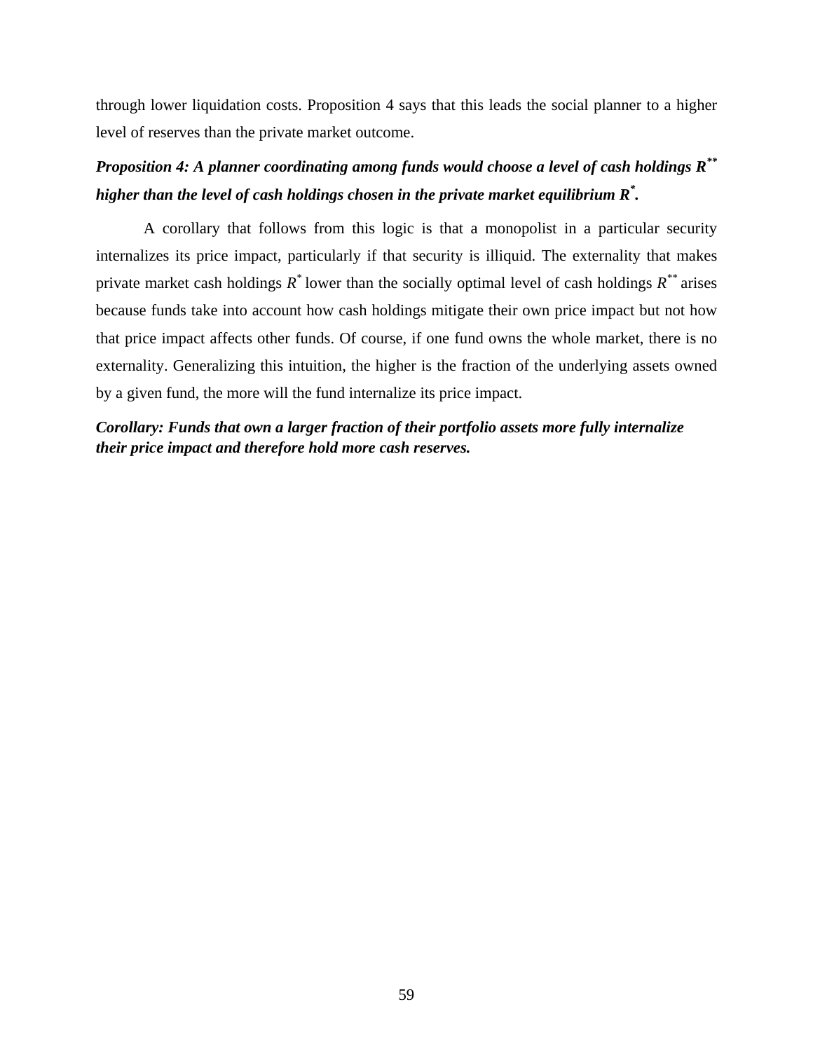through lower liquidation costs. Proposition 4 says that this leads the social planner to a higher level of reserves than the private market outcome.

***Proposition 4: A planner coordinating among funds would choose a level of cash holdings $R^{**}$ higher than the level of cash holdings chosen in the private market equilibrium $R^{*}$.***

A corollary that follows from this logic is that a monopolist in a particular security internalizes its price impact, particularly if that security is illiquid. The externality that makes private market cash holdings $R^{*}$ lower than the socially optimal level of cash holdings $R^{**}$ arises because funds take into account how cash holdings mitigate their own price impact but not how that price impact affects other funds. Of course, if one fund owns the whole market, there is no externality. Generalizing this intuition, the higher is the fraction of the underlying assets owned by a given fund, the more will the fund internalize its price impact.

***Corollary: Funds that own a larger fraction of their portfolio assets more fully internalize their price impact and therefore hold more cash reserves.***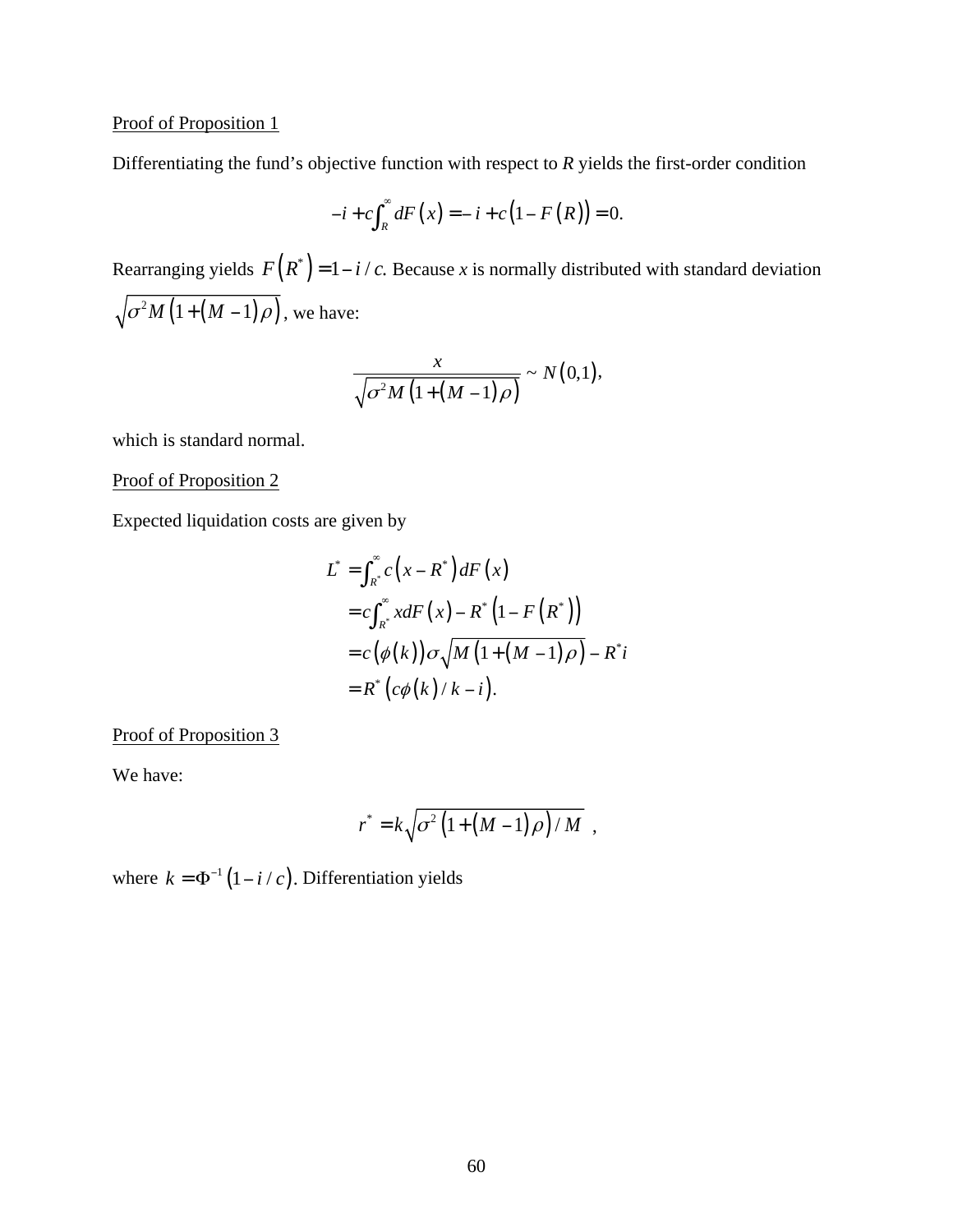Proof of Proposition 1

Differentiating the fund's objective function with respect to *R* yields the first-order condition

$$-i + c\int_{R}^{\infty} dF(x) = -i + c\left(1 - F(R)\right) = 0.$$

Rearranging yields $F\left(R^*\right) = 1 - i/c$. Because *x* is normally distributed with standard deviation $\sqrt{\sigma^2 M\left(1+(M-1)\rho\right)}$, we have:

$$\frac{x}{\sqrt{\sigma^2 M\left(1+(M-1)\rho\right)}} \sim N(0,1),$$

which is standard normal.

Proof of Proposition 2

Expected liquidation costs are given by

$$\begin{aligned}
L^* &= \int_{R^*}^{\infty} c\left(x - R^*\right) dF(x) \\
&= c\int_{R^*}^{\infty} x dF(x) - R^*\left(1 - F\left(R^*\right)\right) \\
&= c\left(\phi(k)\right)\sigma\sqrt{M\left(1+(M-1)\rho\right)} - R^* i \\
&= R^*\left(c\phi(k)/k - i\right).
\end{aligned}$$

Proof of Proposition 3

We have:

$$r^* = k\sqrt{\sigma^2\left(1+(M-1)\rho\right)/M} \ ,$$

where $k = \Phi^{-1}\left(1 - i/c\right)$. Differentiation yields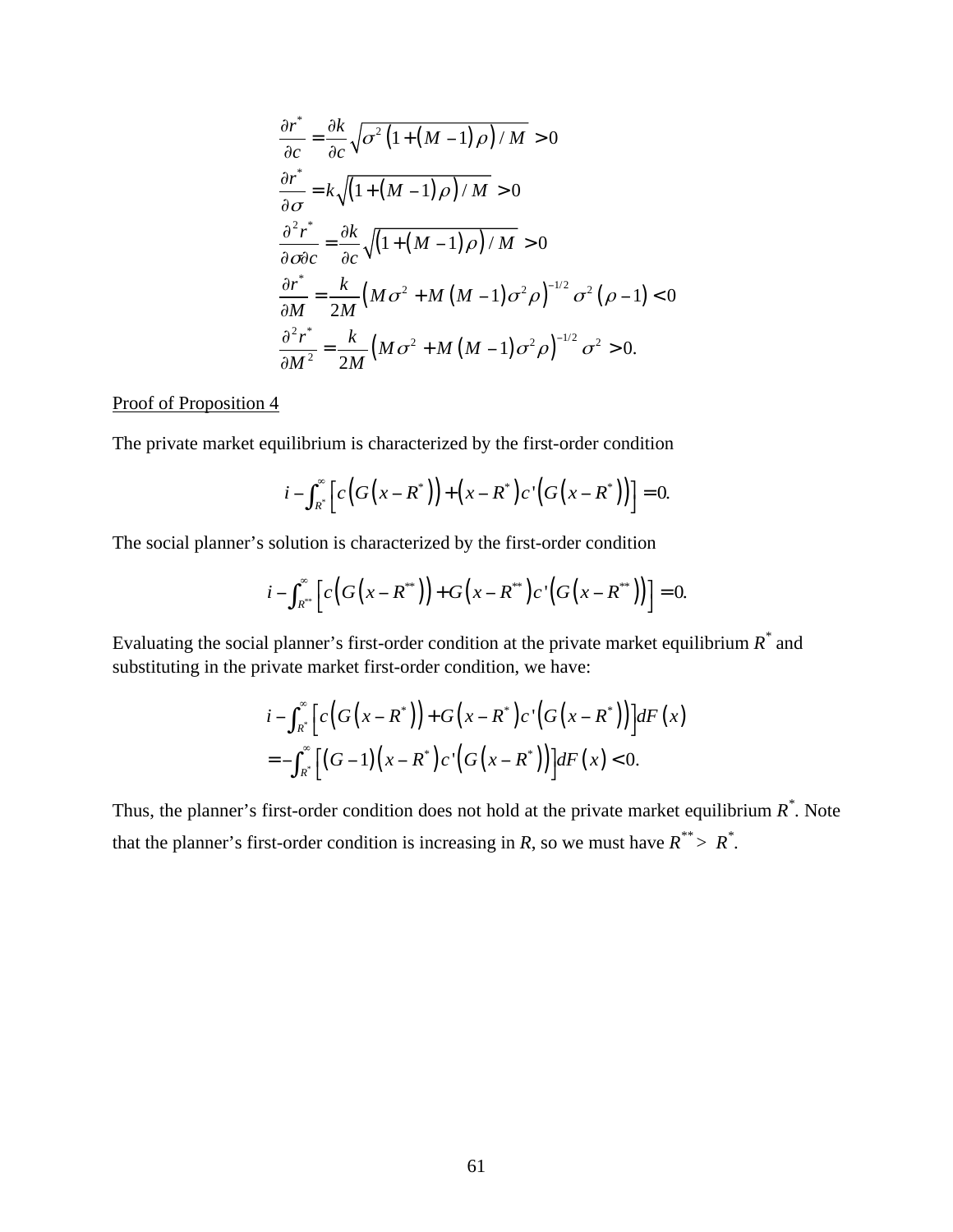$$
\begin{aligned}
\frac{\partial r^*}{\partial c} &= \frac{\partial k}{\partial c}\sqrt{\sigma^2\left(1+\left(M-1\right)\rho\right)/M} > 0 \\
\frac{\partial r^*}{\partial \sigma} &= k\sqrt{\left(1+\left(M-1\right)\rho\right)/M} > 0 \\
\frac{\partial^2 r^*}{\partial \sigma \partial c} &= \frac{\partial k}{\partial c}\sqrt{\left(1+\left(M-1\right)\rho\right)/M} > 0 \\
\frac{\partial r^*}{\partial M} &= \frac{k}{2M}\left(M\sigma^2 + M\left(M-1\right)\sigma^2\rho\right)^{-1/2}\sigma^2\left(\rho-1\right) < 0 \\
\frac{\partial^2 r^*}{\partial M^2} &= \frac{k}{2M}\left(M\sigma^2 + M\left(M-1\right)\sigma^2\rho\right)^{-1/2}\sigma^2 > 0.
\end{aligned}
$$

Proof of Proposition 4

The private market equilibrium is characterized by the first-order condition

$$
i - \int_{R^*}^{\infty}\left[c\left(G\left(x-R^*\right)\right) + \left(x-R^*\right)c'\left(G\left(x-R^*\right)\right)\right] = 0.
$$

The social planner's solution is characterized by the first-order condition

$$
i - \int_{R^{**}}^{\infty}\left[c\left(G\left(x-R^{**}\right)\right) + G\left(x-R^{**}\right)c'\left(G\left(x-R^{**}\right)\right)\right] = 0.
$$

Evaluating the social planner's first-order condition at the private market equilibrium $R^*$ and substituting in the private market first-order condition, we have:

$$
\begin{aligned}
& i - \int_{R^*}^{\infty}\left[c\left(G\left(x-R^*\right)\right) + G\left(x-R^*\right)c'\left(G\left(x-R^*\right)\right)\right]dF\left(x\right) \\
&= -\int_{R^*}^{\infty}\left[\left(G-1\right)\left(x-R^*\right)c'\left(G\left(x-R^*\right)\right)\right]dF\left(x\right) < 0.
\end{aligned}
$$

Thus, the planner's first-order condition does not hold at the private market equilibrium $R^*$. Note that the planner's first-order condition is increasing in $R$, so we must have $R^{**} > R^*$.